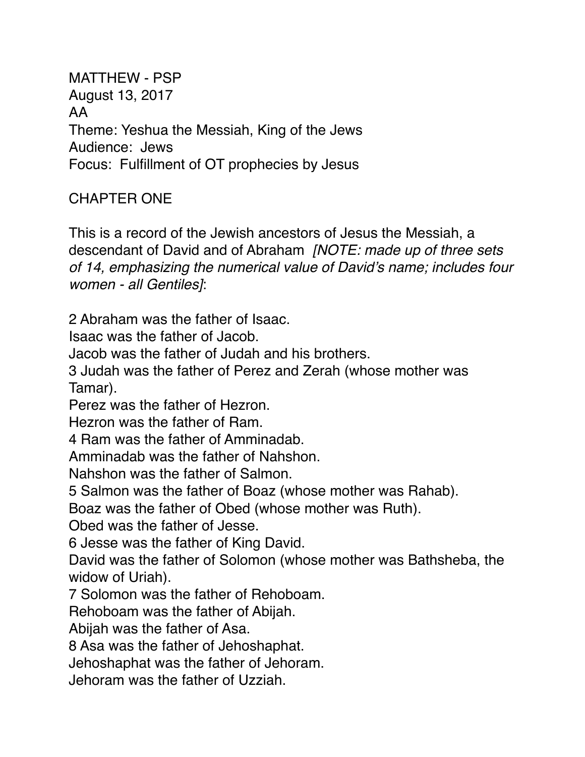MATTHEW - PSP
August 13, 2017
AA
Theme: Yeshua the Messiah, King of the Jews
Audience: Jews
Focus: Fulfillment of OT prophecies by Jesus

## CHAPTER ONE

This is a record of the Jewish ancestors of Jesus the Messiah, a descendant of David and of Abraham *[NOTE: made up of three sets of 14, emphasizing the numerical value of David's name; includes four women - all Gentiles]*:

2 Abraham was the father of Isaac.
Isaac was the father of Jacob.
Jacob was the father of Judah and his brothers.
3 Judah was the father of Perez and Zerah (whose mother was Tamar).
Perez was the father of Hezron.
Hezron was the father of Ram.
4 Ram was the father of Amminadab.
Amminadab was the father of Nahshon.
Nahshon was the father of Salmon.
5 Salmon was the father of Boaz (whose mother was Rahab).
Boaz was the father of Obed (whose mother was Ruth).
Obed was the father of Jesse.
6 Jesse was the father of King David.
David was the father of Solomon (whose mother was Bathsheba, the widow of Uriah).
7 Solomon was the father of Rehoboam.
Rehoboam was the father of Abijah.
Abijah was the father of Asa.
8 Asa was the father of Jehoshaphat.
Jehoshaphat was the father of Jehoram.
Jehoram was the father of Uzziah.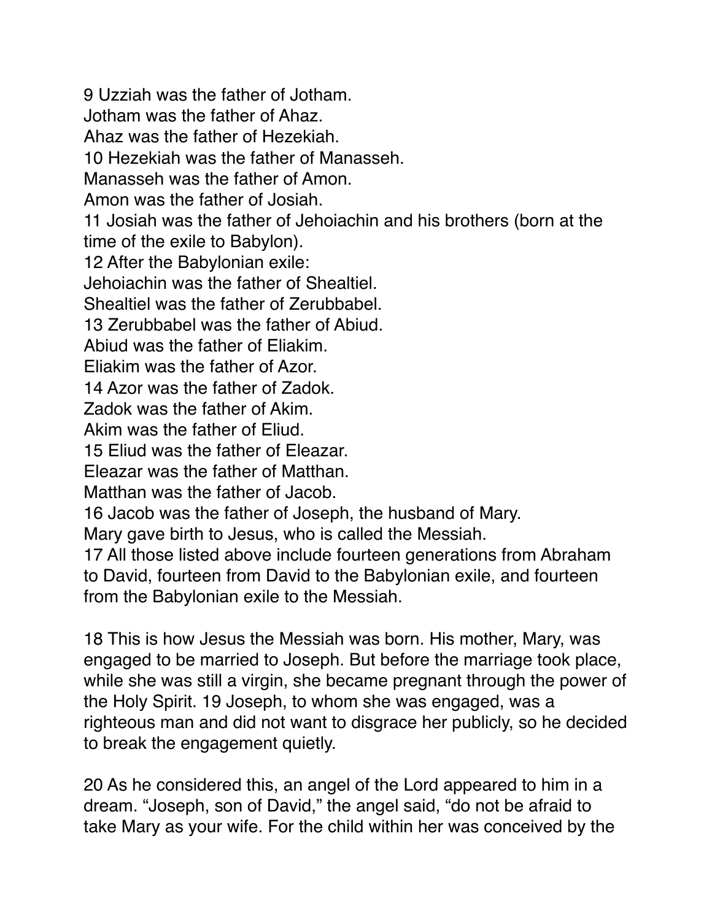9 Uzziah was the father of Jotham.
Jotham was the father of Ahaz.
Ahaz was the father of Hezekiah.
10 Hezekiah was the father of Manasseh.
Manasseh was the father of Amon.
Amon was the father of Josiah.
11 Josiah was the father of Jehoiachin and his brothers (born at the time of the exile to Babylon).
12 After the Babylonian exile:
Jehoiachin was the father of Shealtiel.
Shealtiel was the father of Zerubbabel.
13 Zerubbabel was the father of Abiud.
Abiud was the father of Eliakim.
Eliakim was the father of Azor.
14 Azor was the father of Zadok.
Zadok was the father of Akim.
Akim was the father of Eliud.
15 Eliud was the father of Eleazar.
Eleazar was the father of Matthan.
Matthan was the father of Jacob.
16 Jacob was the father of Joseph, the husband of Mary.
Mary gave birth to Jesus, who is called the Messiah.
17 All those listed above include fourteen generations from Abraham to David, fourteen from David to the Babylonian exile, and fourteen from the Babylonian exile to the Messiah.

18 This is how Jesus the Messiah was born. His mother, Mary, was engaged to be married to Joseph. But before the marriage took place, while she was still a virgin, she became pregnant through the power of the Holy Spirit. 19 Joseph, to whom she was engaged, was a righteous man and did not want to disgrace her publicly, so he decided to break the engagement quietly.

20 As he considered this, an angel of the Lord appeared to him in a dream. "Joseph, son of David," the angel said, "do not be afraid to take Mary as your wife. For the child within her was conceived by the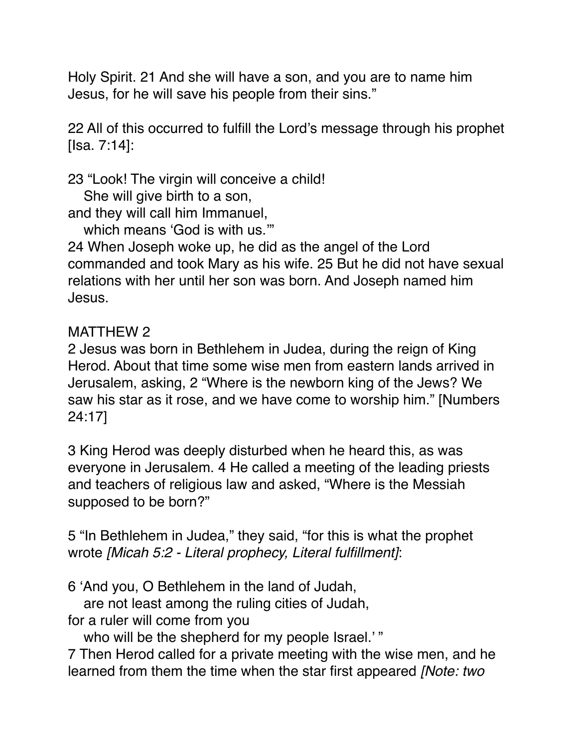Holy Spirit. 21 And she will have a son, and you are to name him Jesus, for he will save his people from their sins."

22 All of this occurred to fulfill the Lord's message through his prophet [Isa. 7:14]:

23 "Look! The virgin will conceive a child!
   She will give birth to a son,
and they will call him Immanuel,
   which means 'God is with us.'"
24 When Joseph woke up, he did as the angel of the Lord commanded and took Mary as his wife. 25 But he did not have sexual relations with her until her son was born. And Joseph named him Jesus.

MATTHEW 2
2 Jesus was born in Bethlehem in Judea, during the reign of King Herod. About that time some wise men from eastern lands arrived in Jerusalem, asking, 2 "Where is the newborn king of the Jews? We saw his star as it rose, and we have come to worship him." [Numbers 24:17]

3 King Herod was deeply disturbed when he heard this, as was everyone in Jerusalem. 4 He called a meeting of the leading priests and teachers of religious law and asked, "Where is the Messiah supposed to be born?"

5 "In Bethlehem in Judea," they said, "for this is what the prophet wrote *[Micah 5:2 - Literal prophecy, Literal fulfillment]*:

6 'And you, O Bethlehem in the land of Judah,
   are not least among the ruling cities of Judah,
for a ruler will come from you
   who will be the shepherd for my people Israel.' "
7 Then Herod called for a private meeting with the wise men, and he learned from them the time when the star first appeared *[Note: two*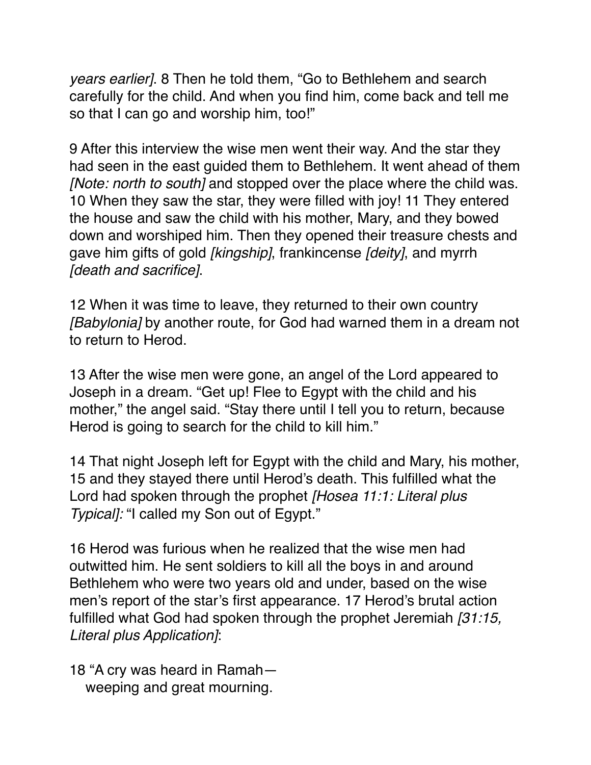*years earlier]*. 8 Then he told them, “Go to Bethlehem and search carefully for the child. And when you find him, come back and tell me so that I can go and worship him, too!”

9 After this interview the wise men went their way. And the star they had seen in the east guided them to Bethlehem. It went ahead of them *[Note: north to south]* and stopped over the place where the child was. 10 When they saw the star, they were filled with joy! 11 They entered the house and saw the child with his mother, Mary, and they bowed down and worshiped him. Then they opened their treasure chests and gave him gifts of gold *[kingship]*, frankincense *[deity]*, and myrrh *[death and sacrifice]*.

12 When it was time to leave, they returned to their own country *[Babylonia]* by another route, for God had warned them in a dream not to return to Herod.

13 After the wise men were gone, an angel of the Lord appeared to Joseph in a dream. “Get up! Flee to Egypt with the child and his mother,” the angel said. “Stay there until I tell you to return, because Herod is going to search for the child to kill him.”

14 That night Joseph left for Egypt with the child and Mary, his mother, 15 and they stayed there until Herod’s death. This fulfilled what the Lord had spoken through the prophet *[Hosea 11:1: Literal plus Typical]:* “I called my Son out of Egypt.”

16 Herod was furious when he realized that the wise men had outwitted him. He sent soldiers to kill all the boys in and around Bethlehem who were two years old and under, based on the wise men’s report of the star’s first appearance. 17 Herod’s brutal action fulfilled what God had spoken through the prophet Jeremiah *[31:15, Literal plus Application]*:

18 “A cry was heard in Ramah—
  weeping and great mourning.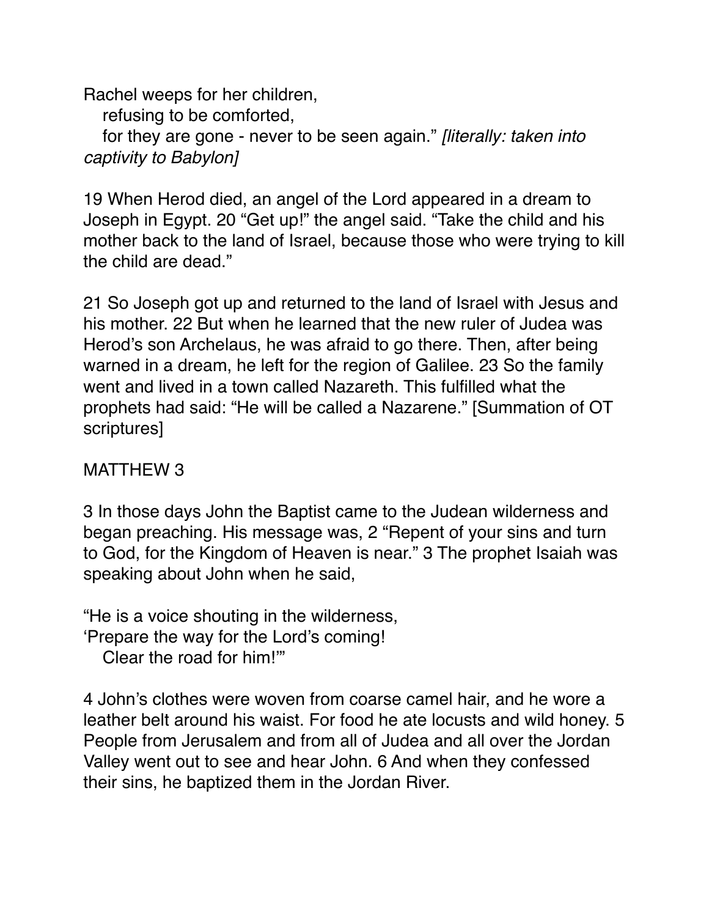Rachel weeps for her children,
   refusing to be comforted,
   for they are gone - never to be seen again." *[literally: taken into captivity to Babylon]*

19 When Herod died, an angel of the Lord appeared in a dream to Joseph in Egypt. 20 "Get up!" the angel said. "Take the child and his mother back to the land of Israel, because those who were trying to kill the child are dead."

21 So Joseph got up and returned to the land of Israel with Jesus and his mother. 22 But when he learned that the new ruler of Judea was Herod's son Archelaus, he was afraid to go there. Then, after being warned in a dream, he left for the region of Galilee. 23 So the family went and lived in a town called Nazareth. This fulfilled what the prophets had said: "He will be called a Nazarene." [Summation of OT scriptures]

MATTHEW 3

3 In those days John the Baptist came to the Judean wilderness and began preaching. His message was, 2 "Repent of your sins and turn to God, for the Kingdom of Heaven is near." 3 The prophet Isaiah was speaking about John when he said,

"He is a voice shouting in the wilderness,
'Prepare the way for the Lord's coming!
   Clear the road for him!'"

4 John's clothes were woven from coarse camel hair, and he wore a leather belt around his waist. For food he ate locusts and wild honey. 5 People from Jerusalem and from all of Judea and all over the Jordan Valley went out to see and hear John. 6 And when they confessed their sins, he baptized them in the Jordan River.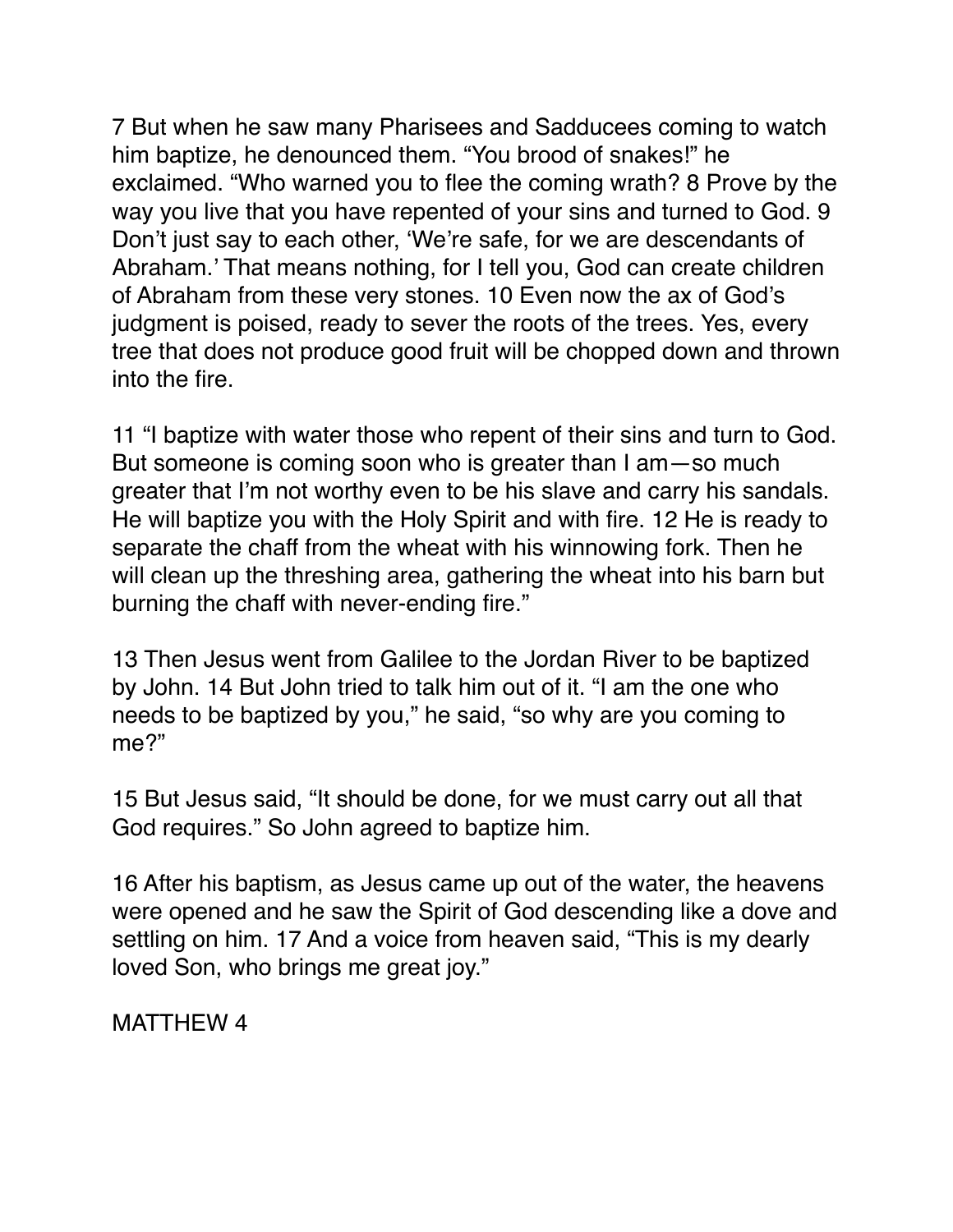7 But when he saw many Pharisees and Sadducees coming to watch him baptize, he denounced them. “You brood of snakes!” he exclaimed. “Who warned you to flee the coming wrath? 8 Prove by the way you live that you have repented of your sins and turned to God. 9 Don’t just say to each other, ‘We’re safe, for we are descendants of Abraham.’ That means nothing, for I tell you, God can create children of Abraham from these very stones. 10 Even now the ax of God’s judgment is poised, ready to sever the roots of the trees. Yes, every tree that does not produce good fruit will be chopped down and thrown into the fire.

11 “I baptize with water those who repent of their sins and turn to God. But someone is coming soon who is greater than I am—so much greater that I’m not worthy even to be his slave and carry his sandals. He will baptize you with the Holy Spirit and with fire. 12 He is ready to separate the chaff from the wheat with his winnowing fork. Then he will clean up the threshing area, gathering the wheat into his barn but burning the chaff with never-ending fire.”

13 Then Jesus went from Galilee to the Jordan River to be baptized by John. 14 But John tried to talk him out of it. “I am the one who needs to be baptized by you,” he said, “so why are you coming to me?”

15 But Jesus said, “It should be done, for we must carry out all that God requires.” So John agreed to baptize him.

16 After his baptism, as Jesus came up out of the water, the heavens were opened and he saw the Spirit of God descending like a dove and settling on him. 17 And a voice from heaven said, “This is my dearly loved Son, who brings me great joy.”

MATTHEW 4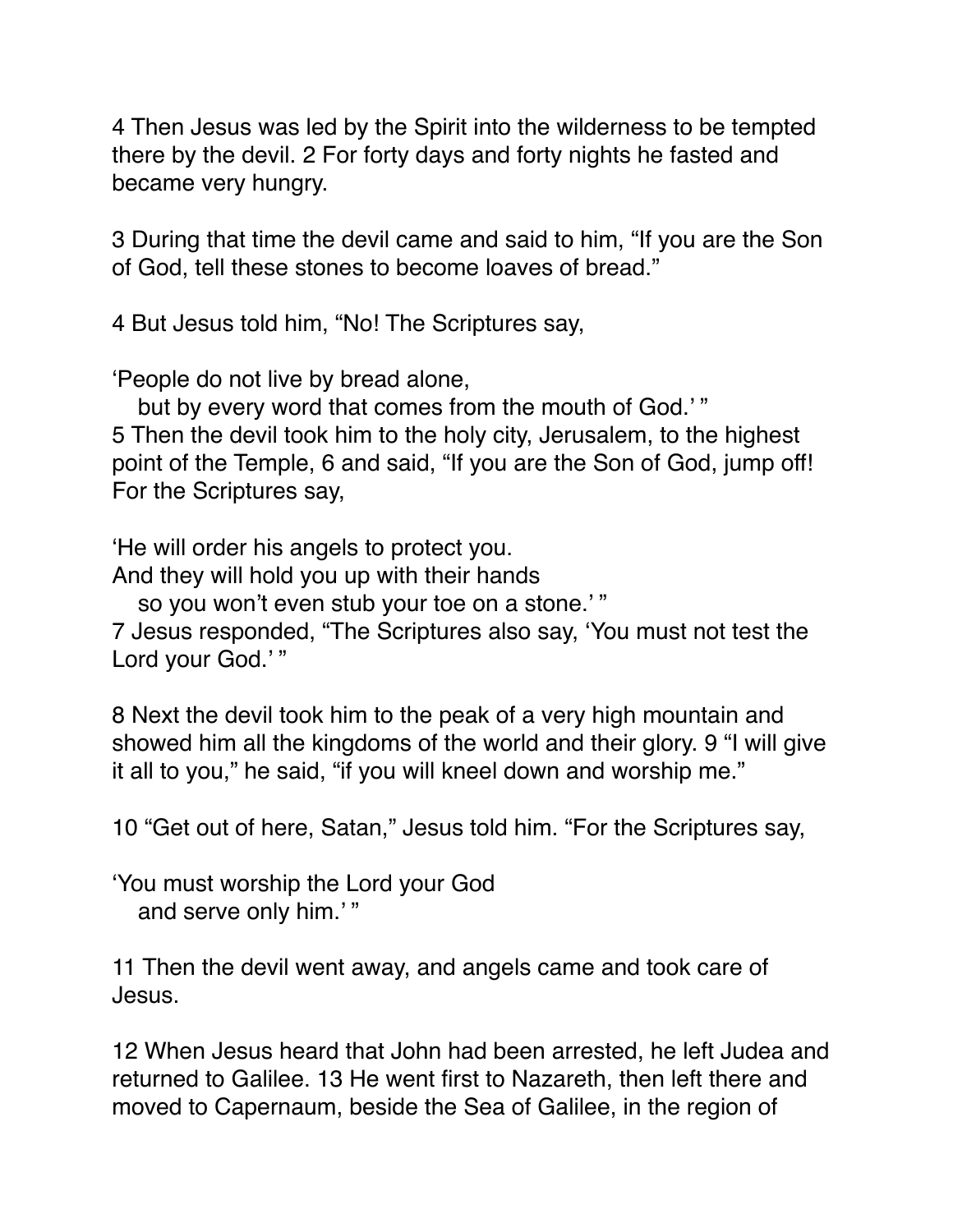4 Then Jesus was led by the Spirit into the wilderness to be tempted there by the devil. 2 For forty days and forty nights he fasted and became very hungry.

3 During that time the devil came and said to him, "If you are the Son of God, tell these stones to become loaves of bread."

4 But Jesus told him, "No! The Scriptures say,

'People do not live by bread alone,
   but by every word that comes from the mouth of God.' "
5 Then the devil took him to the holy city, Jerusalem, to the highest point of the Temple, 6 and said, "If you are the Son of God, jump off! For the Scriptures say,

'He will order his angels to protect you.
And they will hold you up with their hands
   so you won't even stub your toe on a stone.' "
7 Jesus responded, "The Scriptures also say, 'You must not test the Lord your God.' "

8 Next the devil took him to the peak of a very high mountain and showed him all the kingdoms of the world and their glory. 9 "I will give it all to you," he said, "if you will kneel down and worship me."

10 "Get out of here, Satan," Jesus told him. "For the Scriptures say,

'You must worship the Lord your God
   and serve only him.' "

11 Then the devil went away, and angels came and took care of Jesus.

12 When Jesus heard that John had been arrested, he left Judea and returned to Galilee. 13 He went first to Nazareth, then left there and moved to Capernaum, beside the Sea of Galilee, in the region of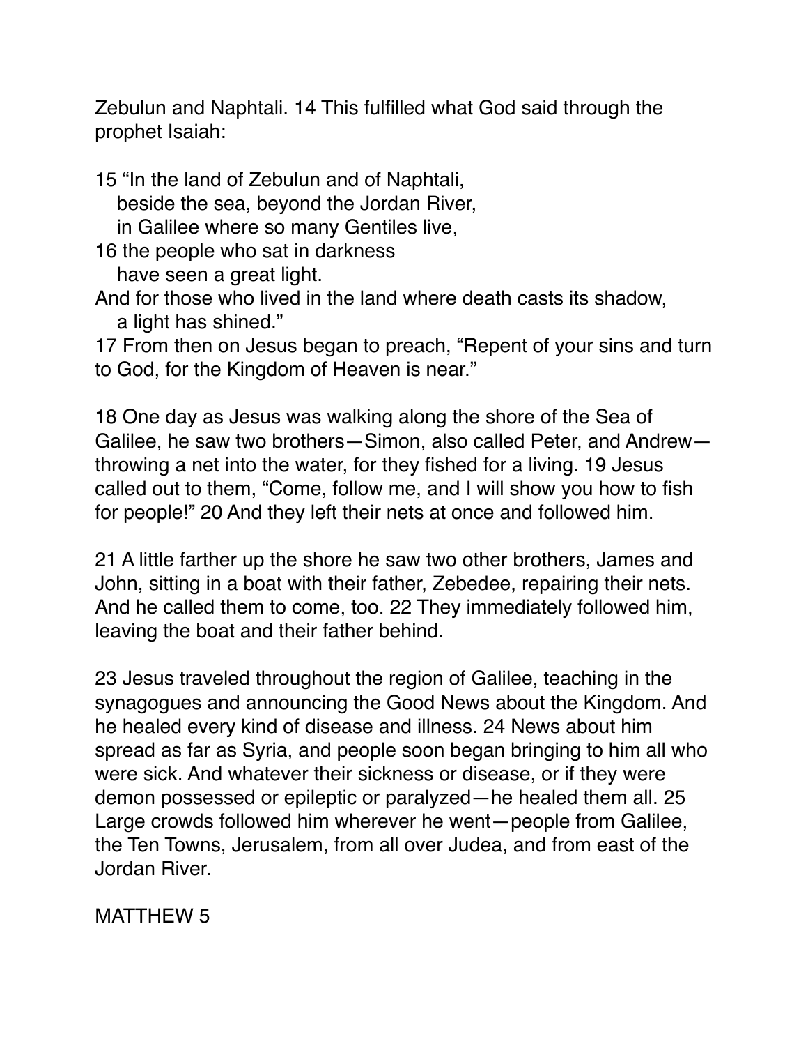Zebulun and Naphtali. 14 This fulfilled what God said through the prophet Isaiah:

15 “In the land of Zebulun and of Naphtali,
beside the sea, beyond the Jordan River,
in Galilee where so many Gentiles live,
16 the people who sat in darkness
have seen a great light.
And for those who lived in the land where death casts its shadow,
a light has shined.”
17 From then on Jesus began to preach, “Repent of your sins and turn to God, for the Kingdom of Heaven is near.”

18 One day as Jesus was walking along the shore of the Sea of Galilee, he saw two brothers—Simon, also called Peter, and Andrew—throwing a net into the water, for they fished for a living. 19 Jesus called out to them, “Come, follow me, and I will show you how to fish for people!” 20 And they left their nets at once and followed him.

21 A little farther up the shore he saw two other brothers, James and John, sitting in a boat with their father, Zebedee, repairing their nets. And he called them to come, too. 22 They immediately followed him, leaving the boat and their father behind.

23 Jesus traveled throughout the region of Galilee, teaching in the synagogues and announcing the Good News about the Kingdom. And he healed every kind of disease and illness. 24 News about him spread as far as Syria, and people soon began bringing to him all who were sick. And whatever their sickness or disease, or if they were demon possessed or epileptic or paralyzed—he healed them all. 25 Large crowds followed him wherever he went—people from Galilee, the Ten Towns, Jerusalem, from all over Judea, and from east of the Jordan River.

MATTHEW 5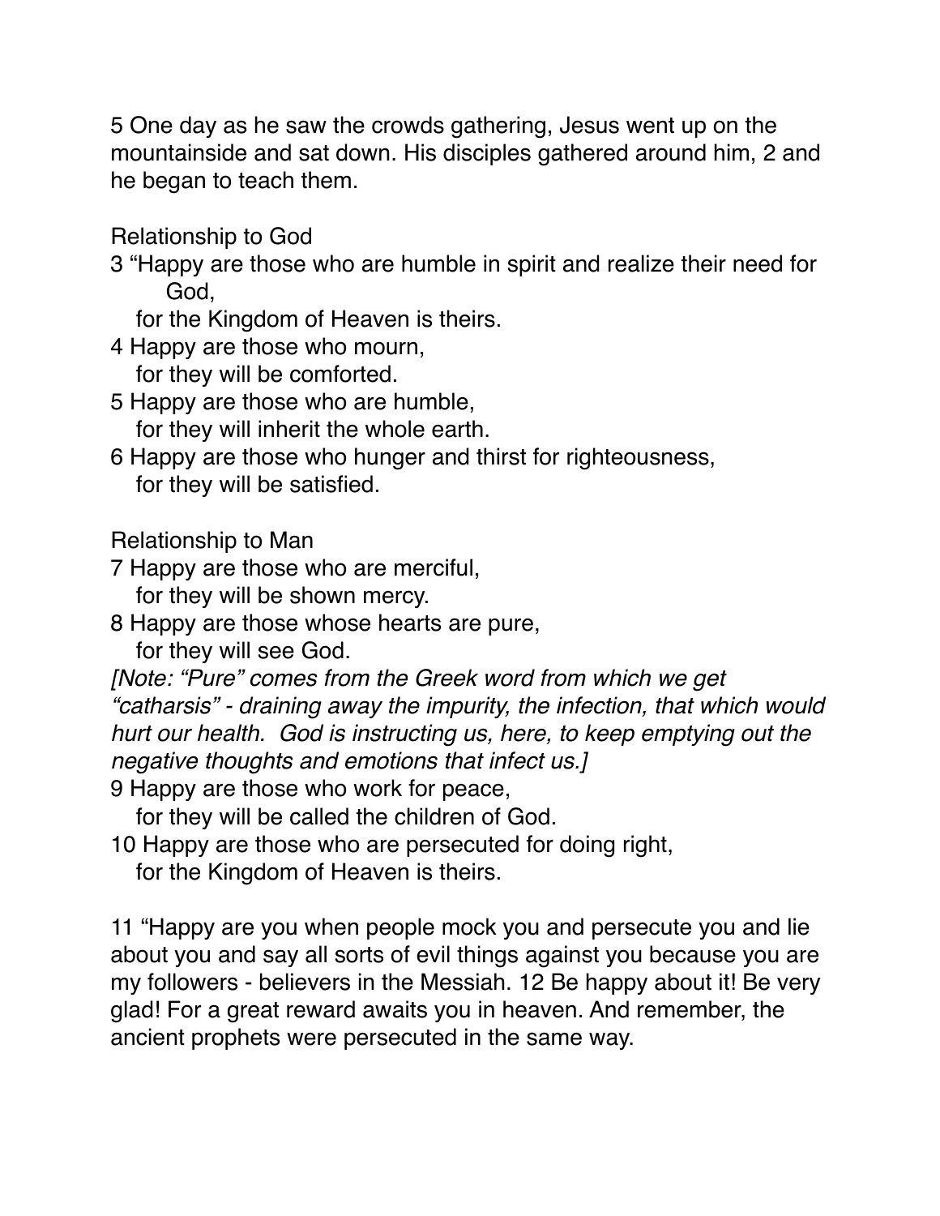5 One day as he saw the crowds gathering, Jesus went up on the mountainside and sat down. His disciples gathered around him, 2 and he began to teach them.

Relationship to God

3 "Happy are those who are humble in spirit and realize their need for God,
for the Kingdom of Heaven is theirs.
4 Happy are those who mourn,
for they will be comforted.
5 Happy are those who are humble,
for they will inherit the whole earth.
6 Happy are those who hunger and thirst for righteousness,
for they will be satisfied.

Relationship to Man

7 Happy are those who are merciful,
for they will be shown mercy.
8 Happy are those whose hearts are pure,
for they will see God.
*[Note: "Pure" comes from the Greek word from which we get "catharsis" - draining away the impurity, the infection, that which would hurt our health. God is instructing us, here, to keep emptying out the negative thoughts and emotions that infect us.]*
9 Happy are those who work for peace,
for they will be called the children of God.
10 Happy are those who are persecuted for doing right,
for the Kingdom of Heaven is theirs.

11 "Happy are you when people mock you and persecute you and lie about you and say all sorts of evil things against you because you are my followers - believers in the Messiah. 12 Be happy about it! Be very glad! For a great reward awaits you in heaven. And remember, the ancient prophets were persecuted in the same way.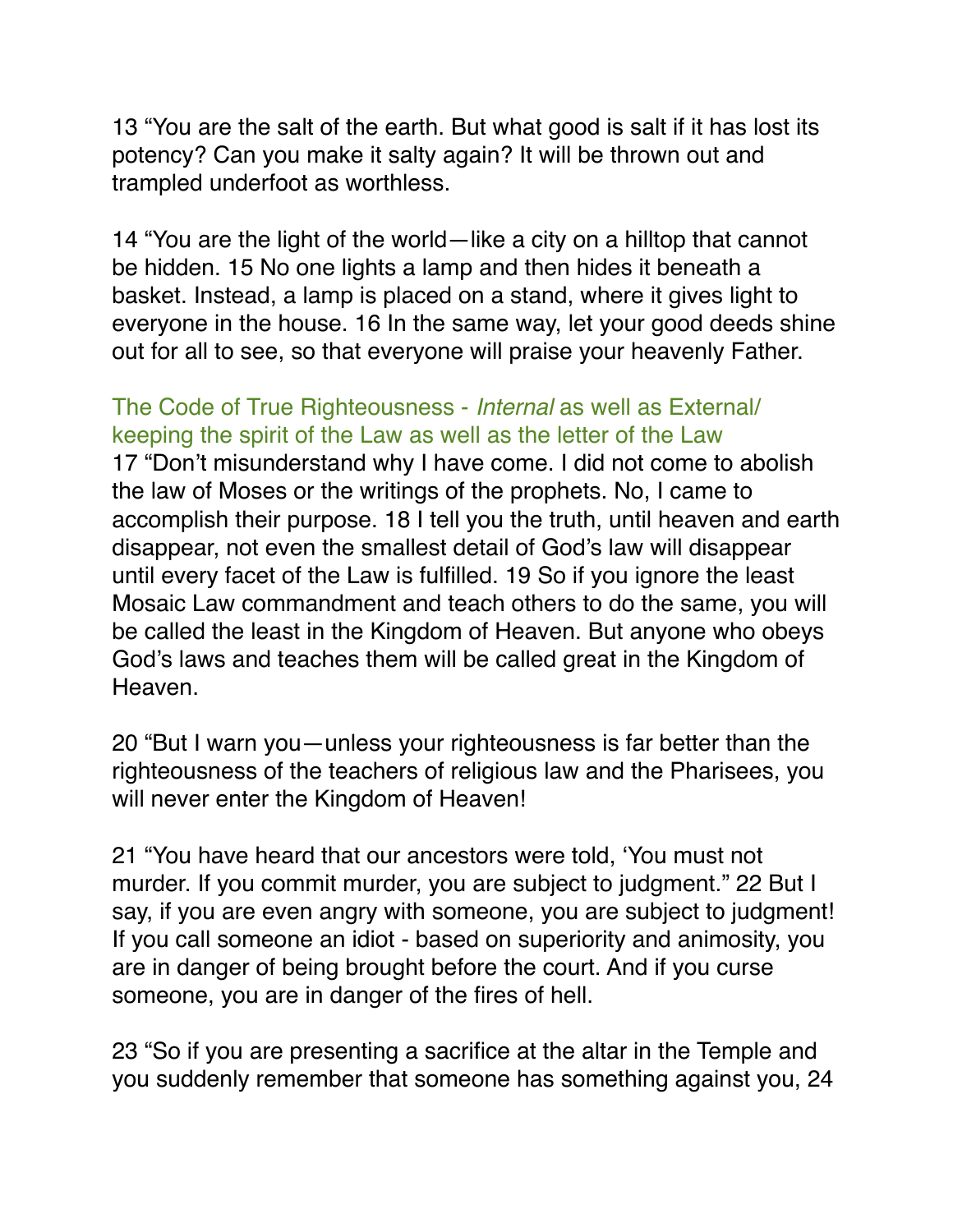13 “You are the salt of the earth. But what good is salt if it has lost its potency? Can you make it salty again? It will be thrown out and trampled underfoot as worthless.

14 “You are the light of the world—like a city on a hilltop that cannot be hidden. 15 No one lights a lamp and then hides it beneath a basket. Instead, a lamp is placed on a stand, where it gives light to everyone in the house. 16 In the same way, let your good deeds shine out for all to see, so that everyone will praise your heavenly Father.

### The Code of True Righteousness - *Internal* as well as External/ keeping the spirit of the Law as well as the letter of the Law

17 “Don’t misunderstand why I have come. I did not come to abolish the law of Moses or the writings of the prophets. No, I came to accomplish their purpose. 18 I tell you the truth, until heaven and earth disappear, not even the smallest detail of God’s law will disappear until every facet of the Law is fulfilled. 19 So if you ignore the least Mosaic Law commandment and teach others to do the same, you will be called the least in the Kingdom of Heaven. But anyone who obeys God’s laws and teaches them will be called great in the Kingdom of Heaven.

20 “But I warn you—unless your righteousness is far better than the righteousness of the teachers of religious law and the Pharisees, you will never enter the Kingdom of Heaven!

21 “You have heard that our ancestors were told, ‘You must not murder. If you commit murder, you are subject to judgment.” 22 But I say, if you are even angry with someone, you are subject to judgment! If you call someone an idiot - based on superiority and animosity, you are in danger of being brought before the court. And if you curse someone, you are in danger of the fires of hell.

23 “So if you are presenting a sacrifice at the altar in the Temple and you suddenly remember that someone has something against you, 24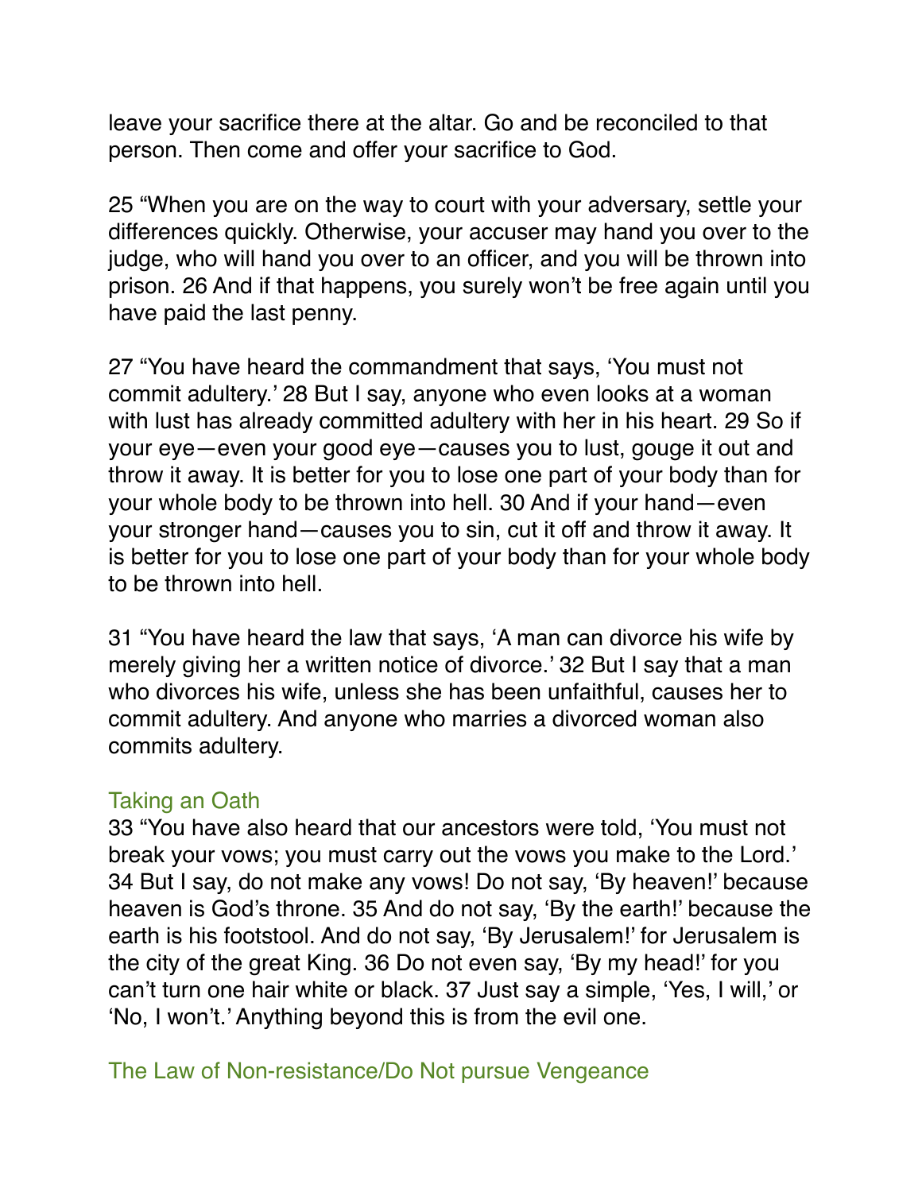leave your sacrifice there at the altar. Go and be reconciled to that person. Then come and offer your sacrifice to God.

25 "When you are on the way to court with your adversary, settle your differences quickly. Otherwise, your accuser may hand you over to the judge, who will hand you over to an officer, and you will be thrown into prison. 26 And if that happens, you surely won't be free again until you have paid the last penny.

27 "You have heard the commandment that says, 'You must not commit adultery.' 28 But I say, anyone who even looks at a woman with lust has already committed adultery with her in his heart. 29 So if your eye—even your good eye—causes you to lust, gouge it out and throw it away. It is better for you to lose one part of your body than for your whole body to be thrown into hell. 30 And if your hand—even your stronger hand—causes you to sin, cut it off and throw it away. It is better for you to lose one part of your body than for your whole body to be thrown into hell.

31 "You have heard the law that says, 'A man can divorce his wife by merely giving her a written notice of divorce.' 32 But I say that a man who divorces his wife, unless she has been unfaithful, causes her to commit adultery. And anyone who marries a divorced woman also commits adultery.

### Taking an Oath

33 "You have also heard that our ancestors were told, 'You must not break your vows; you must carry out the vows you make to the Lord.' 34 But I say, do not make any vows! Do not say, 'By heaven!' because heaven is God's throne. 35 And do not say, 'By the earth!' because the earth is his footstool. And do not say, 'By Jerusalem!' for Jerusalem is the city of the great King. 36 Do not even say, 'By my head!' for you can't turn one hair white or black. 37 Just say a simple, 'Yes, I will,' or 'No, I won't.' Anything beyond this is from the evil one.

### The Law of Non-resistance/Do Not pursue Vengeance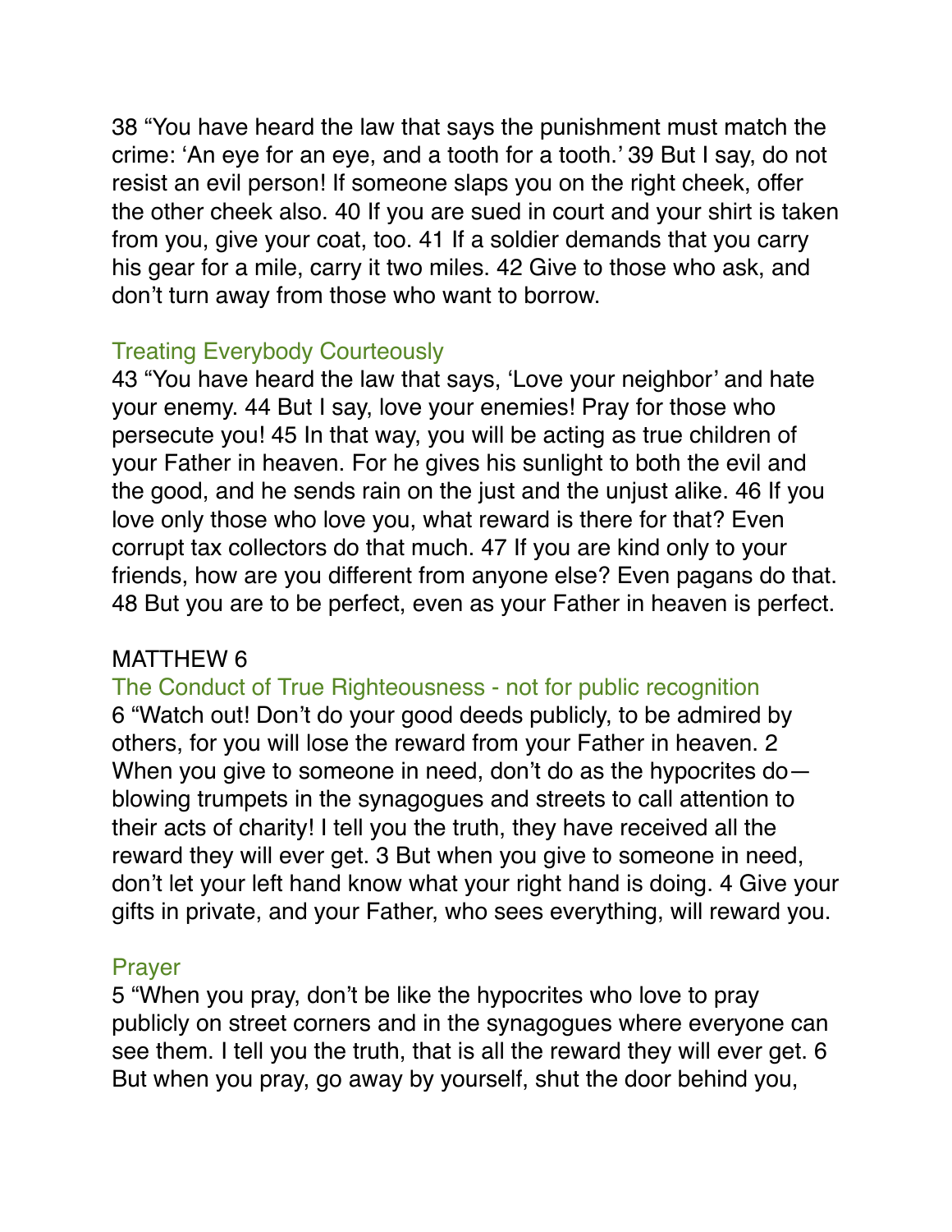38 “You have heard the law that says the punishment must match the crime: ‘An eye for an eye, and a tooth for a tooth.’ 39 But I say, do not resist an evil person! If someone slaps you on the right cheek, offer the other cheek also. 40 If you are sued in court and your shirt is taken from you, give your coat, too. 41 If a soldier demands that you carry his gear for a mile, carry it two miles. 42 Give to those who ask, and don’t turn away from those who want to borrow.

### Treating Everybody Courteously

43 “You have heard the law that says, ‘Love your neighbor’ and hate your enemy. 44 But I say, love your enemies! Pray for those who persecute you! 45 In that way, you will be acting as true children of your Father in heaven. For he gives his sunlight to both the evil and the good, and he sends rain on the just and the unjust alike. 46 If you love only those who love you, what reward is there for that? Even corrupt tax collectors do that much. 47 If you are kind only to your friends, how are you different from anyone else? Even pagans do that. 48 But you are to be perfect, even as your Father in heaven is perfect.

## MATTHEW 6

### The Conduct of True Righteousness - not for public recognition

6 “Watch out! Don’t do your good deeds publicly, to be admired by others, for you will lose the reward from your Father in heaven. 2 When you give to someone in need, don’t do as the hypocrites do—blowing trumpets in the synagogues and streets to call attention to their acts of charity! I tell you the truth, they have received all the reward they will ever get. 3 But when you give to someone in need, don’t let your left hand know what your right hand is doing. 4 Give your gifts in private, and your Father, who sees everything, will reward you.

### Prayer

5 “When you pray, don’t be like the hypocrites who love to pray publicly on street corners and in the synagogues where everyone can see them. I tell you the truth, that is all the reward they will ever get. 6 But when you pray, go away by yourself, shut the door behind you,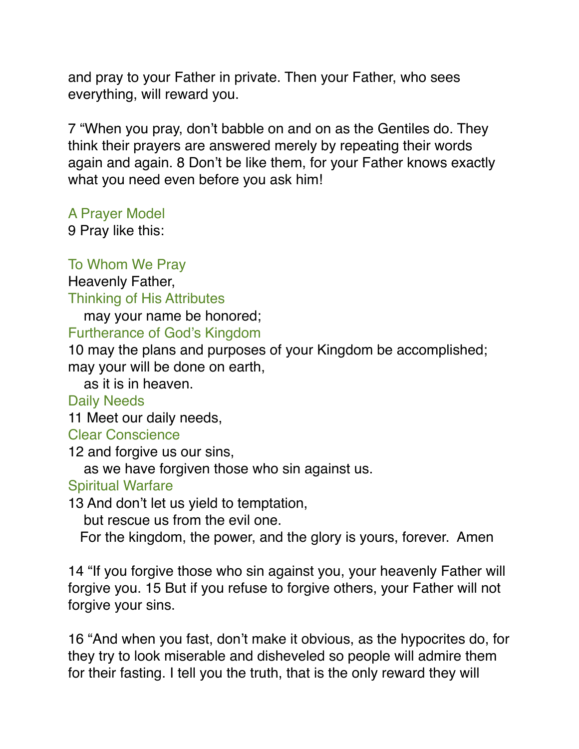and pray to your Father in private. Then your Father, who sees everything, will reward you.

7 “When you pray, don’t babble on and on as the Gentiles do. They think their prayers are answered merely by repeating their words again and again. 8 Don’t be like them, for your Father knows exactly what you need even before you ask him!

### A Prayer Model

9 Pray like this:

### To Whom We Pray

Heavenly Father,

### Thinking of His Attributes

may your name be honored;

### Furtherance of God’s Kingdom

10 may the plans and purposes of your Kingdom be accomplished;
may your will be done on earth,
as it is in heaven.

### Daily Needs

11 Meet our daily needs,

### Clear Conscience

12 and forgive us our sins,
as we have forgiven those who sin against us.

### Spiritual Warfare

13 And don’t let us yield to temptation,
but rescue us from the evil one.
For the kingdom, the power, and the glory is yours, forever. Amen

14 “If you forgive those who sin against you, your heavenly Father will forgive you. 15 But if you refuse to forgive others, your Father will not forgive your sins.

16 “And when you fast, don’t make it obvious, as the hypocrites do, for they try to look miserable and disheveled so people will admire them for their fasting. I tell you the truth, that is the only reward they will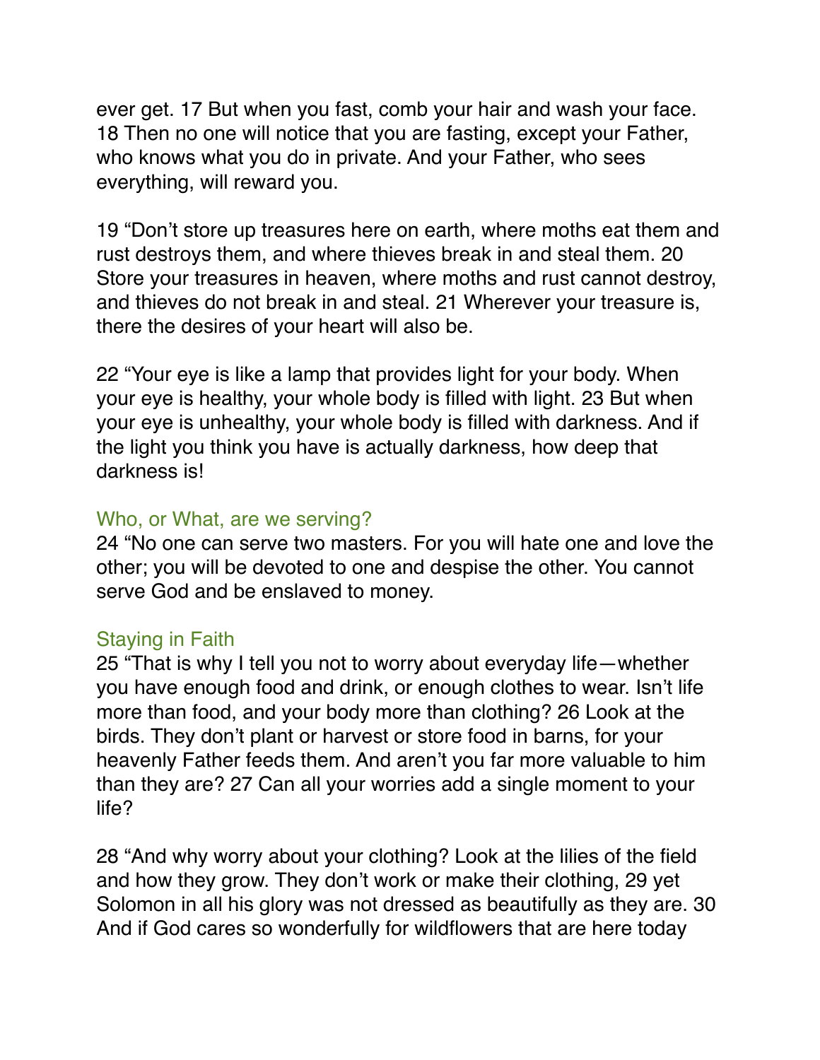ever get. 17 But when you fast, comb your hair and wash your face. 18 Then no one will notice that you are fasting, except your Father, who knows what you do in private. And your Father, who sees everything, will reward you.

19 “Don’t store up treasures here on earth, where moths eat them and rust destroys them, and where thieves break in and steal them. 20 Store your treasures in heaven, where moths and rust cannot destroy, and thieves do not break in and steal. 21 Wherever your treasure is, there the desires of your heart will also be.

22 “Your eye is like a lamp that provides light for your body. When your eye is healthy, your whole body is filled with light. 23 But when your eye is unhealthy, your whole body is filled with darkness. And if the light you think you have is actually darkness, how deep that darkness is!

### Who, or What, are we serving?

24 “No one can serve two masters. For you will hate one and love the other; you will be devoted to one and despise the other. You cannot serve God and be enslaved to money.

### Staying in Faith

25 “That is why I tell you not to worry about everyday life—whether you have enough food and drink, or enough clothes to wear. Isn’t life more than food, and your body more than clothing? 26 Look at the birds. They don’t plant or harvest or store food in barns, for your heavenly Father feeds them. And aren’t you far more valuable to him than they are? 27 Can all your worries add a single moment to your life?

28 “And why worry about your clothing? Look at the lilies of the field and how they grow. They don’t work or make their clothing, 29 yet Solomon in all his glory was not dressed as beautifully as they are. 30 And if God cares so wonderfully for wildflowers that are here today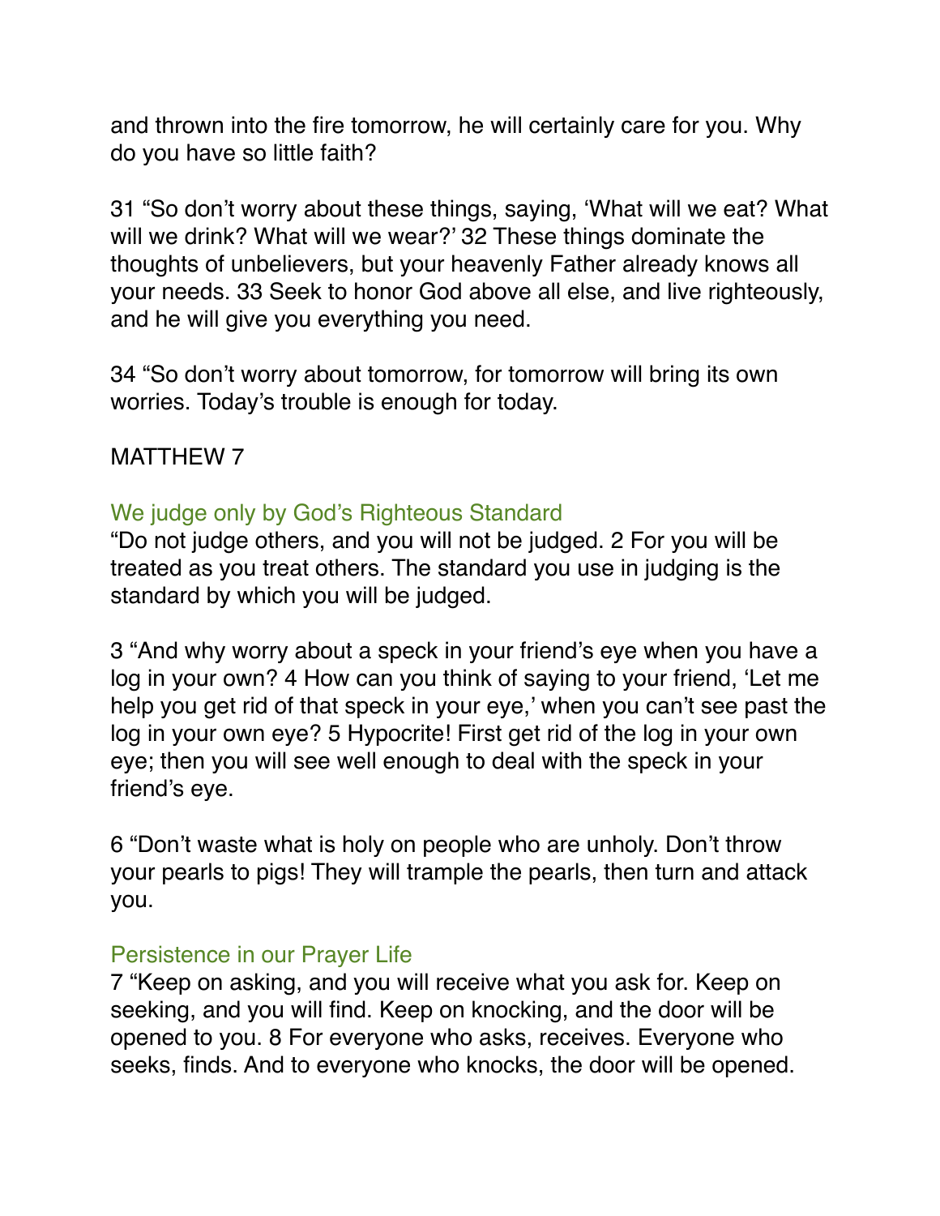and thrown into the fire tomorrow, he will certainly care for you. Why do you have so little faith?

31 “So don’t worry about these things, saying, ‘What will we eat? What will we drink? What will we wear?’ 32 These things dominate the thoughts of unbelievers, but your heavenly Father already knows all your needs. 33 Seek to honor God above all else, and live righteously, and he will give you everything you need.

34 “So don’t worry about tomorrow, for tomorrow will bring its own worries. Today’s trouble is enough for today.

## MATTHEW 7

### We judge only by God’s Righteous Standard

“Do not judge others, and you will not be judged. 2 For you will be treated as you treat others. The standard you use in judging is the standard by which you will be judged.

3 “And why worry about a speck in your friend’s eye when you have a log in your own? 4 How can you think of saying to your friend, ‘Let me help you get rid of that speck in your eye,’ when you can’t see past the log in your own eye? 5 Hypocrite! First get rid of the log in your own eye; then you will see well enough to deal with the speck in your friend’s eye.

6 “Don’t waste what is holy on people who are unholy. Don’t throw your pearls to pigs! They will trample the pearls, then turn and attack you.

### Persistence in our Prayer Life

7 “Keep on asking, and you will receive what you ask for. Keep on seeking, and you will find. Keep on knocking, and the door will be opened to you. 8 For everyone who asks, receives. Everyone who seeks, finds. And to everyone who knocks, the door will be opened.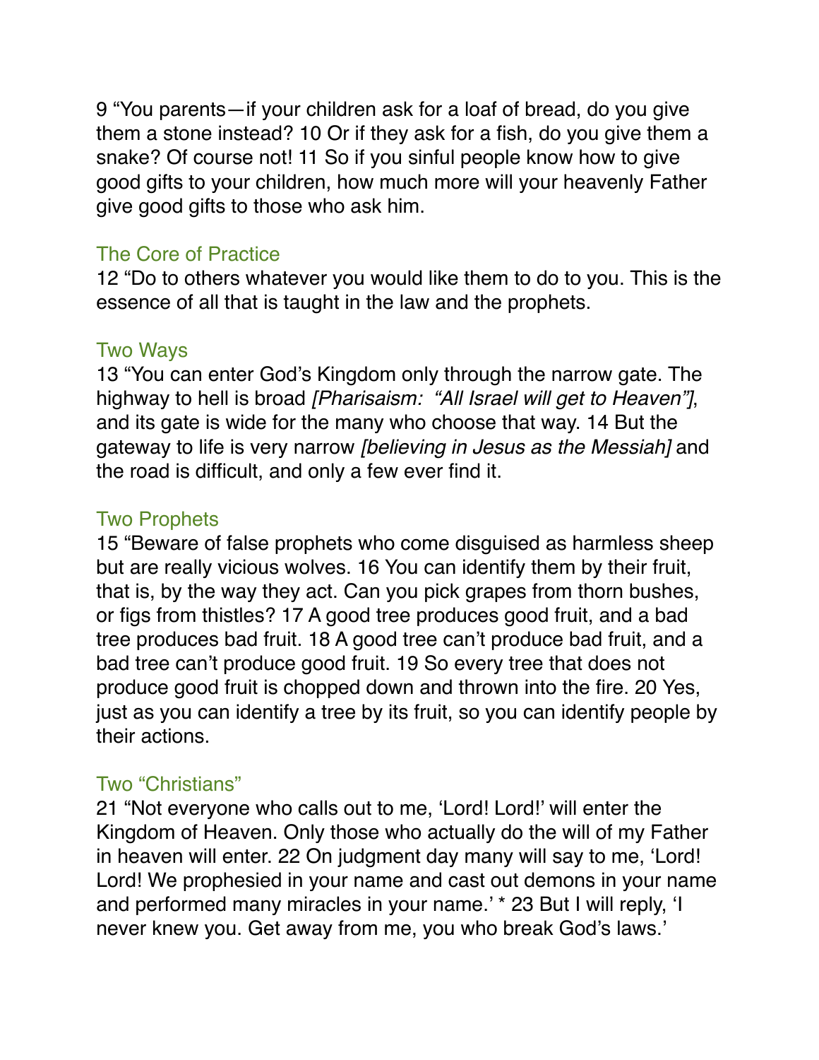9 “You parents—if your children ask for a loaf of bread, do you give them a stone instead? 10 Or if they ask for a fish, do you give them a snake? Of course not! 11 So if you sinful people know how to give good gifts to your children, how much more will your heavenly Father give good gifts to those who ask him.

### The Core of Practice

12 “Do to others whatever you would like them to do to you. This is the essence of all that is taught in the law and the prophets.

### Two Ways

13 “You can enter God’s Kingdom only through the narrow gate. The highway to hell is broad *[Pharisaism: “All Israel will get to Heaven”]*, and its gate is wide for the many who choose that way. 14 But the gateway to life is very narrow *[believing in Jesus as the Messiah]* and the road is difficult, and only a few ever find it.

### Two Prophets

15 “Beware of false prophets who come disguised as harmless sheep but are really vicious wolves. 16 You can identify them by their fruit, that is, by the way they act. Can you pick grapes from thorn bushes, or figs from thistles? 17 A good tree produces good fruit, and a bad tree produces bad fruit. 18 A good tree can’t produce bad fruit, and a bad tree can’t produce good fruit. 19 So every tree that does not produce good fruit is chopped down and thrown into the fire. 20 Yes, just as you can identify a tree by its fruit, so you can identify people by their actions.

### Two “Christians”

21 “Not everyone who calls out to me, ‘Lord! Lord!’ will enter the Kingdom of Heaven. Only those who actually do the will of my Father in heaven will enter. 22 On judgment day many will say to me, ‘Lord! Lord! We prophesied in your name and cast out demons in your name and performed many miracles in your name.’ * 23 But I will reply, ‘I never knew you. Get away from me, you who break God’s laws.’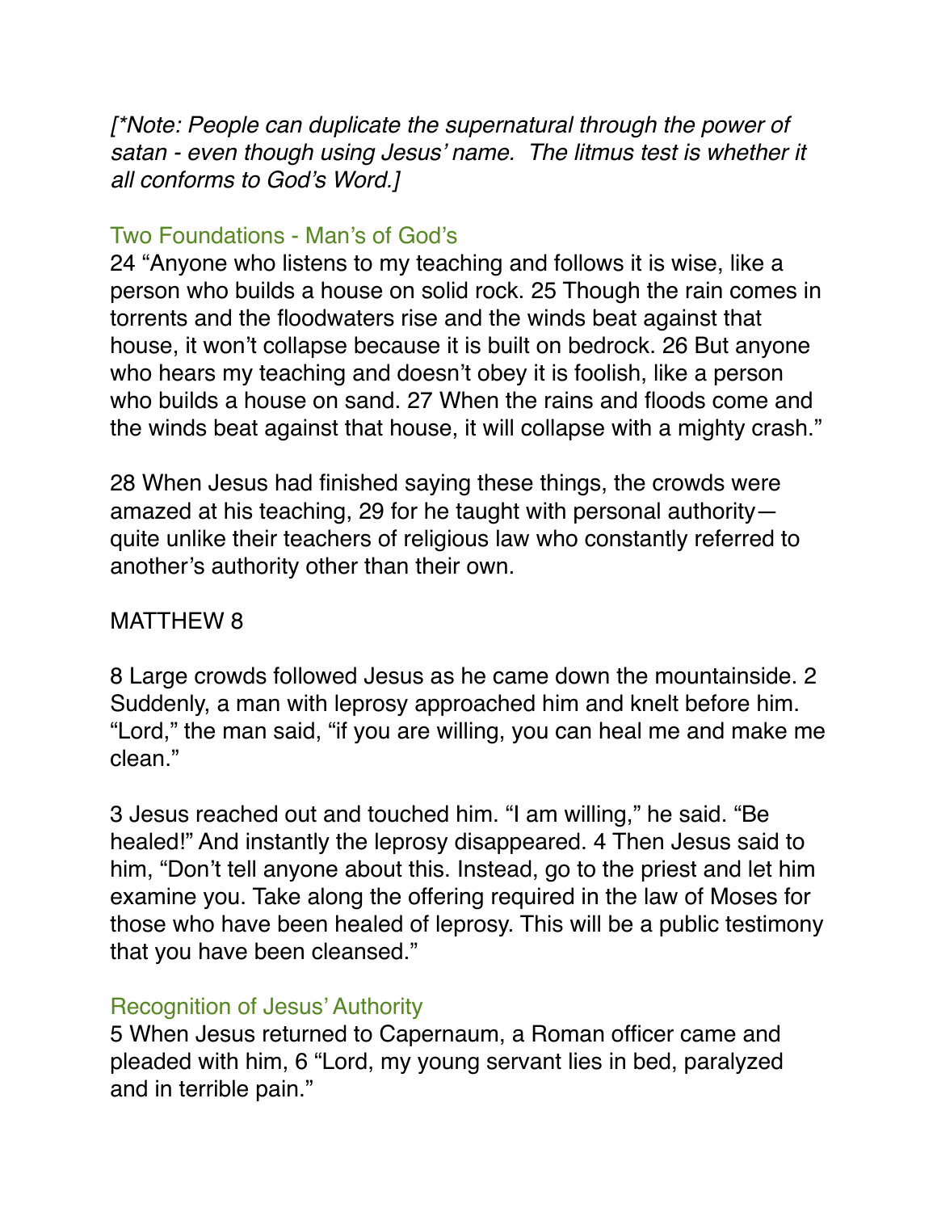*[*Note: People can duplicate the supernatural through the power of satan - even though using Jesus' name.  The litmus test is whether it all conforms to God's Word.]*

### Two Foundations - Man's of God's

24 "Anyone who listens to my teaching and follows it is wise, like a person who builds a house on solid rock. 25 Though the rain comes in torrents and the floodwaters rise and the winds beat against that house, it won't collapse because it is built on bedrock. 26 But anyone who hears my teaching and doesn't obey it is foolish, like a person who builds a house on sand. 27 When the rains and floods come and the winds beat against that house, it will collapse with a mighty crash."

28 When Jesus had finished saying these things, the crowds were amazed at his teaching, 29 for he taught with personal authority—quite unlike their teachers of religious law who constantly referred to another's authority other than their own.

## MATTHEW 8

8 Large crowds followed Jesus as he came down the mountainside. 2 Suddenly, a man with leprosy approached him and knelt before him. "Lord," the man said, "if you are willing, you can heal me and make me clean."

3 Jesus reached out and touched him. "I am willing," he said. "Be healed!" And instantly the leprosy disappeared. 4 Then Jesus said to him, "Don't tell anyone about this. Instead, go to the priest and let him examine you. Take along the offering required in the law of Moses for those who have been healed of leprosy. This will be a public testimony that you have been cleansed."

### Recognition of Jesus' Authority

5 When Jesus returned to Capernaum, a Roman officer came and pleaded with him, 6 "Lord, my young servant lies in bed, paralyzed and in terrible pain."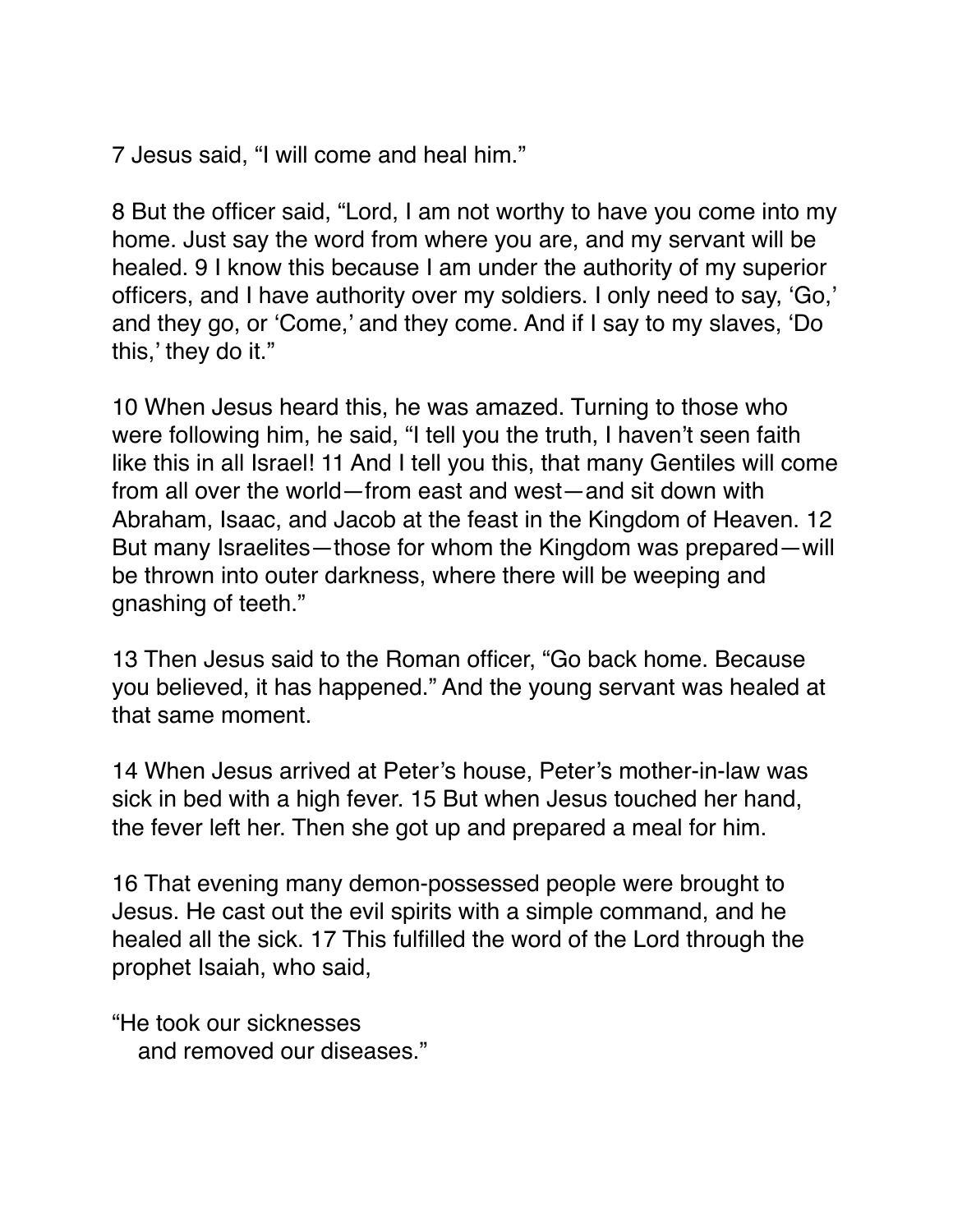7 Jesus said, “I will come and heal him.”

8 But the officer said, “Lord, I am not worthy to have you come into my home. Just say the word from where you are, and my servant will be healed. 9 I know this because I am under the authority of my superior officers, and I have authority over my soldiers. I only need to say, ‘Go,’ and they go, or ‘Come,’ and they come. And if I say to my slaves, ‘Do this,’ they do it.”

10 When Jesus heard this, he was amazed. Turning to those who were following him, he said, “I tell you the truth, I haven’t seen faith like this in all Israel! 11 And I tell you this, that many Gentiles will come from all over the world—from east and west—and sit down with Abraham, Isaac, and Jacob at the feast in the Kingdom of Heaven. 12 But many Israelites—those for whom the Kingdom was prepared—will be thrown into outer darkness, where there will be weeping and gnashing of teeth.”

13 Then Jesus said to the Roman officer, “Go back home. Because you believed, it has happened.” And the young servant was healed at that same moment.

14 When Jesus arrived at Peter’s house, Peter’s mother-in-law was sick in bed with a high fever. 15 But when Jesus touched her hand, the fever left her. Then she got up and prepared a meal for him.

16 That evening many demon-possessed people were brought to Jesus. He cast out the evil spirits with a simple command, and he healed all the sick. 17 This fulfilled the word of the Lord through the prophet Isaiah, who said,

“He took our sicknesses
and removed our diseases.”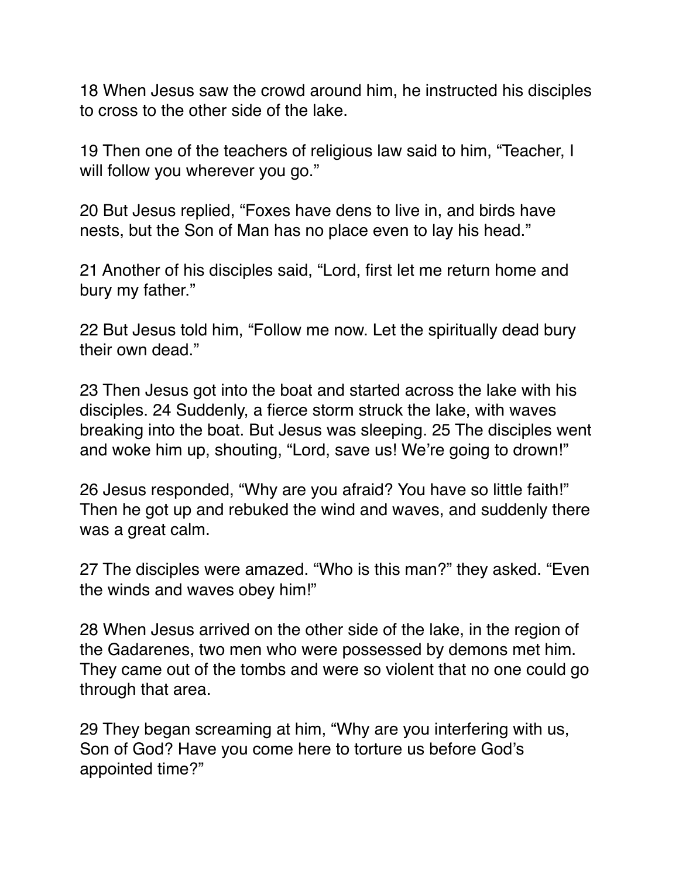18 When Jesus saw the crowd around him, he instructed his disciples to cross to the other side of the lake.

19 Then one of the teachers of religious law said to him, “Teacher, I will follow you wherever you go.”

20 But Jesus replied, “Foxes have dens to live in, and birds have nests, but the Son of Man has no place even to lay his head.”

21 Another of his disciples said, “Lord, first let me return home and bury my father.”

22 But Jesus told him, “Follow me now. Let the spiritually dead bury their own dead.”

23 Then Jesus got into the boat and started across the lake with his disciples. 24 Suddenly, a fierce storm struck the lake, with waves breaking into the boat. But Jesus was sleeping. 25 The disciples went and woke him up, shouting, “Lord, save us! We’re going to drown!”

26 Jesus responded, “Why are you afraid? You have so little faith!” Then he got up and rebuked the wind and waves, and suddenly there was a great calm.

27 The disciples were amazed. “Who is this man?” they asked. “Even the winds and waves obey him!”

28 When Jesus arrived on the other side of the lake, in the region of the Gadarenes, two men who were possessed by demons met him. They came out of the tombs and were so violent that no one could go through that area.

29 They began screaming at him, “Why are you interfering with us, Son of God? Have you come here to torture us before God’s appointed time?”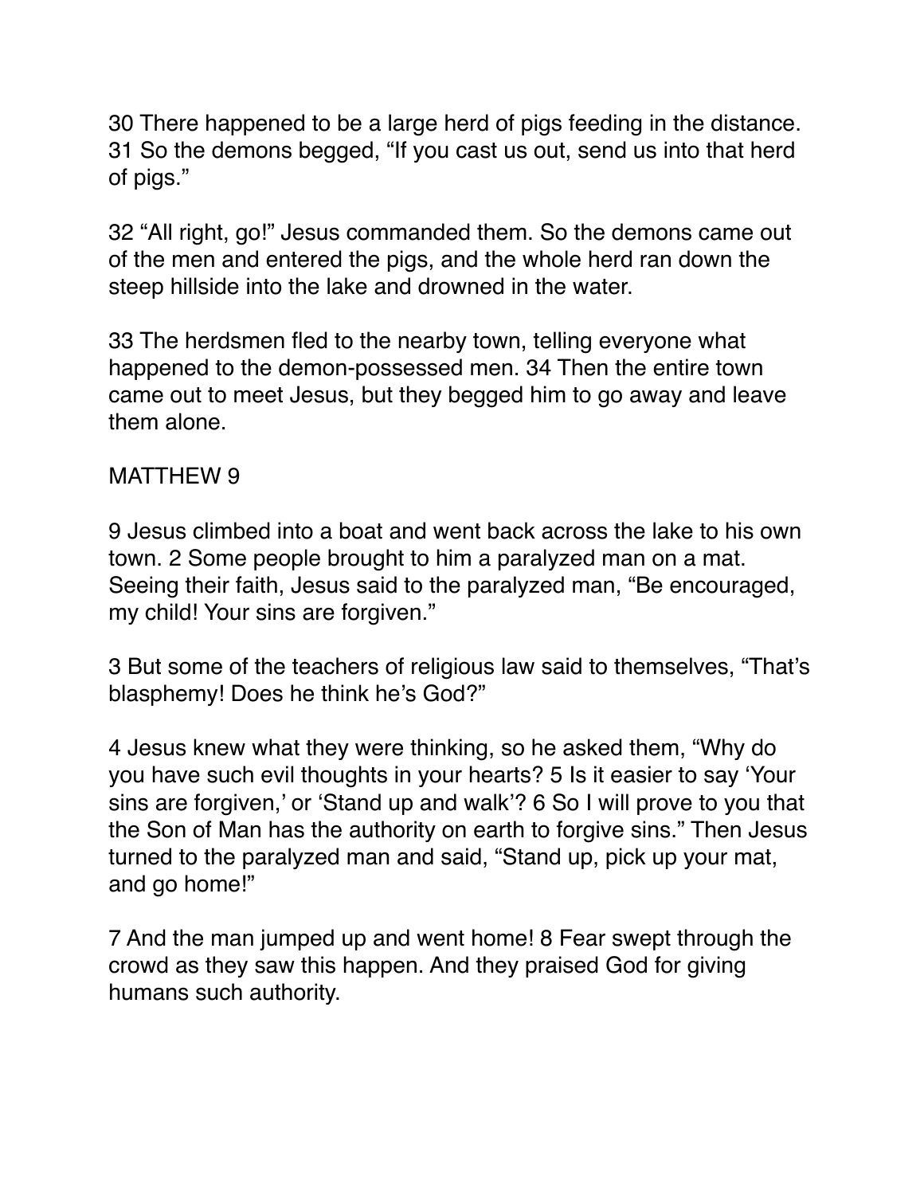30 There happened to be a large herd of pigs feeding in the distance. 31 So the demons begged, “If you cast us out, send us into that herd of pigs.”

32 “All right, go!” Jesus commanded them. So the demons came out of the men and entered the pigs, and the whole herd ran down the steep hillside into the lake and drowned in the water.

33 The herdsmen fled to the nearby town, telling everyone what happened to the demon-possessed men. 34 Then the entire town came out to meet Jesus, but they begged him to go away and leave them alone.

## MATTHEW 9

9 Jesus climbed into a boat and went back across the lake to his own town. 2 Some people brought to him a paralyzed man on a mat. Seeing their faith, Jesus said to the paralyzed man, “Be encouraged, my child! Your sins are forgiven.”

3 But some of the teachers of religious law said to themselves, “That’s blasphemy! Does he think he’s God?”

4 Jesus knew what they were thinking, so he asked them, “Why do you have such evil thoughts in your hearts? 5 Is it easier to say ‘Your sins are forgiven,’ or ‘Stand up and walk’? 6 So I will prove to you that the Son of Man has the authority on earth to forgive sins.” Then Jesus turned to the paralyzed man and said, “Stand up, pick up your mat, and go home!”

7 And the man jumped up and went home! 8 Fear swept through the crowd as they saw this happen. And they praised God for giving humans such authority.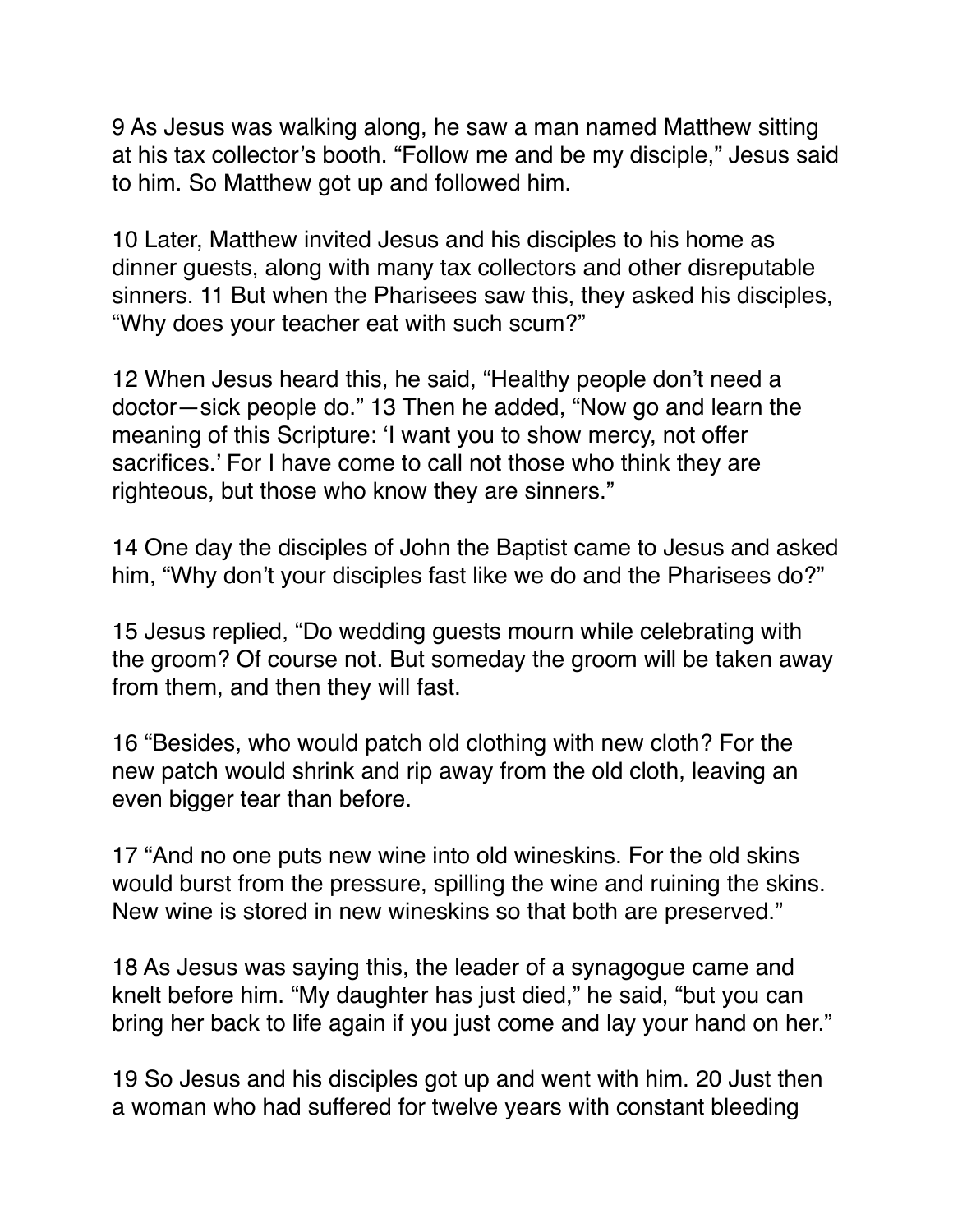9 As Jesus was walking along, he saw a man named Matthew sitting at his tax collector's booth. "Follow me and be my disciple," Jesus said to him. So Matthew got up and followed him.

10 Later, Matthew invited Jesus and his disciples to his home as dinner guests, along with many tax collectors and other disreputable sinners. 11 But when the Pharisees saw this, they asked his disciples, "Why does your teacher eat with such scum?"

12 When Jesus heard this, he said, "Healthy people don't need a doctor—sick people do." 13 Then he added, "Now go and learn the meaning of this Scripture: 'I want you to show mercy, not offer sacrifices.' For I have come to call not those who think they are righteous, but those who know they are sinners."

14 One day the disciples of John the Baptist came to Jesus and asked him, "Why don't your disciples fast like we do and the Pharisees do?"

15 Jesus replied, "Do wedding guests mourn while celebrating with the groom? Of course not. But someday the groom will be taken away from them, and then they will fast.

16 "Besides, who would patch old clothing with new cloth? For the new patch would shrink and rip away from the old cloth, leaving an even bigger tear than before.

17 "And no one puts new wine into old wineskins. For the old skins would burst from the pressure, spilling the wine and ruining the skins. New wine is stored in new wineskins so that both are preserved."

18 As Jesus was saying this, the leader of a synagogue came and knelt before him. "My daughter has just died," he said, "but you can bring her back to life again if you just come and lay your hand on her."

19 So Jesus and his disciples got up and went with him. 20 Just then a woman who had suffered for twelve years with constant bleeding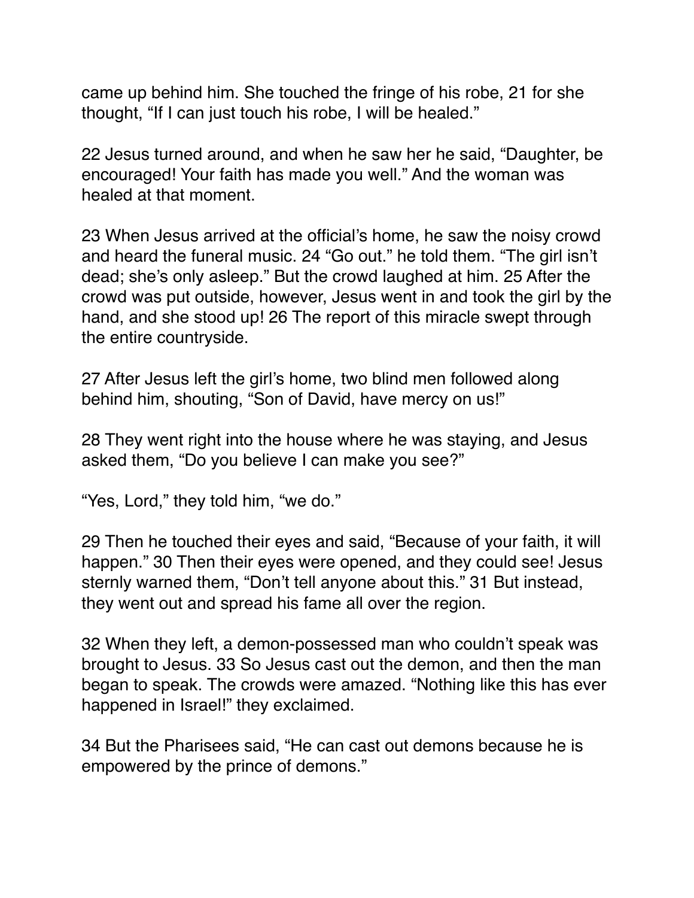came up behind him. She touched the fringe of his robe, 21 for she thought, "If I can just touch his robe, I will be healed."

22 Jesus turned around, and when he saw her he said, "Daughter, be encouraged! Your faith has made you well." And the woman was healed at that moment.

23 When Jesus arrived at the official's home, he saw the noisy crowd and heard the funeral music. 24 "Go out." he told them. "The girl isn't dead; she's only asleep." But the crowd laughed at him. 25 After the crowd was put outside, however, Jesus went in and took the girl by the hand, and she stood up! 26 The report of this miracle swept through the entire countryside.

27 After Jesus left the girl's home, two blind men followed along behind him, shouting, "Son of David, have mercy on us!"

28 They went right into the house where he was staying, and Jesus asked them, "Do you believe I can make you see?"

"Yes, Lord," they told him, "we do."

29 Then he touched their eyes and said, "Because of your faith, it will happen." 30 Then their eyes were opened, and they could see! Jesus sternly warned them, "Don't tell anyone about this." 31 But instead, they went out and spread his fame all over the region.

32 When they left, a demon-possessed man who couldn't speak was brought to Jesus. 33 So Jesus cast out the demon, and then the man began to speak. The crowds were amazed. "Nothing like this has ever happened in Israel!" they exclaimed.

34 But the Pharisees said, "He can cast out demons because he is empowered by the prince of demons."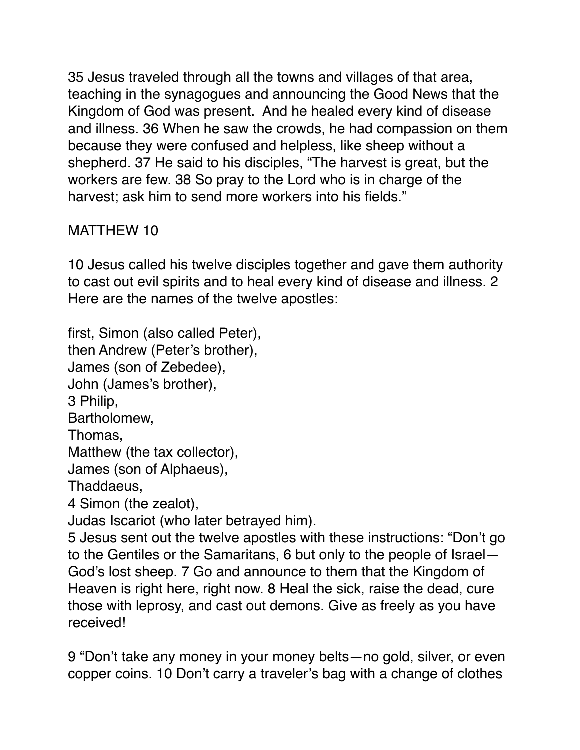35 Jesus traveled through all the towns and villages of that area, teaching in the synagogues and announcing the Good News that the Kingdom of God was present. And he healed every kind of disease and illness. 36 When he saw the crowds, he had compassion on them because they were confused and helpless, like sheep without a shepherd. 37 He said to his disciples, "The harvest is great, but the workers are few. 38 So pray to the Lord who is in charge of the harvest; ask him to send more workers into his fields."

## MATTHEW 10

10 Jesus called his twelve disciples together and gave them authority to cast out evil spirits and to heal every kind of disease and illness. 2 Here are the names of the twelve apostles:

first, Simon (also called Peter),
then Andrew (Peter's brother),
James (son of Zebedee),
John (James's brother),
3 Philip,
Bartholomew,
Thomas,
Matthew (the tax collector),
James (son of Alphaeus),
Thaddaeus,
4 Simon (the zealot),
Judas Iscariot (who later betrayed him).
5 Jesus sent out the twelve apostles with these instructions: "Don't go to the Gentiles or the Samaritans, 6 but only to the people of Israel—God's lost sheep. 7 Go and announce to them that the Kingdom of Heaven is right here, right now. 8 Heal the sick, raise the dead, cure those with leprosy, and cast out demons. Give as freely as you have received!

9 "Don't take any money in your money belts—no gold, silver, or even copper coins. 10 Don't carry a traveler's bag with a change of clothes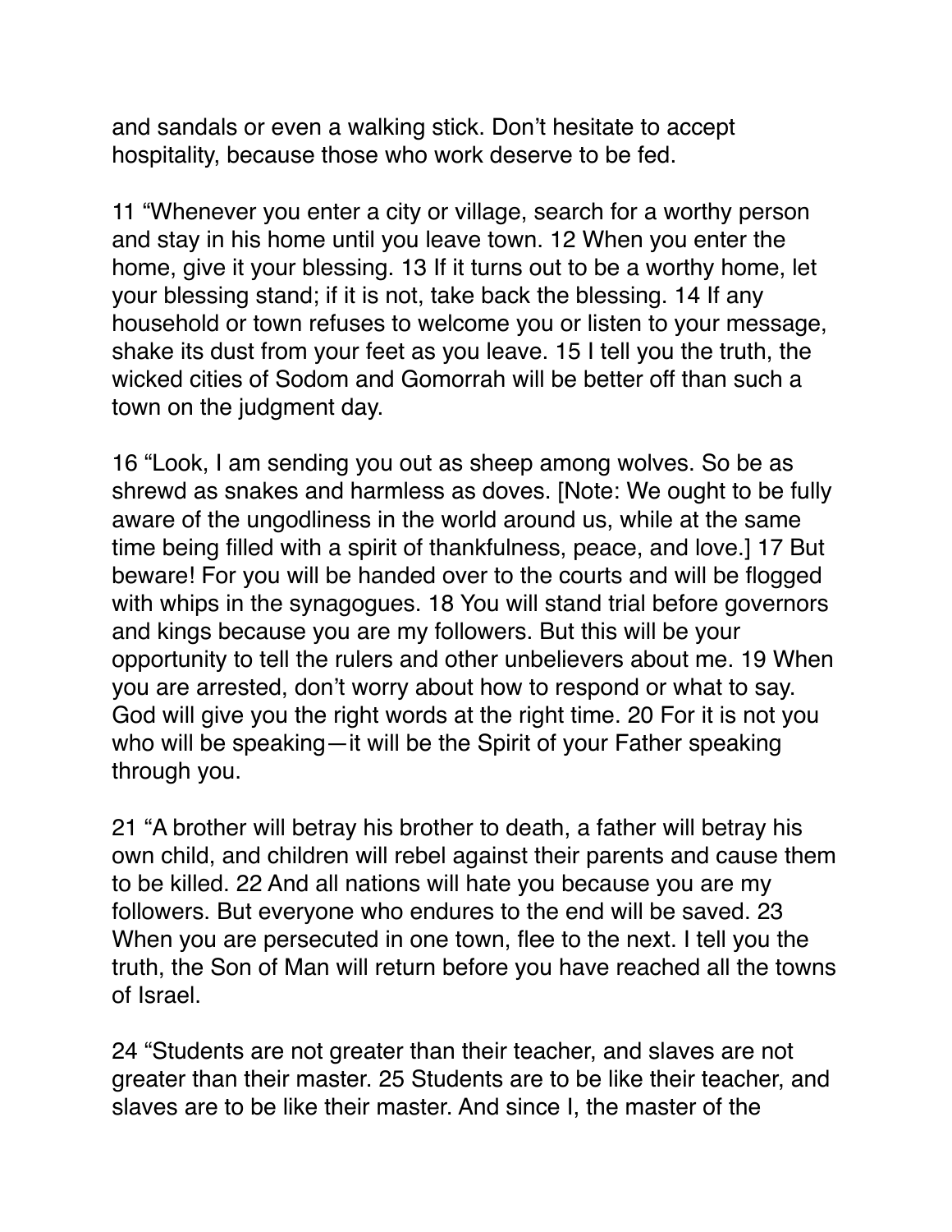and sandals or even a walking stick. Don't hesitate to accept hospitality, because those who work deserve to be fed.

11 "Whenever you enter a city or village, search for a worthy person and stay in his home until you leave town. 12 When you enter the home, give it your blessing. 13 If it turns out to be a worthy home, let your blessing stand; if it is not, take back the blessing. 14 If any household or town refuses to welcome you or listen to your message, shake its dust from your feet as you leave. 15 I tell you the truth, the wicked cities of Sodom and Gomorrah will be better off than such a town on the judgment day.

16 "Look, I am sending you out as sheep among wolves. So be as shrewd as snakes and harmless as doves. [Note: We ought to be fully aware of the ungodliness in the world around us, while at the same time being filled with a spirit of thankfulness, peace, and love.] 17 But beware! For you will be handed over to the courts and will be flogged with whips in the synagogues. 18 You will stand trial before governors and kings because you are my followers. But this will be your opportunity to tell the rulers and other unbelievers about me. 19 When you are arrested, don't worry about how to respond or what to say. God will give you the right words at the right time. 20 For it is not you who will be speaking—it will be the Spirit of your Father speaking through you.

21 "A brother will betray his brother to death, a father will betray his own child, and children will rebel against their parents and cause them to be killed. 22 And all nations will hate you because you are my followers. But everyone who endures to the end will be saved. 23 When you are persecuted in one town, flee to the next. I tell you the truth, the Son of Man will return before you have reached all the towns of Israel.

24 "Students are not greater than their teacher, and slaves are not greater than their master. 25 Students are to be like their teacher, and slaves are to be like their master. And since I, the master of the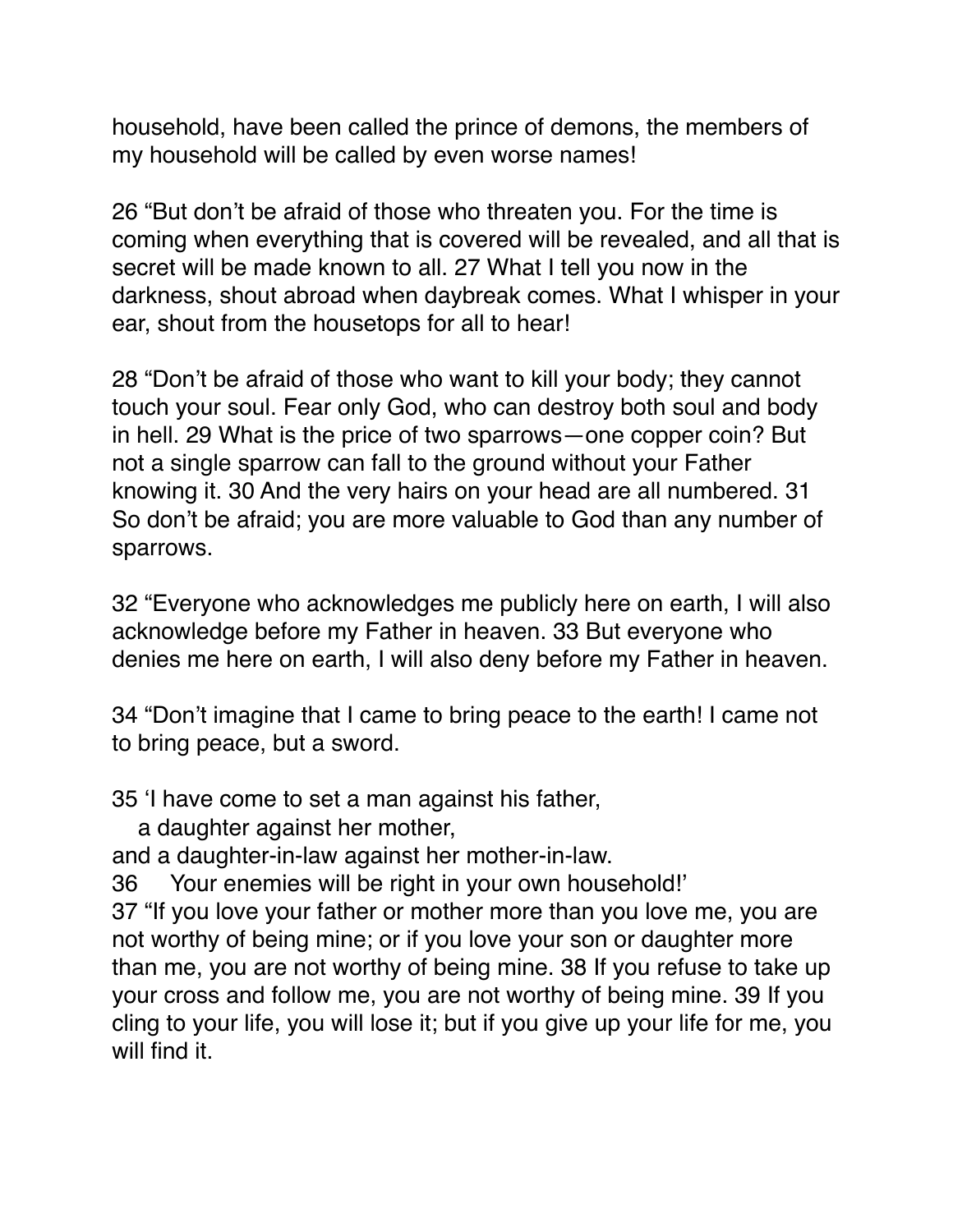household, have been called the prince of demons, the members of my household will be called by even worse names!

26 “But don’t be afraid of those who threaten you. For the time is coming when everything that is covered will be revealed, and all that is secret will be made known to all. 27 What I tell you now in the darkness, shout abroad when daybreak comes. What I whisper in your ear, shout from the housetops for all to hear!

28 “Don’t be afraid of those who want to kill your body; they cannot touch your soul. Fear only God, who can destroy both soul and body in hell. 29 What is the price of two sparrows—one copper coin? But not a single sparrow can fall to the ground without your Father knowing it. 30 And the very hairs on your head are all numbered. 31 So don’t be afraid; you are more valuable to God than any number of sparrows.

32 “Everyone who acknowledges me publicly here on earth, I will also acknowledge before my Father in heaven. 33 But everyone who denies me here on earth, I will also deny before my Father in heaven.

34 “Don’t imagine that I came to bring peace to the earth! I came not to bring peace, but a sword.

35 ‘I have come to set a man against his father,  
a daughter against her mother,  
and a daughter-in-law against her mother-in-law.  
36 Your enemies will be right in your own household!’

37 “If you love your father or mother more than you love me, you are not worthy of being mine; or if you love your son or daughter more than me, you are not worthy of being mine. 38 If you refuse to take up your cross and follow me, you are not worthy of being mine. 39 If you cling to your life, you will lose it; but if you give up your life for me, you will find it.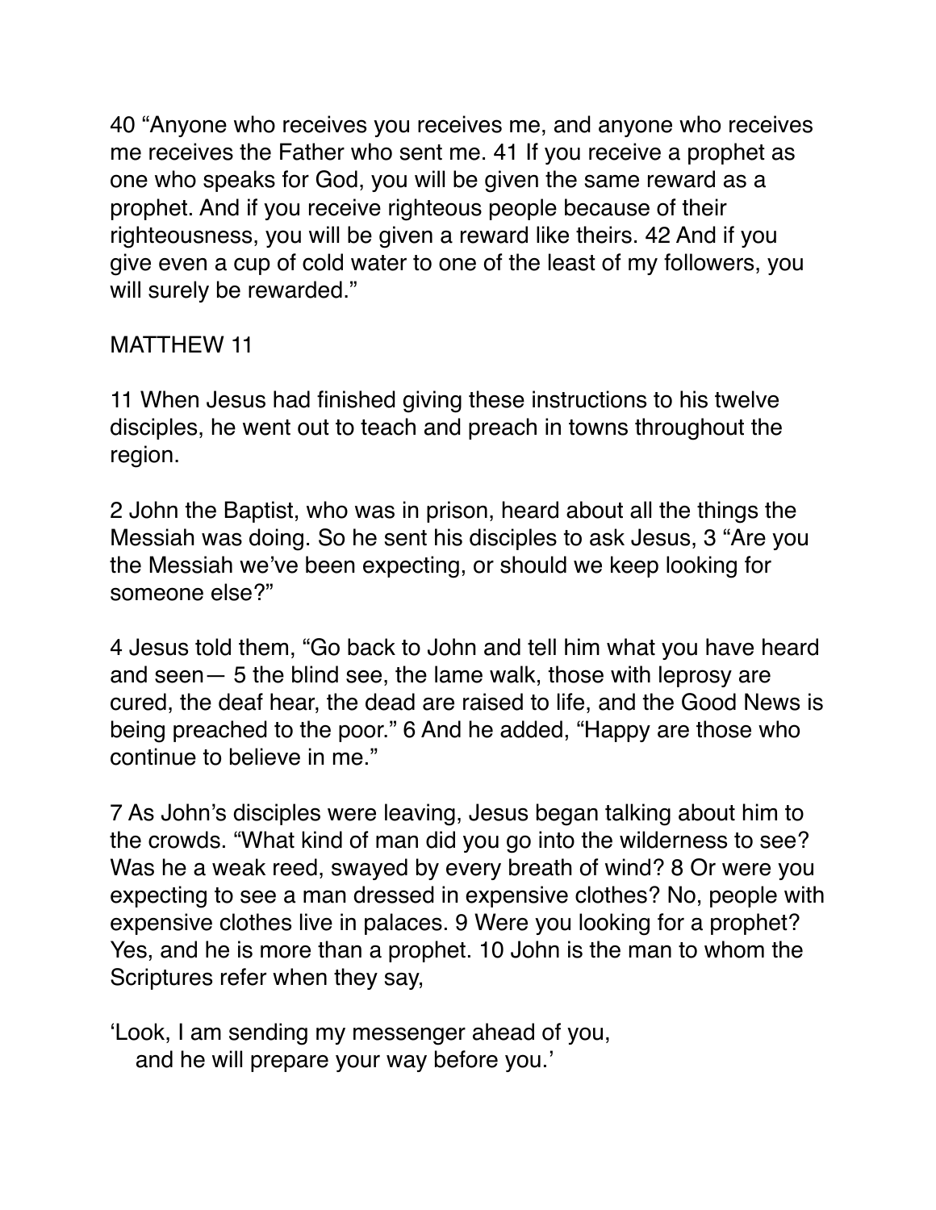40 “Anyone who receives you receives me, and anyone who receives me receives the Father who sent me. 41 If you receive a prophet as one who speaks for God, you will be given the same reward as a prophet. And if you receive righteous people because of their righteousness, you will be given a reward like theirs. 42 And if you give even a cup of cold water to one of the least of my followers, you will surely be rewarded.”

## MATTHEW 11

11 When Jesus had finished giving these instructions to his twelve disciples, he went out to teach and preach in towns throughout the region.

2 John the Baptist, who was in prison, heard about all the things the Messiah was doing. So he sent his disciples to ask Jesus, 3 “Are you the Messiah we’ve been expecting, or should we keep looking for someone else?”

4 Jesus told them, “Go back to John and tell him what you have heard and seen— 5 the blind see, the lame walk, those with leprosy are cured, the deaf hear, the dead are raised to life, and the Good News is being preached to the poor.” 6 And he added, “Happy are those who continue to believe in me.”

7 As John’s disciples were leaving, Jesus began talking about him to the crowds. “What kind of man did you go into the wilderness to see? Was he a weak reed, swayed by every breath of wind? 8 Or were you expecting to see a man dressed in expensive clothes? No, people with expensive clothes live in palaces. 9 Were you looking for a prophet? Yes, and he is more than a prophet. 10 John is the man to whom the Scriptures refer when they say,

‘Look, I am sending my messenger ahead of you,
  and he will prepare your way before you.’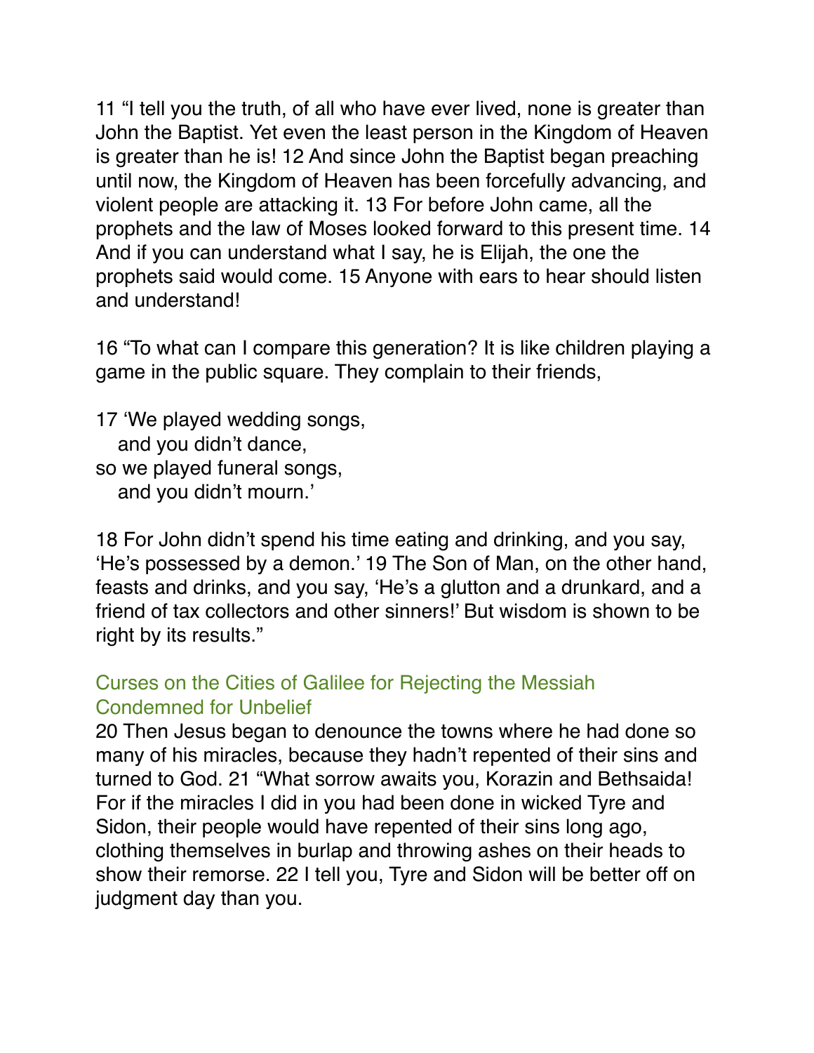11 “I tell you the truth, of all who have ever lived, none is greater than John the Baptist. Yet even the least person in the Kingdom of Heaven is greater than he is! 12 And since John the Baptist began preaching until now, the Kingdom of Heaven has been forcefully advancing, and violent people are attacking it. 13 For before John came, all the prophets and the law of Moses looked forward to this present time. 14 And if you can understand what I say, he is Elijah, the one the prophets said would come. 15 Anyone with ears to hear should listen and understand!

16 “To what can I compare this generation? It is like children playing a game in the public square. They complain to their friends,

17 ‘We played wedding songs,
   and you didn’t dance,
so we played funeral songs,
   and you didn’t mourn.’

18 For John didn’t spend his time eating and drinking, and you say, ‘He’s possessed by a demon.’ 19 The Son of Man, on the other hand, feasts and drinks, and you say, ‘He’s a glutton and a drunkard, and a friend of tax collectors and other sinners!’ But wisdom is shown to be right by its results.”

### Curses on the Cities of Galilee for Rejecting the Messiah
### Condemned for Unbelief

20 Then Jesus began to denounce the towns where he had done so many of his miracles, because they hadn’t repented of their sins and turned to God. 21 “What sorrow awaits you, Korazin and Bethsaida! For if the miracles I did in you had been done in wicked Tyre and Sidon, their people would have repented of their sins long ago, clothing themselves in burlap and throwing ashes on their heads to show their remorse. 22 I tell you, Tyre and Sidon will be better off on judgment day than you.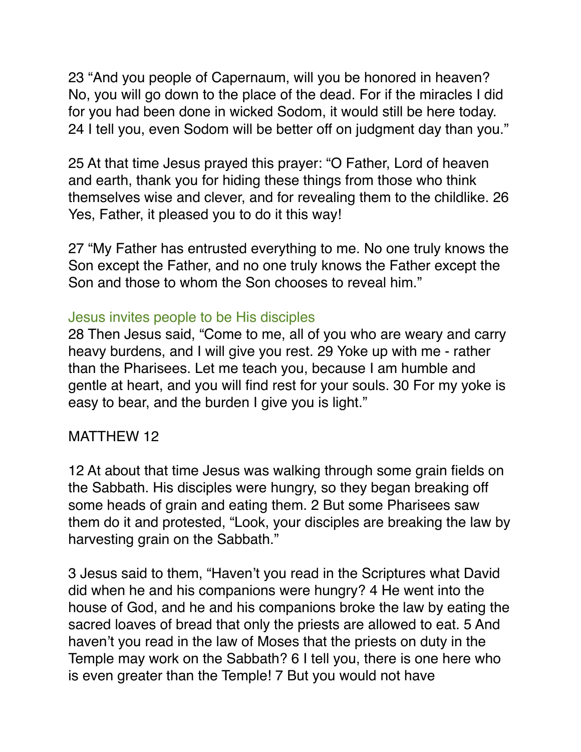23 “And you people of Capernaum, will you be honored in heaven? No, you will go down to the place of the dead. For if the miracles I did for you had been done in wicked Sodom, it would still be here today. 24 I tell you, even Sodom will be better off on judgment day than you.”

25 At that time Jesus prayed this prayer: “O Father, Lord of heaven and earth, thank you for hiding these things from those who think themselves wise and clever, and for revealing them to the childlike. 26 Yes, Father, it pleased you to do it this way!

27 “My Father has entrusted everything to me. No one truly knows the Son except the Father, and no one truly knows the Father except the Son and those to whom the Son chooses to reveal him.”

### Jesus invites people to be His disciples

28 Then Jesus said, “Come to me, all of you who are weary and carry heavy burdens, and I will give you rest. 29 Yoke up with me - rather than the Pharisees. Let me teach you, because I am humble and gentle at heart, and you will find rest for your souls. 30 For my yoke is easy to bear, and the burden I give you is light.”

## MATTHEW 12

12 At about that time Jesus was walking through some grain fields on the Sabbath. His disciples were hungry, so they began breaking off some heads of grain and eating them. 2 But some Pharisees saw them do it and protested, “Look, your disciples are breaking the law by harvesting grain on the Sabbath.”

3 Jesus said to them, “Haven’t you read in the Scriptures what David did when he and his companions were hungry? 4 He went into the house of God, and he and his companions broke the law by eating the sacred loaves of bread that only the priests are allowed to eat. 5 And haven’t you read in the law of Moses that the priests on duty in the Temple may work on the Sabbath? 6 I tell you, there is one here who is even greater than the Temple! 7 But you would not have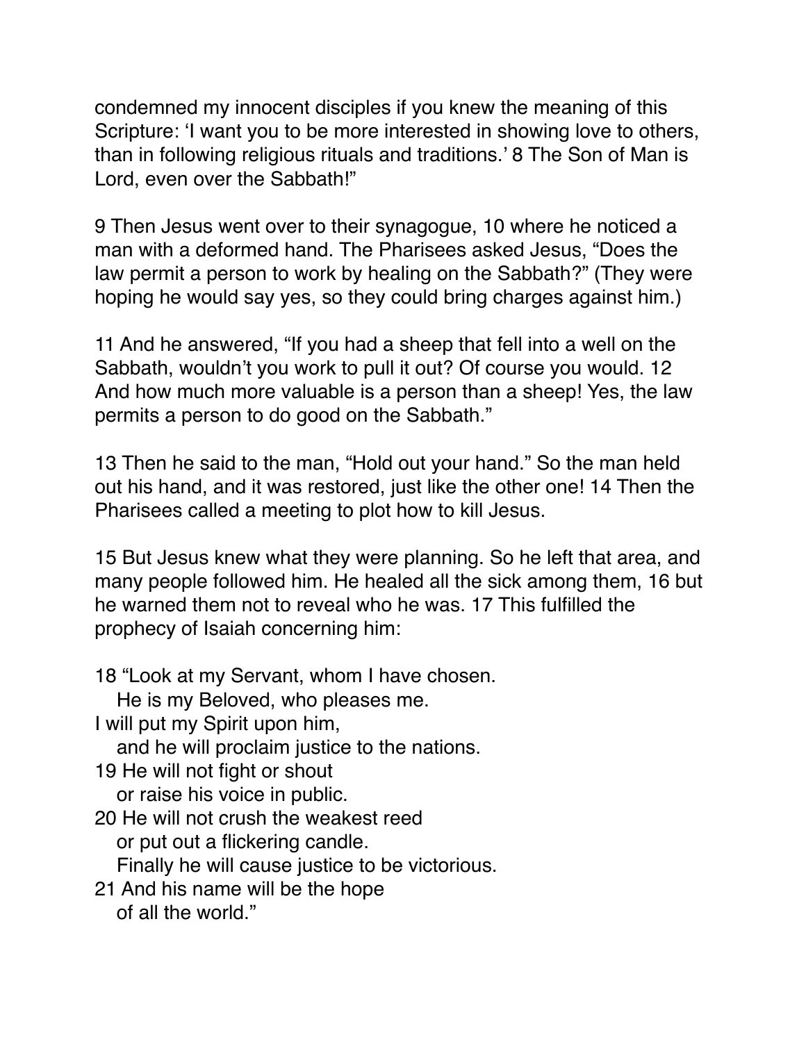condemned my innocent disciples if you knew the meaning of this Scripture: 'I want you to be more interested in showing love to others, than in following religious rituals and traditions.' 8 The Son of Man is Lord, even over the Sabbath!"

9 Then Jesus went over to their synagogue, 10 where he noticed a man with a deformed hand. The Pharisees asked Jesus, "Does the law permit a person to work by healing on the Sabbath?" (They were hoping he would say yes, so they could bring charges against him.)

11 And he answered, "If you had a sheep that fell into a well on the Sabbath, wouldn't you work to pull it out? Of course you would. 12 And how much more valuable is a person than a sheep! Yes, the law permits a person to do good on the Sabbath."

13 Then he said to the man, "Hold out your hand." So the man held out his hand, and it was restored, just like the other one! 14 Then the Pharisees called a meeting to plot how to kill Jesus.

15 But Jesus knew what they were planning. So he left that area, and many people followed him. He healed all the sick among them, 16 but he warned them not to reveal who he was. 17 This fulfilled the prophecy of Isaiah concerning him:

18 "Look at my Servant, whom I have chosen.
He is my Beloved, who pleases me.
I will put my Spirit upon him,
and he will proclaim justice to the nations.
19 He will not fight or shout
or raise his voice in public.
20 He will not crush the weakest reed
or put out a flickering candle.
Finally he will cause justice to be victorious.
21 And his name will be the hope
of all the world."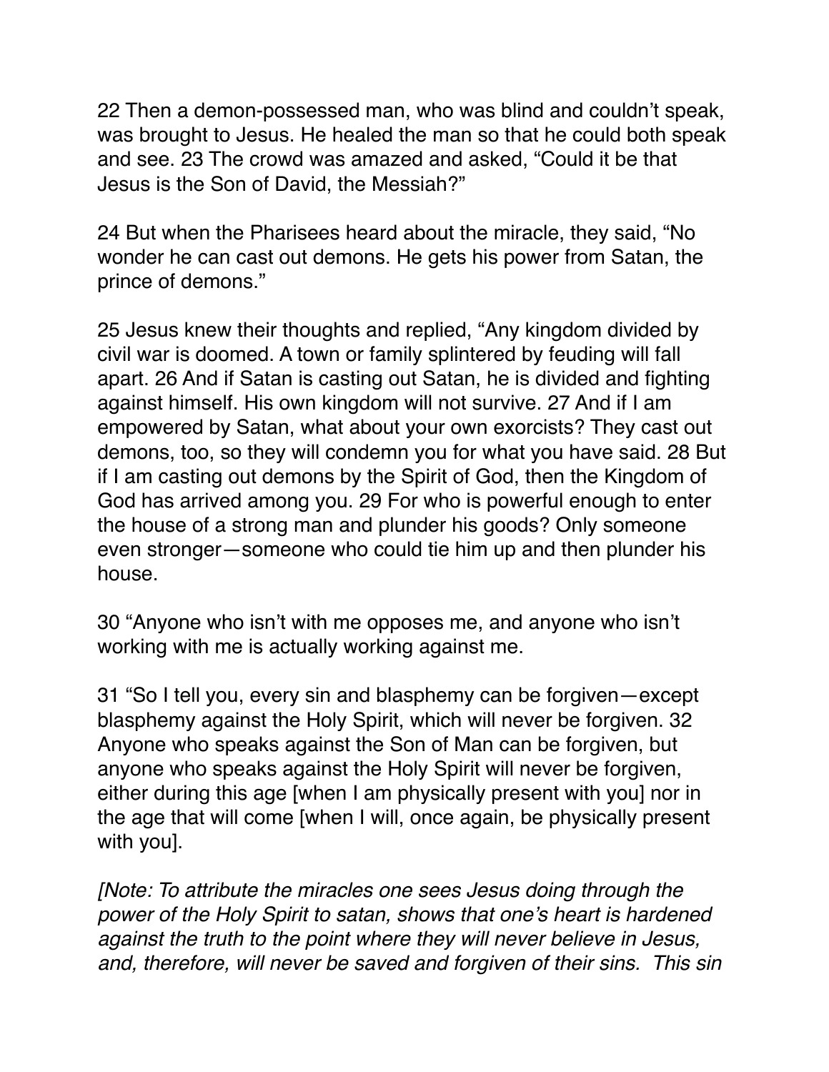22 Then a demon-possessed man, who was blind and couldn't speak, was brought to Jesus. He healed the man so that he could both speak and see. 23 The crowd was amazed and asked, "Could it be that Jesus is the Son of David, the Messiah?"

24 But when the Pharisees heard about the miracle, they said, "No wonder he can cast out demons. He gets his power from Satan, the prince of demons."

25 Jesus knew their thoughts and replied, "Any kingdom divided by civil war is doomed. A town or family splintered by feuding will fall apart. 26 And if Satan is casting out Satan, he is divided and fighting against himself. His own kingdom will not survive. 27 And if I am empowered by Satan, what about your own exorcists? They cast out demons, too, so they will condemn you for what you have said. 28 But if I am casting out demons by the Spirit of God, then the Kingdom of God has arrived among you. 29 For who is powerful enough to enter the house of a strong man and plunder his goods? Only someone even stronger—someone who could tie him up and then plunder his house.

30 "Anyone who isn't with me opposes me, and anyone who isn't working with me is actually working against me.

31 "So I tell you, every sin and blasphemy can be forgiven—except blasphemy against the Holy Spirit, which will never be forgiven. 32 Anyone who speaks against the Son of Man can be forgiven, but anyone who speaks against the Holy Spirit will never be forgiven, either during this age [when I am physically present with you] nor in the age that will come [when I will, once again, be physically present with you].

*[Note: To attribute the miracles one sees Jesus doing through the power of the Holy Spirit to satan, shows that one's heart is hardened against the truth to the point where they will never believe in Jesus, and, therefore, will never be saved and forgiven of their sins. This sin*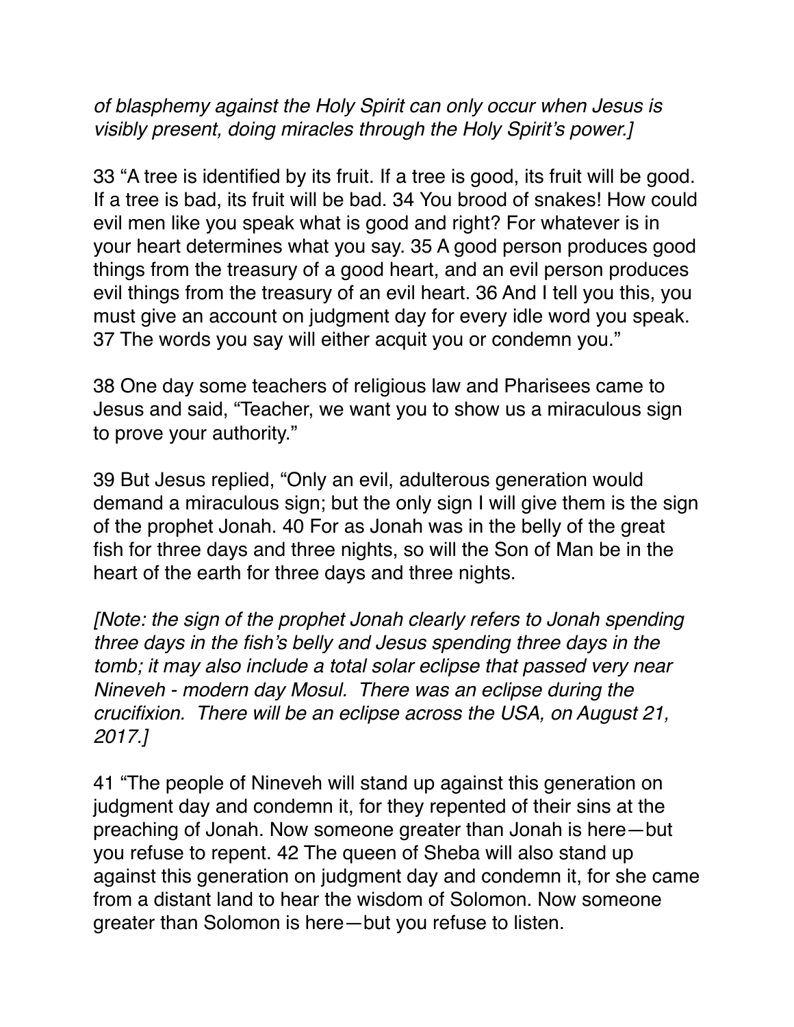*of blasphemy against the Holy Spirit can only occur when Jesus is visibly present, doing miracles through the Holy Spirit's power.]*

33 "A tree is identified by its fruit. If a tree is good, its fruit will be good. If a tree is bad, its fruit will be bad. 34 You brood of snakes! How could evil men like you speak what is good and right? For whatever is in your heart determines what you say. 35 A good person produces good things from the treasury of a good heart, and an evil person produces evil things from the treasury of an evil heart. 36 And I tell you this, you must give an account on judgment day for every idle word you speak. 37 The words you say will either acquit you or condemn you."

38 One day some teachers of religious law and Pharisees came to Jesus and said, "Teacher, we want you to show us a miraculous sign to prove your authority."

39 But Jesus replied, "Only an evil, adulterous generation would demand a miraculous sign; but the only sign I will give them is the sign of the prophet Jonah. 40 For as Jonah was in the belly of the great fish for three days and three nights, so will the Son of Man be in the heart of the earth for three days and three nights.

*[Note: the sign of the prophet Jonah clearly refers to Jonah spending three days in the fish's belly and Jesus spending three days in the tomb; it may also include a total solar eclipse that passed very near Nineveh - modern day Mosul. There was an eclipse during the crucifixion. There will be an eclipse across the USA, on August 21, 2017.]*

41 "The people of Nineveh will stand up against this generation on judgment day and condemn it, for they repented of their sins at the preaching of Jonah. Now someone greater than Jonah is here—but you refuse to repent. 42 The queen of Sheba will also stand up against this generation on judgment day and condemn it, for she came from a distant land to hear the wisdom of Solomon. Now someone greater than Solomon is here—but you refuse to listen.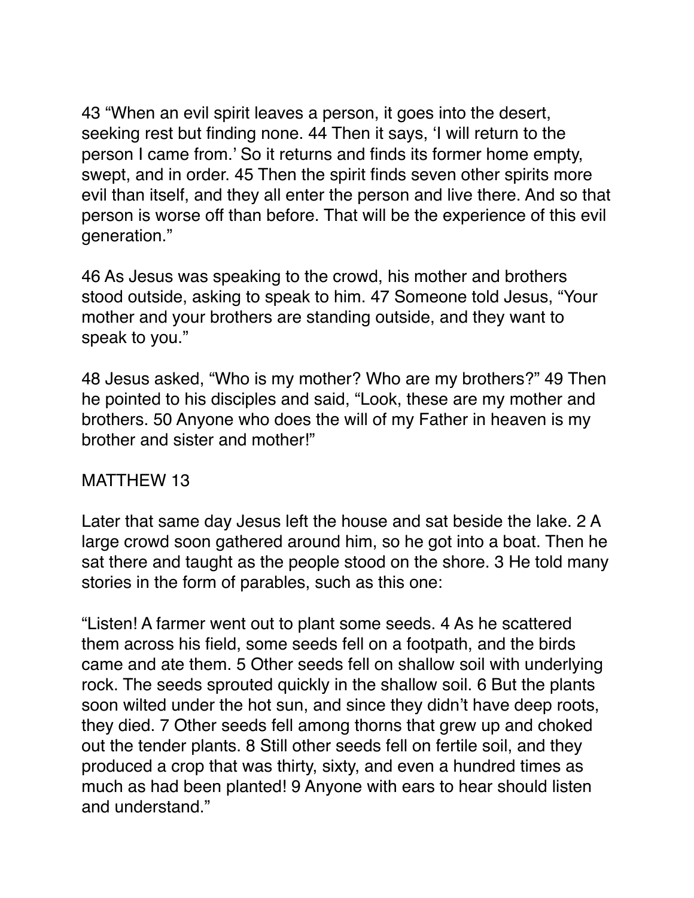43 "When an evil spirit leaves a person, it goes into the desert, seeking rest but finding none. 44 Then it says, 'I will return to the person I came from.' So it returns and finds its former home empty, swept, and in order. 45 Then the spirit finds seven other spirits more evil than itself, and they all enter the person and live there. And so that person is worse off than before. That will be the experience of this evil generation."

46 As Jesus was speaking to the crowd, his mother and brothers stood outside, asking to speak to him. 47 Someone told Jesus, "Your mother and your brothers are standing outside, and they want to speak to you."

48 Jesus asked, "Who is my mother? Who are my brothers?" 49 Then he pointed to his disciples and said, "Look, these are my mother and brothers. 50 Anyone who does the will of my Father in heaven is my brother and sister and mother!"

## MATTHEW 13

Later that same day Jesus left the house and sat beside the lake. 2 A large crowd soon gathered around him, so he got into a boat. Then he sat there and taught as the people stood on the shore. 3 He told many stories in the form of parables, such as this one:

"Listen! A farmer went out to plant some seeds. 4 As he scattered them across his field, some seeds fell on a footpath, and the birds came and ate them. 5 Other seeds fell on shallow soil with underlying rock. The seeds sprouted quickly in the shallow soil. 6 But the plants soon wilted under the hot sun, and since they didn't have deep roots, they died. 7 Other seeds fell among thorns that grew up and choked out the tender plants. 8 Still other seeds fell on fertile soil, and they produced a crop that was thirty, sixty, and even a hundred times as much as had been planted! 9 Anyone with ears to hear should listen and understand."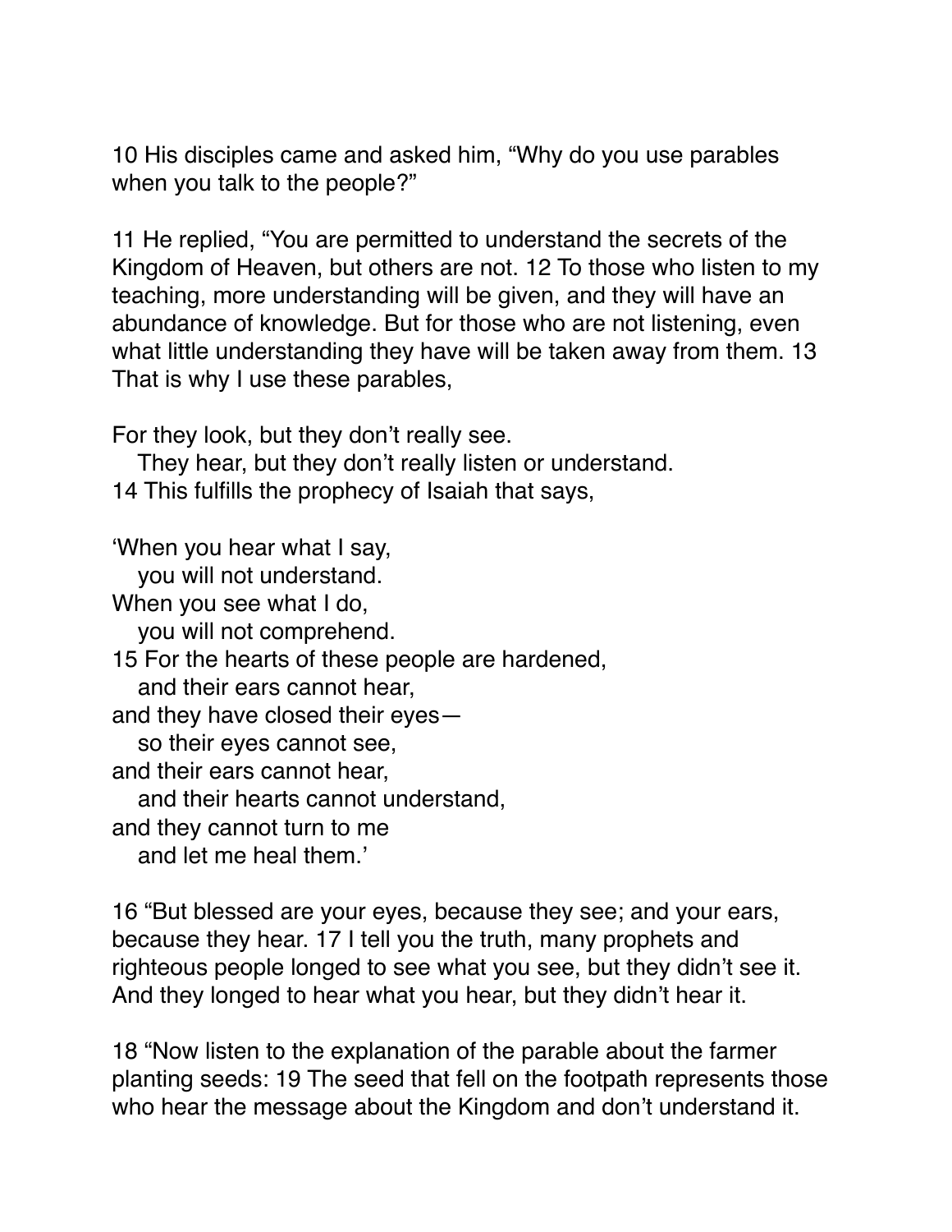10 His disciples came and asked him, “Why do you use parables when you talk to the people?”

11 He replied, “You are permitted to understand the secrets of the Kingdom of Heaven, but others are not. 12 To those who listen to my teaching, more understanding will be given, and they will have an abundance of knowledge. But for those who are not listening, even what little understanding they have will be taken away from them. 13 That is why I use these parables,

For they look, but they don’t really see.  
   They hear, but they don’t really listen or understand.  
14 This fulfills the prophecy of Isaiah that says,

‘When you hear what I say,  
   you will not understand.  
When you see what I do,  
   you will not comprehend.  
15 For the hearts of these people are hardened,  
   and their ears cannot hear,  
and they have closed their eyes—  
   so their eyes cannot see,  
and their ears cannot hear,  
   and their hearts cannot understand,  
and they cannot turn to me  
   and let me heal them.’

16 “But blessed are your eyes, because they see; and your ears, because they hear. 17 I tell you the truth, many prophets and righteous people longed to see what you see, but they didn’t see it. And they longed to hear what you hear, but they didn’t hear it.

18 “Now listen to the explanation of the parable about the farmer planting seeds: 19 The seed that fell on the footpath represents those who hear the message about the Kingdom and don’t understand it.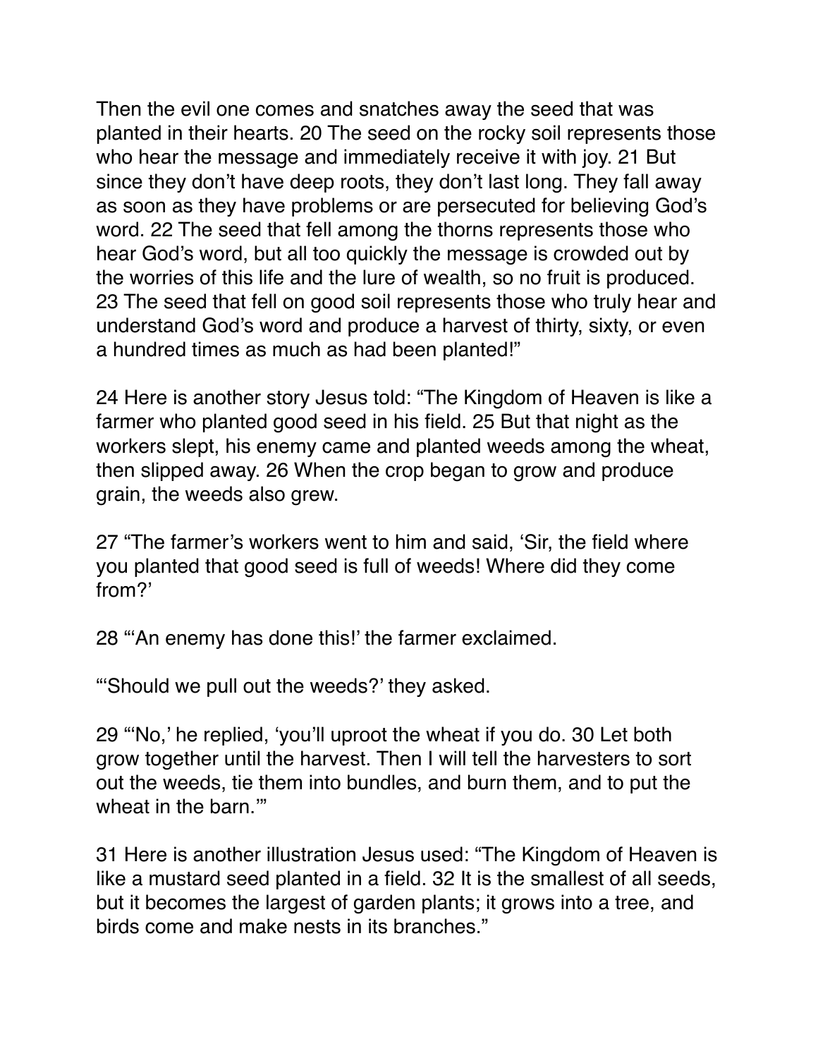Then the evil one comes and snatches away the seed that was planted in their hearts. 20 The seed on the rocky soil represents those who hear the message and immediately receive it with joy. 21 But since they don't have deep roots, they don't last long. They fall away as soon as they have problems or are persecuted for believing God's word. 22 The seed that fell among the thorns represents those who hear God's word, but all too quickly the message is crowded out by the worries of this life and the lure of wealth, so no fruit is produced. 23 The seed that fell on good soil represents those who truly hear and understand God's word and produce a harvest of thirty, sixty, or even a hundred times as much as had been planted!"

24 Here is another story Jesus told: "The Kingdom of Heaven is like a farmer who planted good seed in his field. 25 But that night as the workers slept, his enemy came and planted weeds among the wheat, then slipped away. 26 When the crop began to grow and produce grain, the weeds also grew.

27 "The farmer's workers went to him and said, 'Sir, the field where you planted that good seed is full of weeds! Where did they come from?'

28 "'An enemy has done this!' the farmer exclaimed.

"'Should we pull out the weeds?' they asked.

29 "'No,' he replied, 'you'll uproot the wheat if you do. 30 Let both grow together until the harvest. Then I will tell the harvesters to sort out the weeds, tie them into bundles, and burn them, and to put the wheat in the barn.'"

31 Here is another illustration Jesus used: "The Kingdom of Heaven is like a mustard seed planted in a field. 32 It is the smallest of all seeds, but it becomes the largest of garden plants; it grows into a tree, and birds come and make nests in its branches."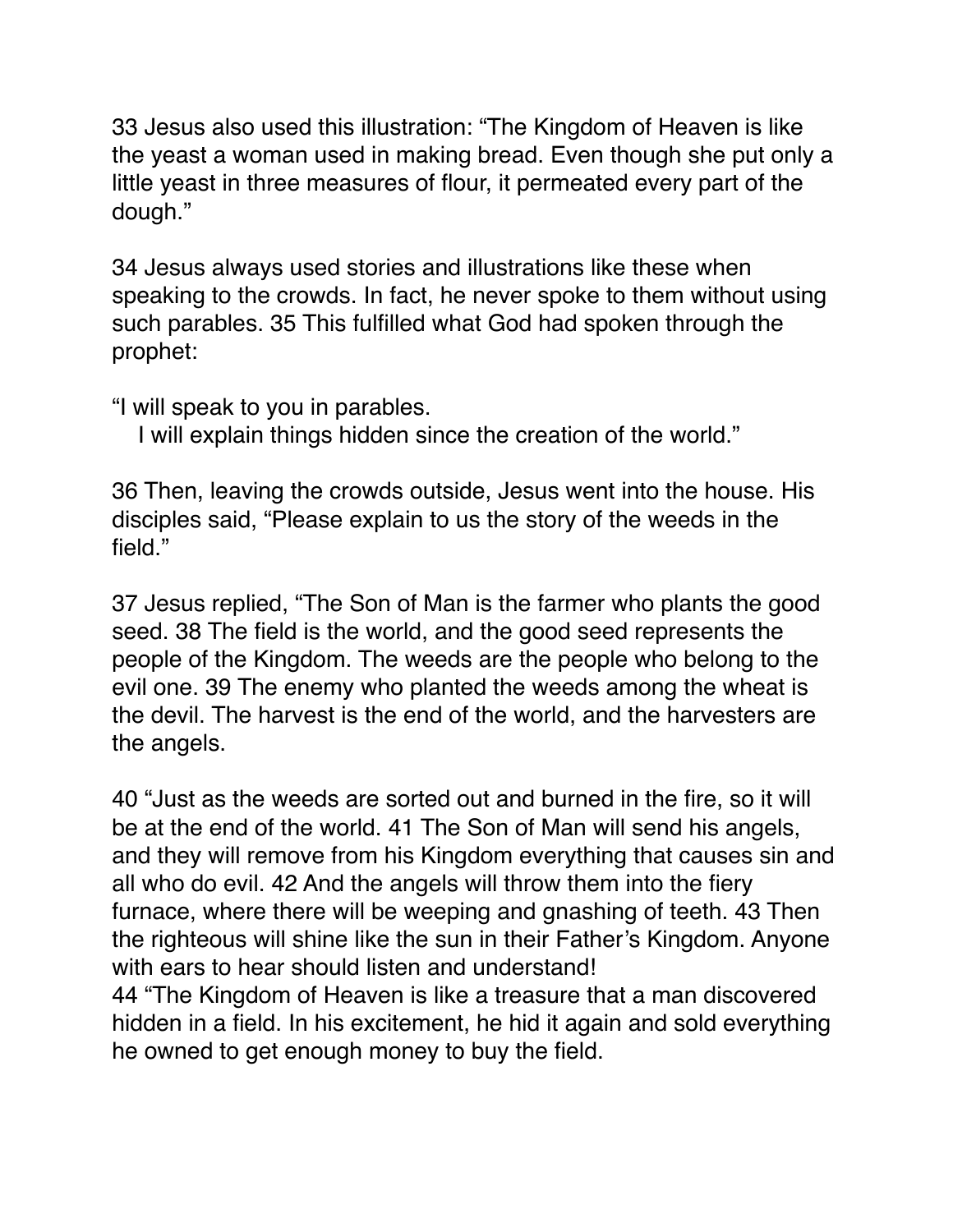33 Jesus also used this illustration: “The Kingdom of Heaven is like the yeast a woman used in making bread. Even though she put only a little yeast in three measures of flour, it permeated every part of the dough.”

34 Jesus always used stories and illustrations like these when speaking to the crowds. In fact, he never spoke to them without using such parables. 35 This fulfilled what God had spoken through the prophet:

“I will speak to you in parables.
  I will explain things hidden since the creation of the world.”

36 Then, leaving the crowds outside, Jesus went into the house. His disciples said, “Please explain to us the story of the weeds in the field.”

37 Jesus replied, “The Son of Man is the farmer who plants the good seed. 38 The field is the world, and the good seed represents the people of the Kingdom. The weeds are the people who belong to the evil one. 39 The enemy who planted the weeds among the wheat is the devil. The harvest is the end of the world, and the harvesters are the angels.

40 “Just as the weeds are sorted out and burned in the fire, so it will be at the end of the world. 41 The Son of Man will send his angels, and they will remove from his Kingdom everything that causes sin and all who do evil. 42 And the angels will throw them into the fiery furnace, where there will be weeping and gnashing of teeth. 43 Then the righteous will shine like the sun in their Father’s Kingdom. Anyone with ears to hear should listen and understand!
44 “The Kingdom of Heaven is like a treasure that a man discovered hidden in a field. In his excitement, he hid it again and sold everything he owned to get enough money to buy the field.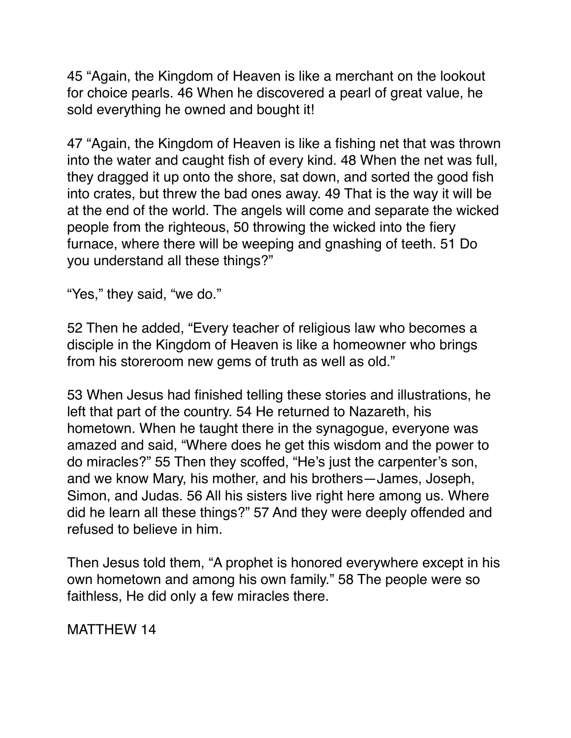45 “Again, the Kingdom of Heaven is like a merchant on the lookout for choice pearls. 46 When he discovered a pearl of great value, he sold everything he owned and bought it!

47 “Again, the Kingdom of Heaven is like a fishing net that was thrown into the water and caught fish of every kind. 48 When the net was full, they dragged it up onto the shore, sat down, and sorted the good fish into crates, but threw the bad ones away. 49 That is the way it will be at the end of the world. The angels will come and separate the wicked people from the righteous, 50 throwing the wicked into the fiery furnace, where there will be weeping and gnashing of teeth. 51 Do you understand all these things?”

“Yes,” they said, “we do.”

52 Then he added, “Every teacher of religious law who becomes a disciple in the Kingdom of Heaven is like a homeowner who brings from his storeroom new gems of truth as well as old.”

53 When Jesus had finished telling these stories and illustrations, he left that part of the country. 54 He returned to Nazareth, his hometown. When he taught there in the synagogue, everyone was amazed and said, “Where does he get this wisdom and the power to do miracles?” 55 Then they scoffed, “He’s just the carpenter’s son, and we know Mary, his mother, and his brothers—James, Joseph, Simon, and Judas. 56 All his sisters live right here among us. Where did he learn all these things?” 57 And they were deeply offended and refused to believe in him.

Then Jesus told them, “A prophet is honored everywhere except in his own hometown and among his own family.” 58 The people were so faithless, He did only a few miracles there.

# MATTHEW 14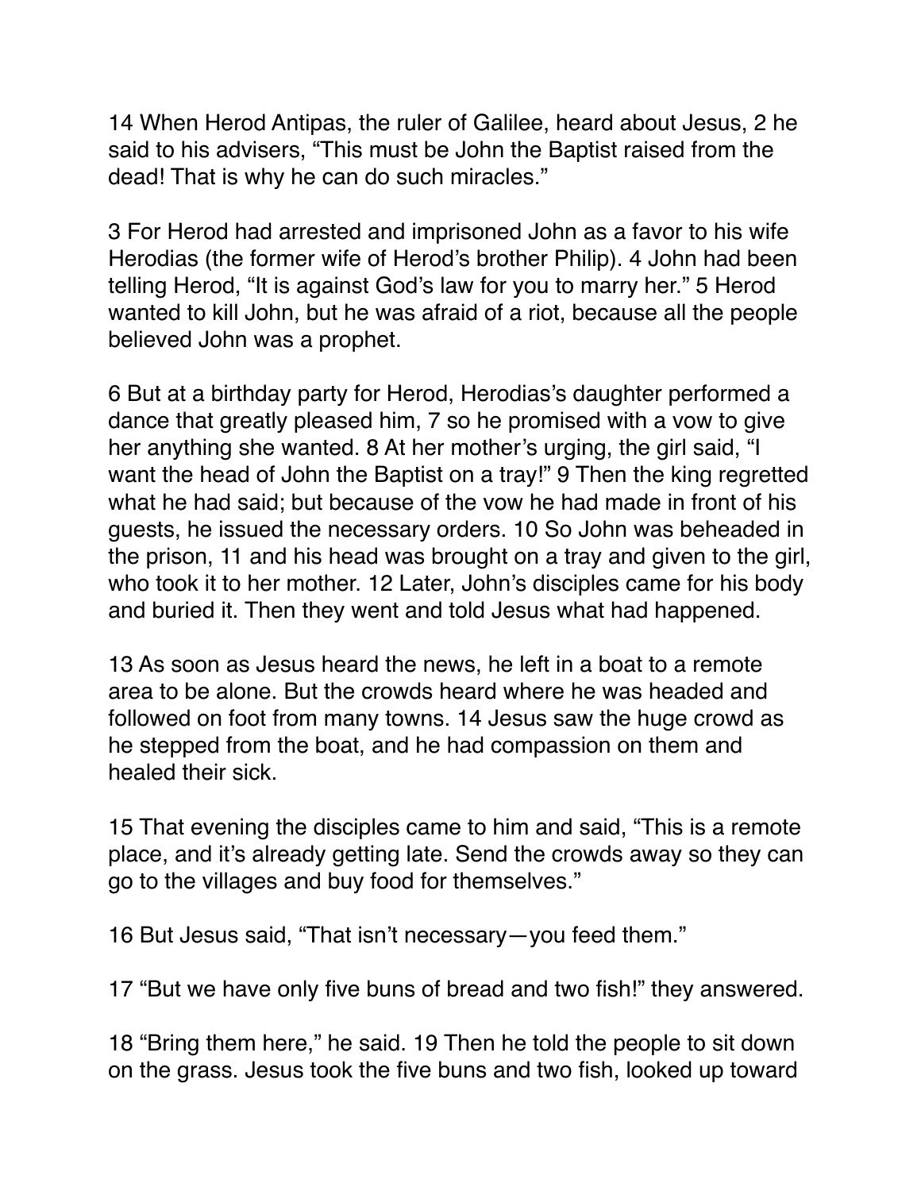14 When Herod Antipas, the ruler of Galilee, heard about Jesus, 2 he said to his advisers, “This must be John the Baptist raised from the dead! That is why he can do such miracles.”

3 For Herod had arrested and imprisoned John as a favor to his wife Herodias (the former wife of Herod’s brother Philip). 4 John had been telling Herod, “It is against God’s law for you to marry her.” 5 Herod wanted to kill John, but he was afraid of a riot, because all the people believed John was a prophet.

6 But at a birthday party for Herod, Herodias’s daughter performed a dance that greatly pleased him, 7 so he promised with a vow to give her anything she wanted. 8 At her mother’s urging, the girl said, “I want the head of John the Baptist on a tray!” 9 Then the king regretted what he had said; but because of the vow he had made in front of his guests, he issued the necessary orders. 10 So John was beheaded in the prison, 11 and his head was brought on a tray and given to the girl, who took it to her mother. 12 Later, John’s disciples came for his body and buried it. Then they went and told Jesus what had happened.

13 As soon as Jesus heard the news, he left in a boat to a remote area to be alone. But the crowds heard where he was headed and followed on foot from many towns. 14 Jesus saw the huge crowd as he stepped from the boat, and he had compassion on them and healed their sick.

15 That evening the disciples came to him and said, “This is a remote place, and it’s already getting late. Send the crowds away so they can go to the villages and buy food for themselves.”

16 But Jesus said, “That isn’t necessary—you feed them.”

17 “But we have only five buns of bread and two fish!” they answered.

18 “Bring them here,” he said. 19 Then he told the people to sit down on the grass. Jesus took the five buns and two fish, looked up toward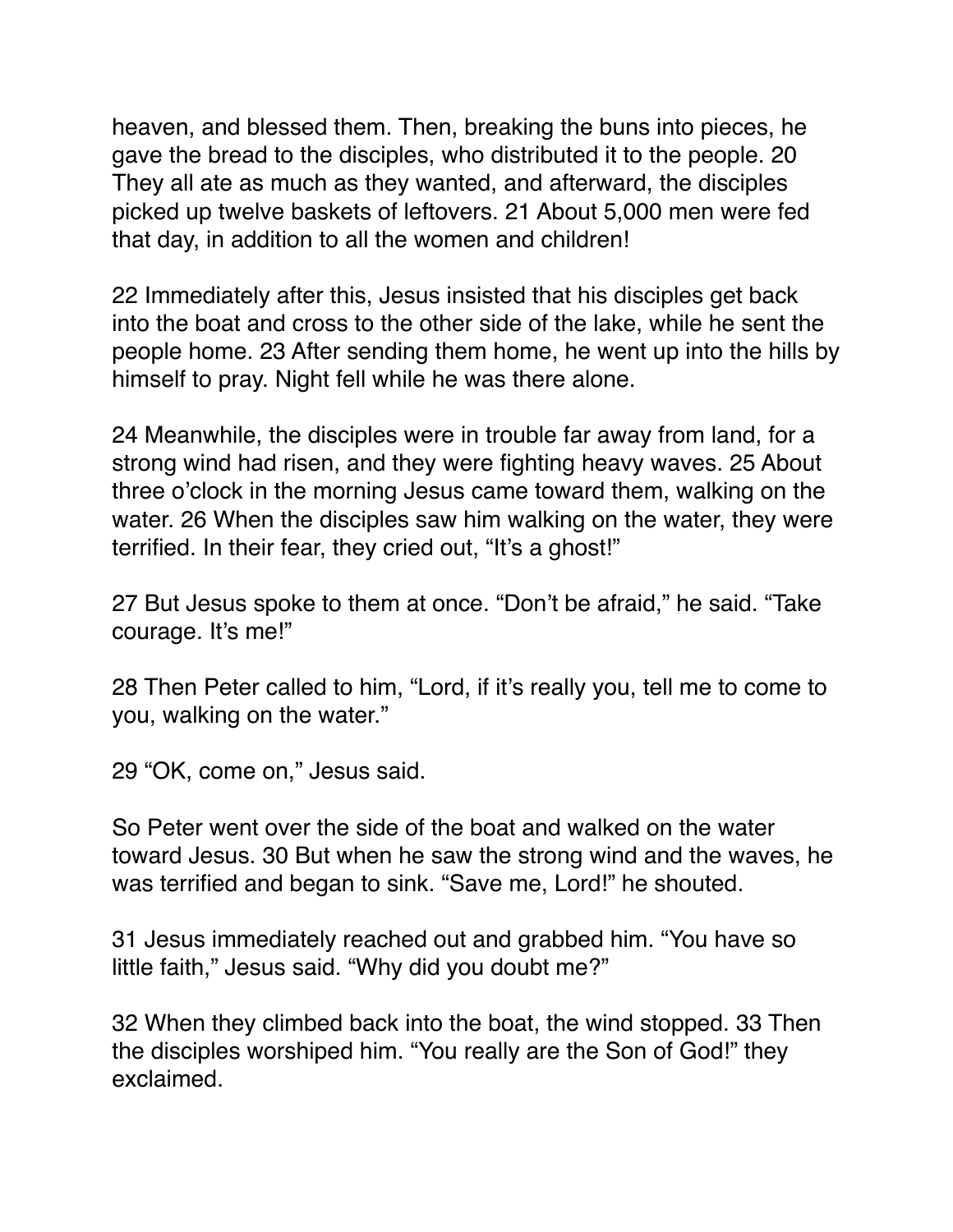heaven, and blessed them. Then, breaking the buns into pieces, he gave the bread to the disciples, who distributed it to the people. 20 They all ate as much as they wanted, and afterward, the disciples picked up twelve baskets of leftovers. 21 About 5,000 men were fed that day, in addition to all the women and children!

22 Immediately after this, Jesus insisted that his disciples get back into the boat and cross to the other side of the lake, while he sent the people home. 23 After sending them home, he went up into the hills by himself to pray. Night fell while he was there alone.

24 Meanwhile, the disciples were in trouble far away from land, for a strong wind had risen, and they were fighting heavy waves. 25 About three o'clock in the morning Jesus came toward them, walking on the water. 26 When the disciples saw him walking on the water, they were terrified. In their fear, they cried out, "It's a ghost!"

27 But Jesus spoke to them at once. "Don't be afraid," he said. "Take courage. It's me!"

28 Then Peter called to him, "Lord, if it's really you, tell me to come to you, walking on the water."

29 "OK, come on," Jesus said.

So Peter went over the side of the boat and walked on the water toward Jesus. 30 But when he saw the strong wind and the waves, he was terrified and began to sink. "Save me, Lord!" he shouted.

31 Jesus immediately reached out and grabbed him. "You have so little faith," Jesus said. "Why did you doubt me?"

32 When they climbed back into the boat, the wind stopped. 33 Then the disciples worshiped him. "You really are the Son of God!" they exclaimed.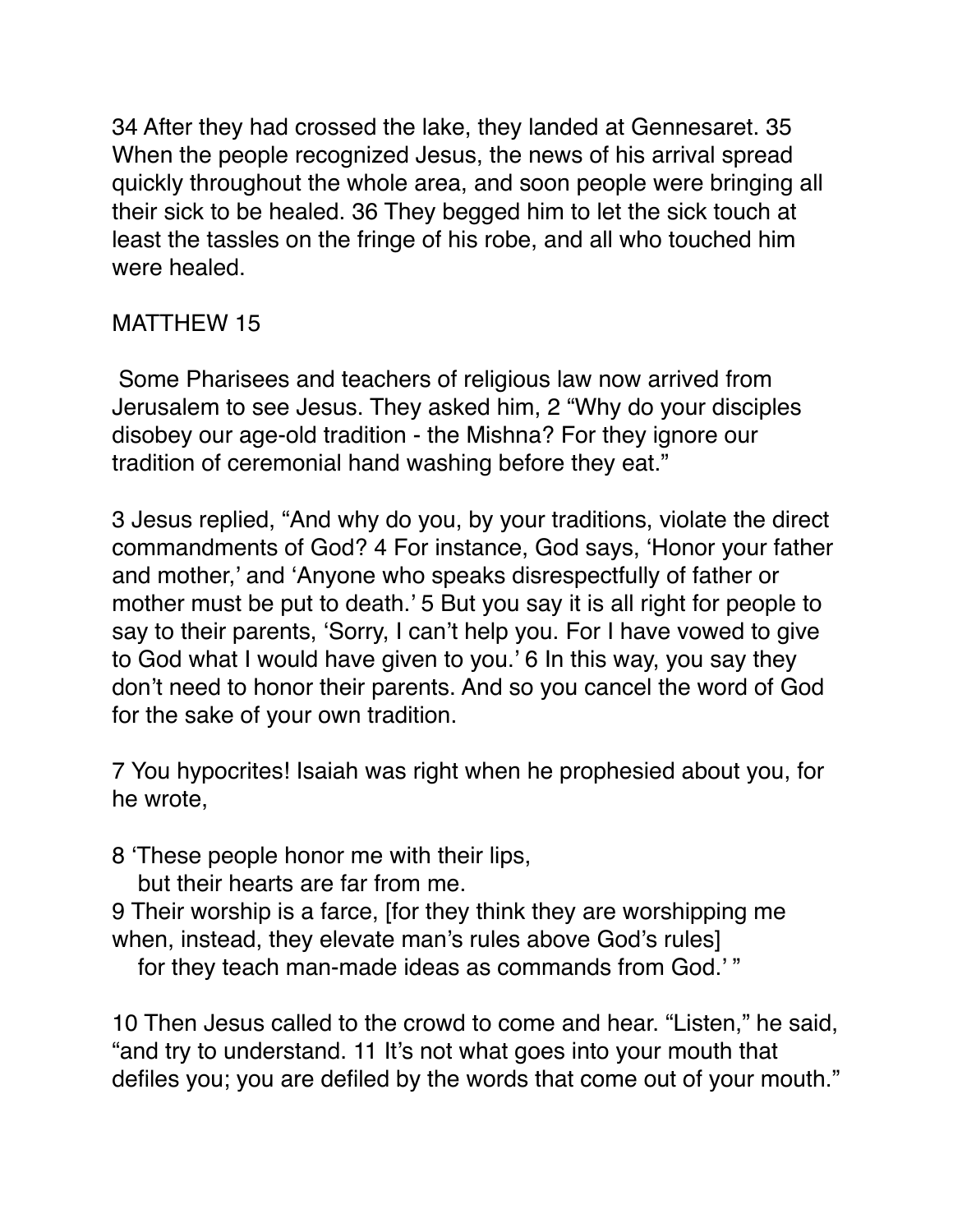34 After they had crossed the lake, they landed at Gennesaret. 35 When the people recognized Jesus, the news of his arrival spread quickly throughout the whole area, and soon people were bringing all their sick to be healed. 36 They begged him to let the sick touch at least the tassles on the fringe of his robe, and all who touched him were healed.

## MATTHEW 15

Some Pharisees and teachers of religious law now arrived from Jerusalem to see Jesus. They asked him, 2 "Why do your disciples disobey our age-old tradition - the Mishna? For they ignore our tradition of ceremonial hand washing before they eat."

3 Jesus replied, "And why do you, by your traditions, violate the direct commandments of God? 4 For instance, God says, 'Honor your father and mother,' and 'Anyone who speaks disrespectfully of father or mother must be put to death.' 5 But you say it is all right for people to say to their parents, 'Sorry, I can't help you. For I have vowed to give to God what I would have given to you.' 6 In this way, you say they don't need to honor their parents. And so you cancel the word of God for the sake of your own tradition.

7 You hypocrites! Isaiah was right when he prophesied about you, for he wrote,

8 'These people honor me with their lips,
   but their hearts are far from me.
9 Their worship is a farce, [for they think they are worshipping me when, instead, they elevate man's rules above God's rules]
   for they teach man-made ideas as commands from God.' "

10 Then Jesus called to the crowd to come and hear. "Listen," he said, "and try to understand. 11 It's not what goes into your mouth that defiles you; you are defiled by the words that come out of your mouth."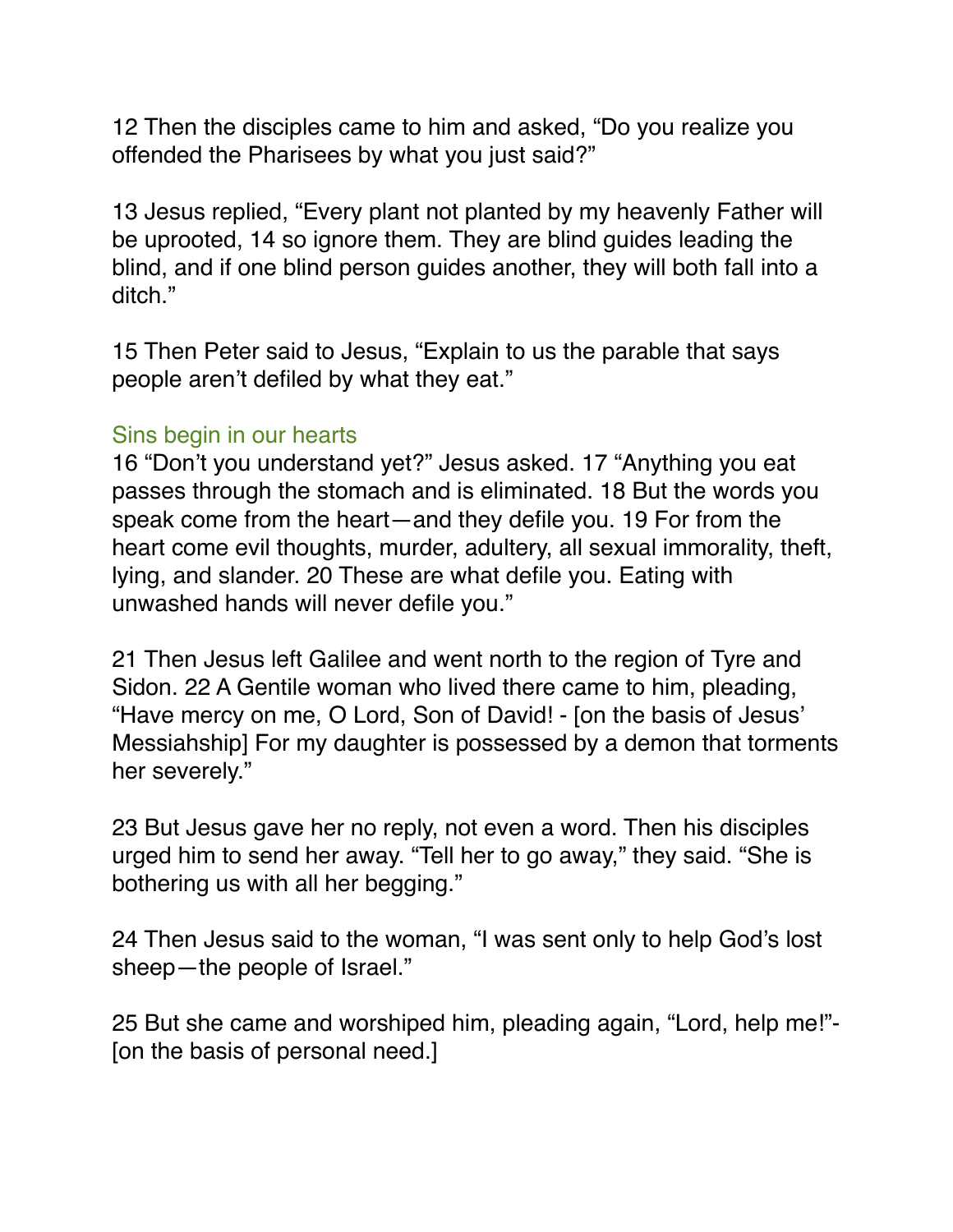12 Then the disciples came to him and asked, “Do you realize you offended the Pharisees by what you just said?”

13 Jesus replied, “Every plant not planted by my heavenly Father will be uprooted, 14 so ignore them. They are blind guides leading the blind, and if one blind person guides another, they will both fall into a ditch.”

15 Then Peter said to Jesus, “Explain to us the parable that says people aren’t defiled by what they eat.”

### Sins begin in our hearts

16 “Don’t you understand yet?” Jesus asked. 17 “Anything you eat passes through the stomach and is eliminated. 18 But the words you speak come from the heart—and they defile you. 19 For from the heart come evil thoughts, murder, adultery, all sexual immorality, theft, lying, and slander. 20 These are what defile you. Eating with unwashed hands will never defile you.”

21 Then Jesus left Galilee and went north to the region of Tyre and Sidon. 22 A Gentile woman who lived there came to him, pleading, “Have mercy on me, O Lord, Son of David! - [on the basis of Jesus’ Messiahship] For my daughter is possessed by a demon that torments her severely.”

23 But Jesus gave her no reply, not even a word. Then his disciples urged him to send her away. “Tell her to go away,” they said. “She is bothering us with all her begging.”

24 Then Jesus said to the woman, “I was sent only to help God’s lost sheep—the people of Israel.”

25 But she came and worshiped him, pleading again, “Lord, help me!”- [on the basis of personal need.]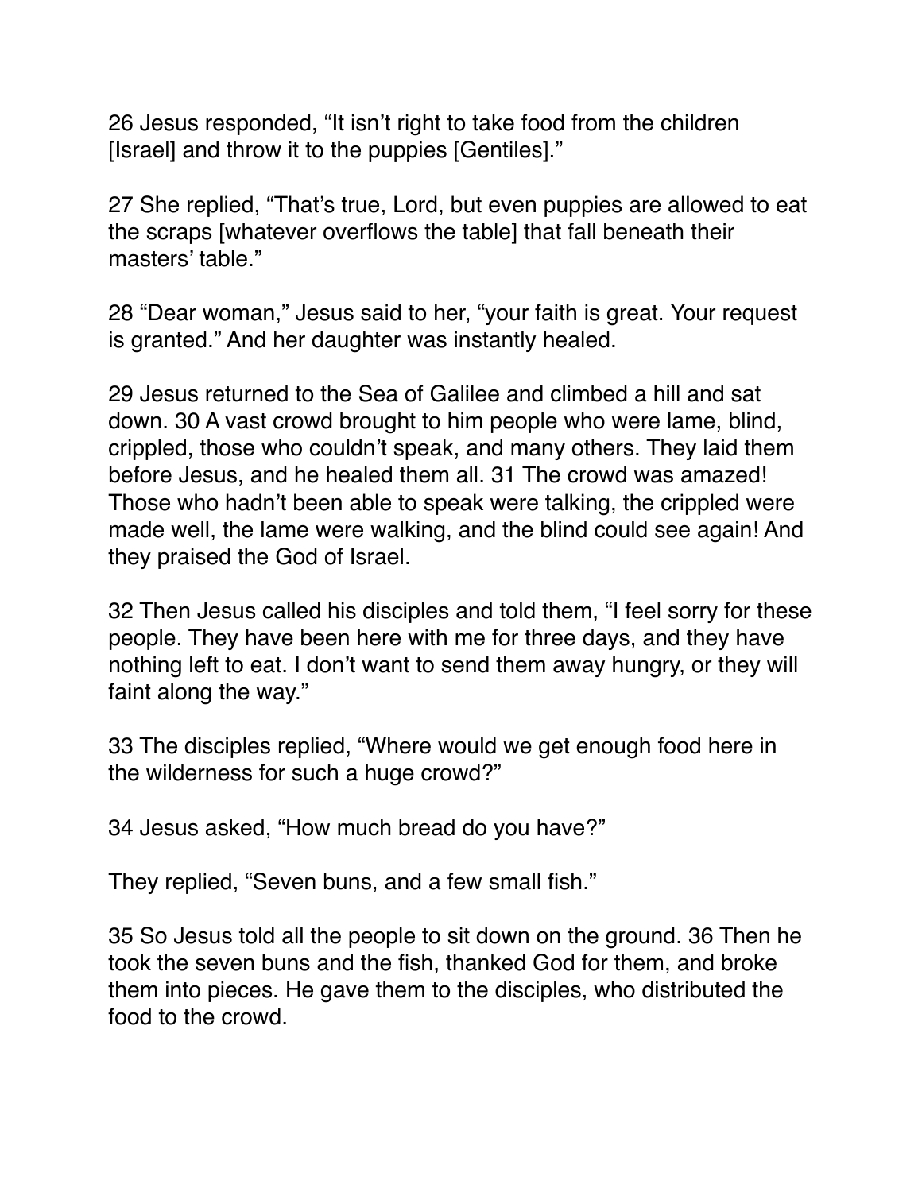26 Jesus responded, “It isn’t right to take food from the children [Israel] and throw it to the puppies [Gentiles].”

27 She replied, “That’s true, Lord, but even puppies are allowed to eat the scraps [whatever overflows the table] that fall beneath their masters’ table.”

28 “Dear woman,” Jesus said to her, “your faith is great. Your request is granted.” And her daughter was instantly healed.

29 Jesus returned to the Sea of Galilee and climbed a hill and sat down. 30 A vast crowd brought to him people who were lame, blind, crippled, those who couldn’t speak, and many others. They laid them before Jesus, and he healed them all. 31 The crowd was amazed! Those who hadn’t been able to speak were talking, the crippled were made well, the lame were walking, and the blind could see again! And they praised the God of Israel.

32 Then Jesus called his disciples and told them, “I feel sorry for these people. They have been here with me for three days, and they have nothing left to eat. I don’t want to send them away hungry, or they will faint along the way.”

33 The disciples replied, “Where would we get enough food here in the wilderness for such a huge crowd?”

34 Jesus asked, “How much bread do you have?”

They replied, “Seven buns, and a few small fish.”

35 So Jesus told all the people to sit down on the ground. 36 Then he took the seven buns and the fish, thanked God for them, and broke them into pieces. He gave them to the disciples, who distributed the food to the crowd.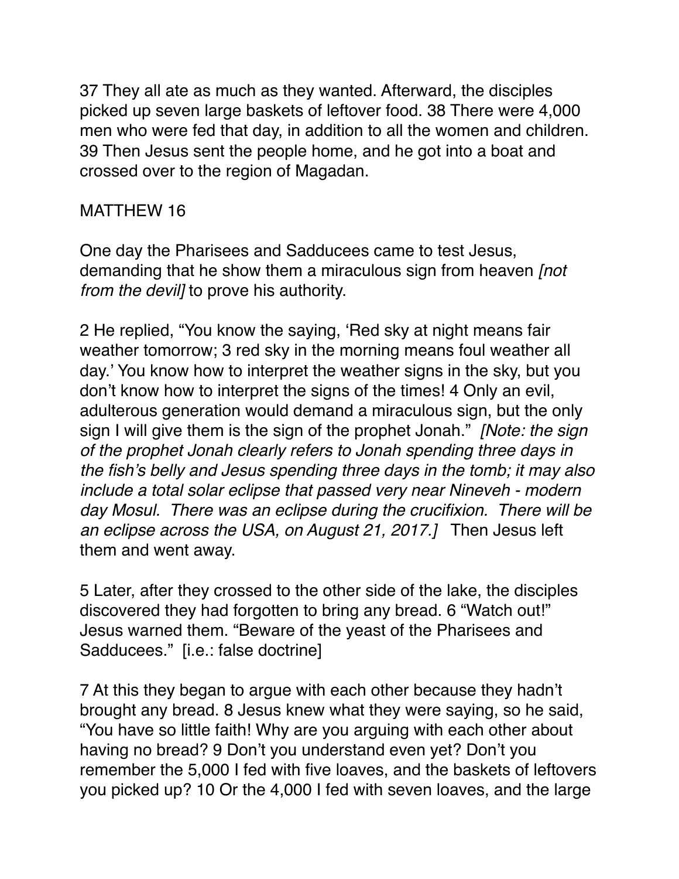37 They all ate as much as they wanted. Afterward, the disciples picked up seven large baskets of leftover food. 38 There were 4,000 men who were fed that day, in addition to all the women and children. 39 Then Jesus sent the people home, and he got into a boat and crossed over to the region of Magadan.

MATTHEW 16

One day the Pharisees and Sadducees came to test Jesus, demanding that he show them a miraculous sign from heaven *[not from the devil]* to prove his authority.

2 He replied, “You know the saying, ‘Red sky at night means fair weather tomorrow; 3 red sky in the morning means foul weather all day.’ You know how to interpret the weather signs in the sky, but you don’t know how to interpret the signs of the times! 4 Only an evil, adulterous generation would demand a miraculous sign, but the only sign I will give them is the sign of the prophet Jonah.” *[Note: the sign of the prophet Jonah clearly refers to Jonah spending three days in the fish’s belly and Jesus spending three days in the tomb; it may also include a total solar eclipse that passed very near Nineveh - modern day Mosul. There was an eclipse during the crucifixion. There will be an eclipse across the USA, on August 21, 2017.]* Then Jesus left them and went away.

5 Later, after they crossed to the other side of the lake, the disciples discovered they had forgotten to bring any bread. 6 “Watch out!” Jesus warned them. “Beware of the yeast of the Pharisees and Sadducees.” [i.e.: false doctrine]

7 At this they began to argue with each other because they hadn’t brought any bread. 8 Jesus knew what they were saying, so he said, “You have so little faith! Why are you arguing with each other about having no bread? 9 Don’t you understand even yet? Don’t you remember the 5,000 I fed with five loaves, and the baskets of leftovers you picked up? 10 Or the 4,000 I fed with seven loaves, and the large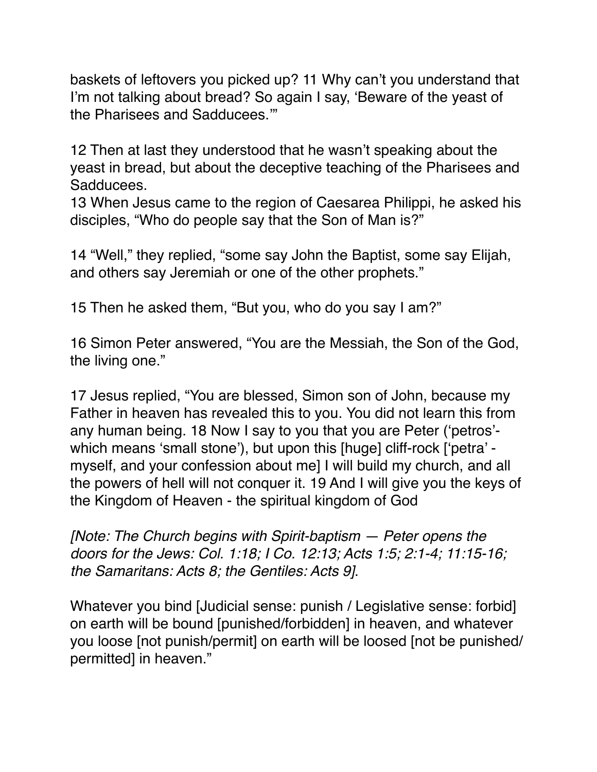baskets of leftovers you picked up? 11 Why can't you understand that I'm not talking about bread? So again I say, 'Beware of the yeast of the Pharisees and Sadducees.'"

12 Then at last they understood that he wasn't speaking about the yeast in bread, but about the deceptive teaching of the Pharisees and Sadducees.
13 When Jesus came to the region of Caesarea Philippi, he asked his disciples, "Who do people say that the Son of Man is?"

14 "Well," they replied, "some say John the Baptist, some say Elijah, and others say Jeremiah or one of the other prophets."

15 Then he asked them, "But you, who do you say I am?"

16 Simon Peter answered, "You are the Messiah, the Son of the God, the living one."

17 Jesus replied, "You are blessed, Simon son of John, because my Father in heaven has revealed this to you. You did not learn this from any human being. 18 Now I say to you that you are Peter ('petros'- which means 'small stone'), but upon this [huge] cliff-rock ['petra' - myself, and your confession about me] I will build my church, and all the powers of hell will not conquer it. 19 And I will give you the keys of the Kingdom of Heaven - the spiritual kingdom of God

*[Note: The Church begins with Spirit-baptism — Peter opens the doors for the Jews: Col. 1:18; I Co. 12:13; Acts 1:5; 2:1-4; 11:15-16; the Samaritans: Acts 8; the Gentiles: Acts 9]*.

Whatever you bind [Judicial sense: punish / Legislative sense: forbid] on earth will be bound [punished/forbidden] in heaven, and whatever you loose [not punish/permit] on earth will be loosed [not be punished/ permitted] in heaven."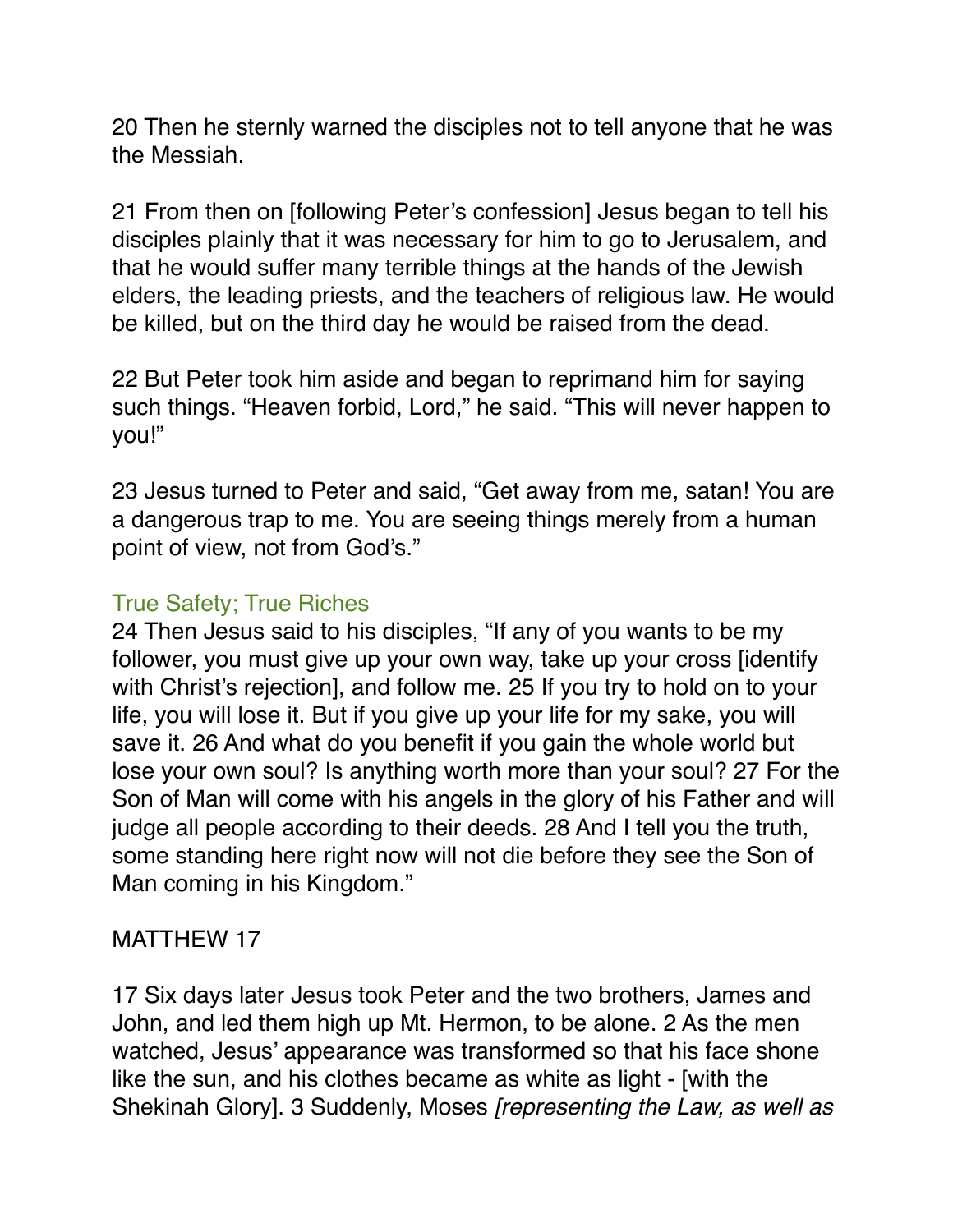20 Then he sternly warned the disciples not to tell anyone that he was the Messiah.

21 From then on [following Peter's confession] Jesus began to tell his disciples plainly that it was necessary for him to go to Jerusalem, and that he would suffer many terrible things at the hands of the Jewish elders, the leading priests, and the teachers of religious law. He would be killed, but on the third day he would be raised from the dead.

22 But Peter took him aside and began to reprimand him for saying such things. "Heaven forbid, Lord," he said. "This will never happen to you!"

23 Jesus turned to Peter and said, "Get away from me, satan! You are a dangerous trap to me. You are seeing things merely from a human point of view, not from God's."

### True Safety; True Riches

24 Then Jesus said to his disciples, "If any of you wants to be my follower, you must give up your own way, take up your cross [identify with Christ's rejection], and follow me. 25 If you try to hold on to your life, you will lose it. But if you give up your life for my sake, you will save it. 26 And what do you benefit if you gain the whole world but lose your own soul? Is anything worth more than your soul? 27 For the Son of Man will come with his angels in the glory of his Father and will judge all people according to their deeds. 28 And I tell you the truth, some standing here right now will not die before they see the Son of Man coming in his Kingdom."

## MATTHEW 17

17 Six days later Jesus took Peter and the two brothers, James and John, and led them high up Mt. Hermon, to be alone. 2 As the men watched, Jesus' appearance was transformed so that his face shone like the sun, and his clothes became as white as light - [with the Shekinah Glory]. 3 Suddenly, Moses *[representing the Law, as well as*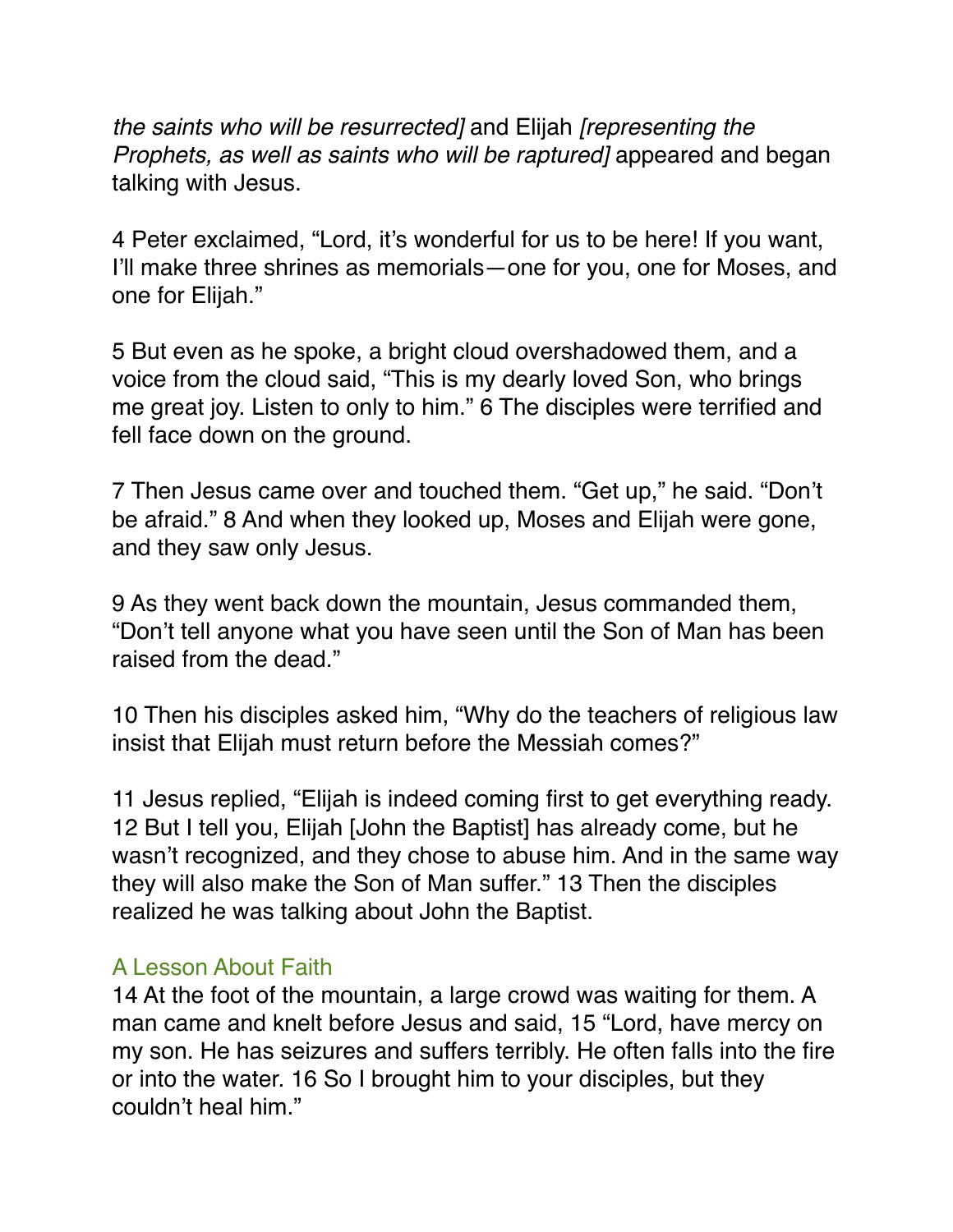*the saints who will be resurrected]* and Elijah *[representing the Prophets, as well as saints who will be raptured]* appeared and began talking with Jesus.

4 Peter exclaimed, "Lord, it's wonderful for us to be here! If you want, I'll make three shrines as memorials—one for you, one for Moses, and one for Elijah."

5 But even as he spoke, a bright cloud overshadowed them, and a voice from the cloud said, "This is my dearly loved Son, who brings me great joy. Listen to only to him." 6 The disciples were terrified and fell face down on the ground.

7 Then Jesus came over and touched them. "Get up," he said. "Don't be afraid." 8 And when they looked up, Moses and Elijah were gone, and they saw only Jesus.

9 As they went back down the mountain, Jesus commanded them, "Don't tell anyone what you have seen until the Son of Man has been raised from the dead."

10 Then his disciples asked him, "Why do the teachers of religious law insist that Elijah must return before the Messiah comes?"

11 Jesus replied, "Elijah is indeed coming first to get everything ready. 12 But I tell you, Elijah [John the Baptist] has already come, but he wasn't recognized, and they chose to abuse him. And in the same way they will also make the Son of Man suffer." 13 Then the disciples realized he was talking about John the Baptist.

### A Lesson About Faith

14 At the foot of the mountain, a large crowd was waiting for them. A man came and knelt before Jesus and said, 15 "Lord, have mercy on my son. He has seizures and suffers terribly. He often falls into the fire or into the water. 16 So I brought him to your disciples, but they couldn't heal him."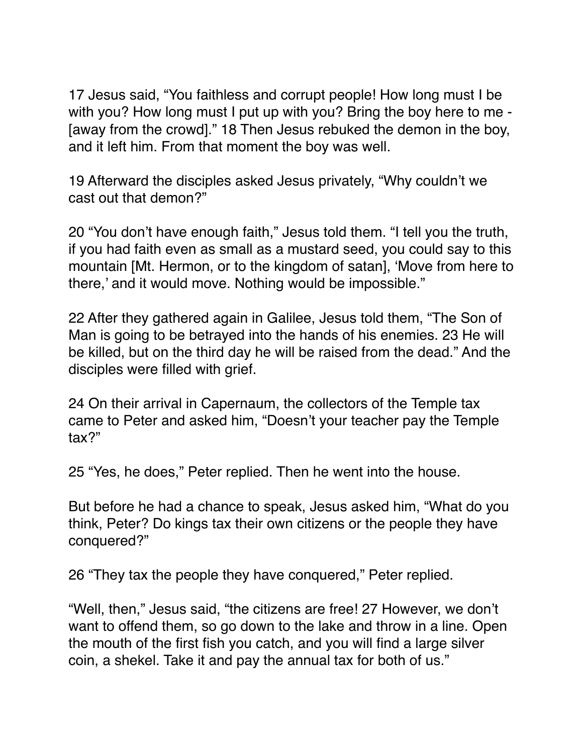17 Jesus said, “You faithless and corrupt people! How long must I be with you? How long must I put up with you? Bring the boy here to me - [away from the crowd].” 18 Then Jesus rebuked the demon in the boy, and it left him. From that moment the boy was well.

19 Afterward the disciples asked Jesus privately, “Why couldn’t we cast out that demon?”

20 “You don’t have enough faith,” Jesus told them. “I tell you the truth, if you had faith even as small as a mustard seed, you could say to this mountain [Mt. Hermon, or to the kingdom of satan], ‘Move from here to there,’ and it would move. Nothing would be impossible.”

22 After they gathered again in Galilee, Jesus told them, “The Son of Man is going to be betrayed into the hands of his enemies. 23 He will be killed, but on the third day he will be raised from the dead.” And the disciples were filled with grief.

24 On their arrival in Capernaum, the collectors of the Temple tax came to Peter and asked him, “Doesn’t your teacher pay the Temple tax?”

25 “Yes, he does,” Peter replied. Then he went into the house.

But before he had a chance to speak, Jesus asked him, “What do you think, Peter? Do kings tax their own citizens or the people they have conquered?”

26 “They tax the people they have conquered,” Peter replied.

“Well, then,” Jesus said, “the citizens are free! 27 However, we don’t want to offend them, so go down to the lake and throw in a line. Open the mouth of the first fish you catch, and you will find a large silver coin, a shekel. Take it and pay the annual tax for both of us.”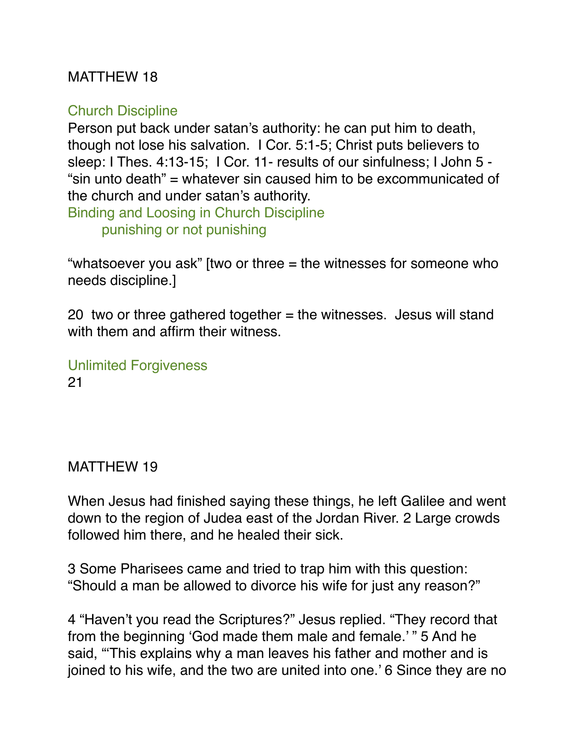MATTHEW 18

## Church Discipline

Person put back under satan's authority: he can put him to death, though not lose his salvation.  I Cor. 5:1-5; Christ puts believers to sleep: I Thes. 4:13-15;  I Cor. 11- results of our sinfulness; I John 5 - "sin unto death" = whatever sin caused him to be excommunicated of the church and under satan's authority.

## Binding and Loosing in Church Discipline

punishing or not punishing

"whatsoever you ask" [two or three = the witnesses for someone who needs discipline.]

20  two or three gathered together = the witnesses.  Jesus will stand with them and affirm their witness.

## Unlimited Forgiveness

21

MATTHEW 19

When Jesus had finished saying these things, he left Galilee and went down to the region of Judea east of the Jordan River. 2 Large crowds followed him there, and he healed their sick.

3 Some Pharisees came and tried to trap him with this question: "Should a man be allowed to divorce his wife for just any reason?"

4 "Haven't you read the Scriptures?" Jesus replied. "They record that from the beginning 'God made them male and female.' " 5 And he said, "'This explains why a man leaves his father and mother and is joined to his wife, and the two are united into one.' 6 Since they are no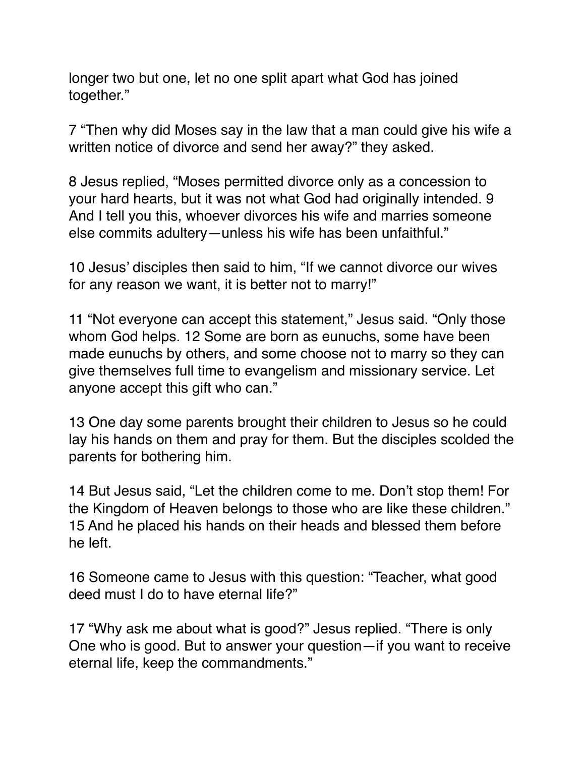longer two but one, let no one split apart what God has joined together."

7 "Then why did Moses say in the law that a man could give his wife a written notice of divorce and send her away?" they asked.

8 Jesus replied, "Moses permitted divorce only as a concession to your hard hearts, but it was not what God had originally intended. 9 And I tell you this, whoever divorces his wife and marries someone else commits adultery—unless his wife has been unfaithful."

10 Jesus' disciples then said to him, "If we cannot divorce our wives for any reason we want, it is better not to marry!"

11 "Not everyone can accept this statement," Jesus said. "Only those whom God helps. 12 Some are born as eunuchs, some have been made eunuchs by others, and some choose not to marry so they can give themselves full time to evangelism and missionary service. Let anyone accept this gift who can."

13 One day some parents brought their children to Jesus so he could lay his hands on them and pray for them. But the disciples scolded the parents for bothering him.

14 But Jesus said, "Let the children come to me. Don't stop them! For the Kingdom of Heaven belongs to those who are like these children." 15 And he placed his hands on their heads and blessed them before he left.

16 Someone came to Jesus with this question: "Teacher, what good deed must I do to have eternal life?"

17 "Why ask me about what is good?" Jesus replied. "There is only One who is good. But to answer your question—if you want to receive eternal life, keep the commandments."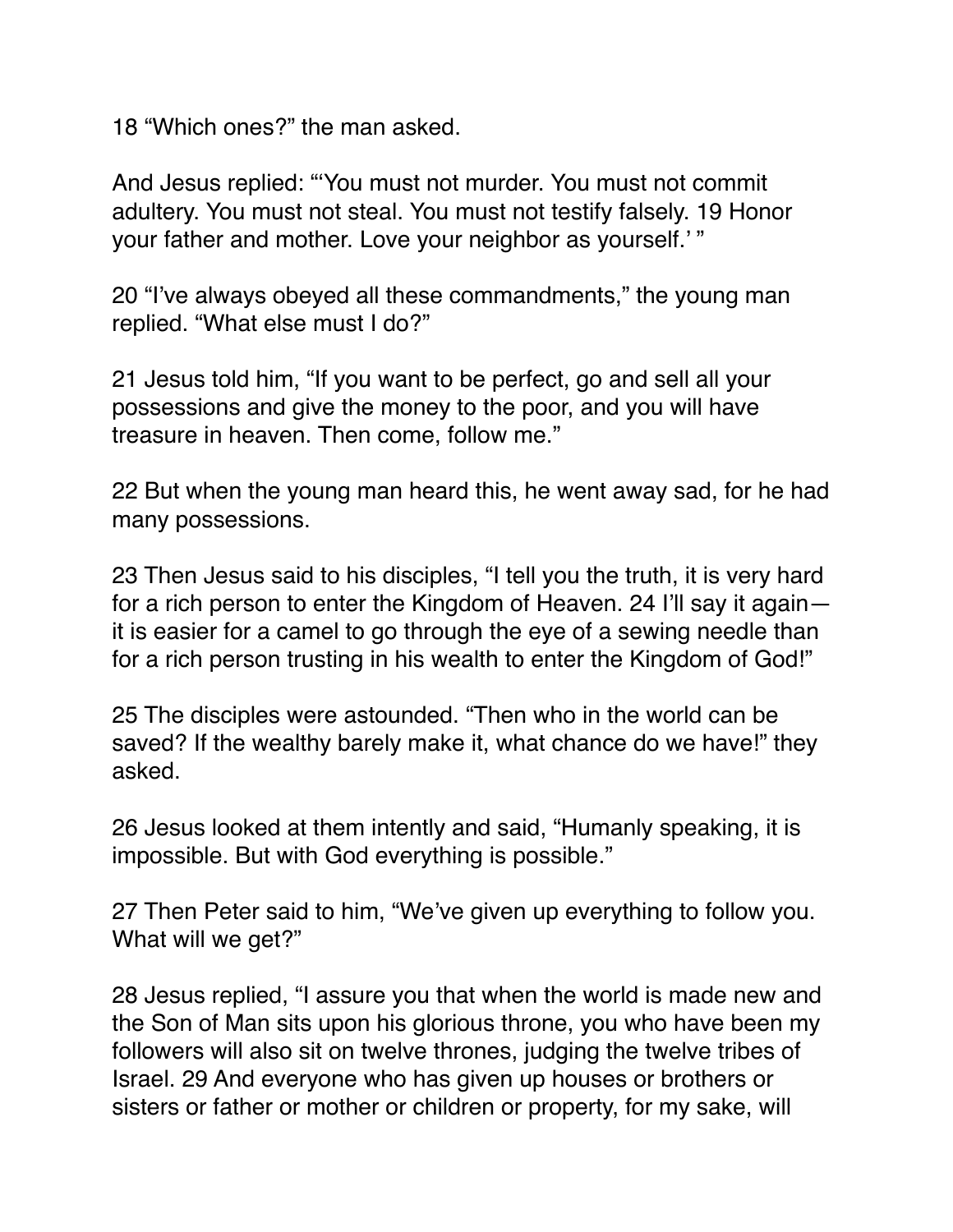18 “Which ones?” the man asked.

And Jesus replied: “‘You must not murder. You must not commit adultery. You must not steal. You must not testify falsely. 19 Honor your father and mother. Love your neighbor as yourself.’ ”

20 “I’ve always obeyed all these commandments,” the young man replied. “What else must I do?”

21 Jesus told him, “If you want to be perfect, go and sell all your possessions and give the money to the poor, and you will have treasure in heaven. Then come, follow me.”

22 But when the young man heard this, he went away sad, for he had many possessions.

23 Then Jesus said to his disciples, “I tell you the truth, it is very hard for a rich person to enter the Kingdom of Heaven. 24 I’ll say it again—it is easier for a camel to go through the eye of a sewing needle than for a rich person trusting in his wealth to enter the Kingdom of God!”

25 The disciples were astounded. “Then who in the world can be saved? If the wealthy barely make it, what chance do we have!” they asked.

26 Jesus looked at them intently and said, “Humanly speaking, it is impossible. But with God everything is possible.”

27 Then Peter said to him, “We’ve given up everything to follow you. What will we get?”

28 Jesus replied, “I assure you that when the world is made new and the Son of Man sits upon his glorious throne, you who have been my followers will also sit on twelve thrones, judging the twelve tribes of Israel. 29 And everyone who has given up houses or brothers or sisters or father or mother or children or property, for my sake, will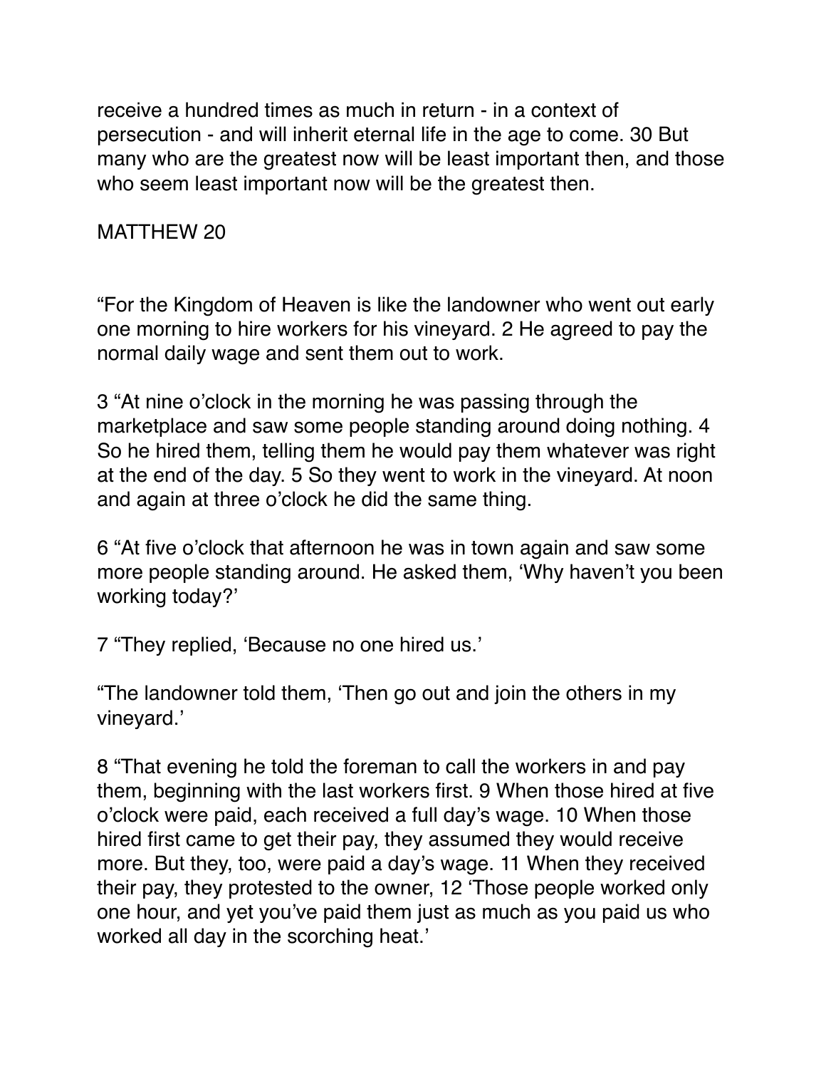receive a hundred times as much in return - in a context of persecution - and will inherit eternal life in the age to come. 30 But many who are the greatest now will be least important then, and those who seem least important now will be the greatest then.

## MATTHEW 20

“For the Kingdom of Heaven is like the landowner who went out early one morning to hire workers for his vineyard. 2 He agreed to pay the normal daily wage and sent them out to work.

3 “At nine o’clock in the morning he was passing through the marketplace and saw some people standing around doing nothing. 4 So he hired them, telling them he would pay them whatever was right at the end of the day. 5 So they went to work in the vineyard. At noon and again at three o’clock he did the same thing.

6 “At five o’clock that afternoon he was in town again and saw some more people standing around. He asked them, ‘Why haven’t you been working today?’

7 “They replied, ‘Because no one hired us.’

“The landowner told them, ‘Then go out and join the others in my vineyard.’

8 “That evening he told the foreman to call the workers in and pay them, beginning with the last workers first. 9 When those hired at five o’clock were paid, each received a full day’s wage. 10 When those hired first came to get their pay, they assumed they would receive more. But they, too, were paid a day’s wage. 11 When they received their pay, they protested to the owner, 12 ‘Those people worked only one hour, and yet you’ve paid them just as much as you paid us who worked all day in the scorching heat.’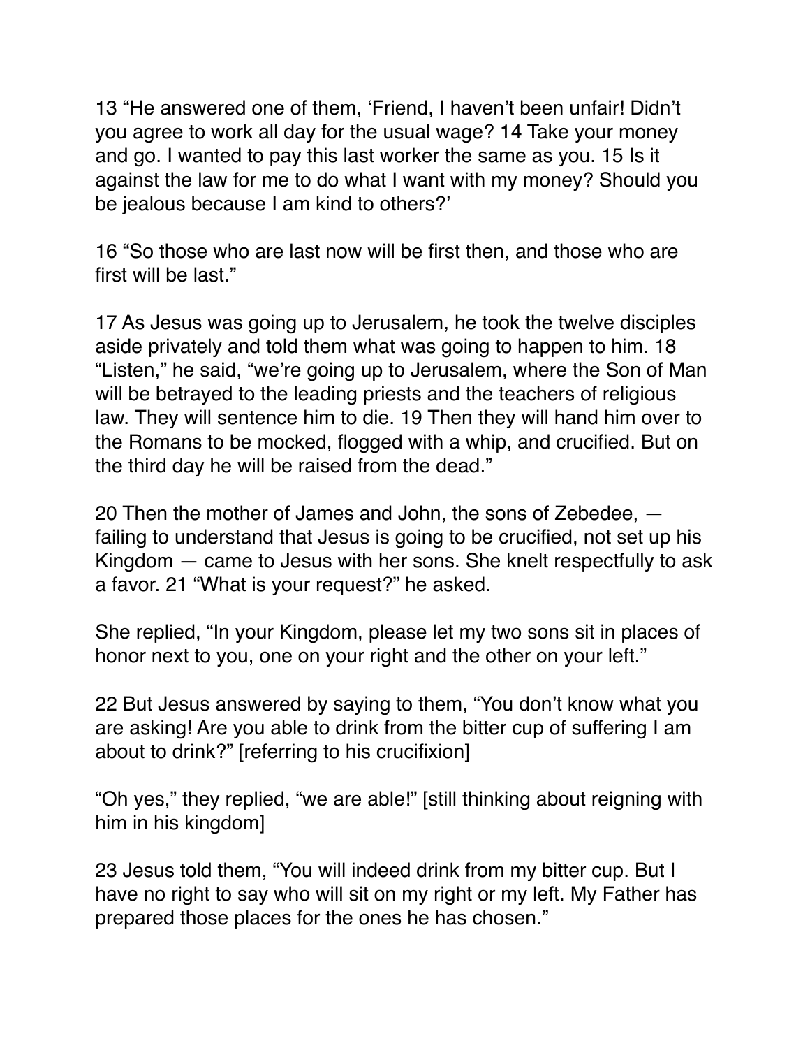13 “He answered one of them, ‘Friend, I haven’t been unfair! Didn’t you agree to work all day for the usual wage? 14 Take your money and go. I wanted to pay this last worker the same as you. 15 Is it against the law for me to do what I want with my money? Should you be jealous because I am kind to others?’

16 “So those who are last now will be first then, and those who are first will be last.”

17 As Jesus was going up to Jerusalem, he took the twelve disciples aside privately and told them what was going to happen to him. 18 “Listen,” he said, “we’re going up to Jerusalem, where the Son of Man will be betrayed to the leading priests and the teachers of religious law. They will sentence him to die. 19 Then they will hand him over to the Romans to be mocked, flogged with a whip, and crucified. But on the third day he will be raised from the dead.”

20 Then the mother of James and John, the sons of Zebedee, — failing to understand that Jesus is going to be crucified, not set up his Kingdom — came to Jesus with her sons. She knelt respectfully to ask a favor. 21 “What is your request?” he asked.

She replied, “In your Kingdom, please let my two sons sit in places of honor next to you, one on your right and the other on your left.”

22 But Jesus answered by saying to them, “You don’t know what you are asking! Are you able to drink from the bitter cup of suffering I am about to drink?” [referring to his crucifixion]

“Oh yes,” they replied, “we are able!” [still thinking about reigning with him in his kingdom]

23 Jesus told them, “You will indeed drink from my bitter cup. But I have no right to say who will sit on my right or my left. My Father has prepared those places for the ones he has chosen.”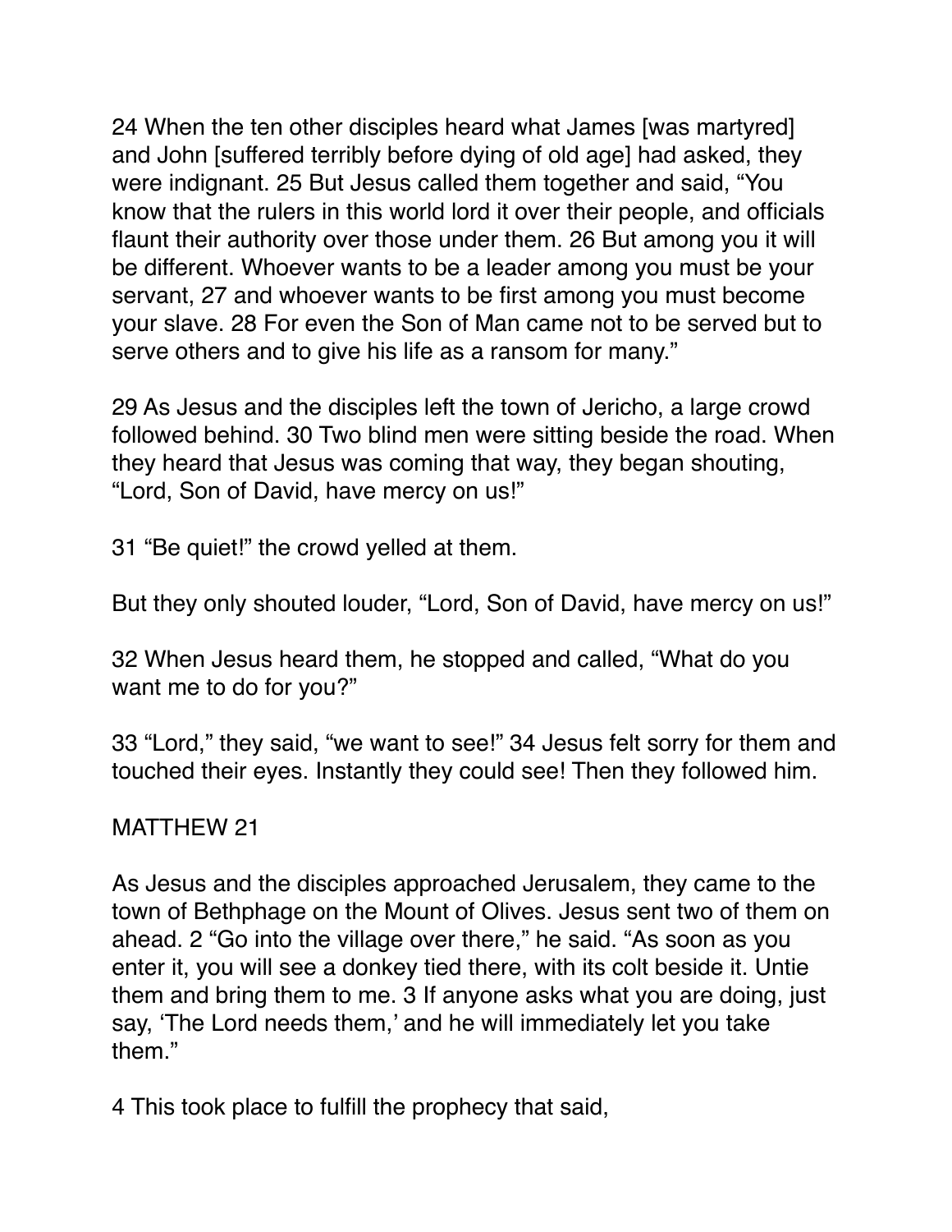24 When the ten other disciples heard what James [was martyred] and John [suffered terribly before dying of old age] had asked, they were indignant. 25 But Jesus called them together and said, “You know that the rulers in this world lord it over their people, and officials flaunt their authority over those under them. 26 But among you it will be different. Whoever wants to be a leader among you must be your servant, 27 and whoever wants to be first among you must become your slave. 28 For even the Son of Man came not to be served but to serve others and to give his life as a ransom for many.”

29 As Jesus and the disciples left the town of Jericho, a large crowd followed behind. 30 Two blind men were sitting beside the road. When they heard that Jesus was coming that way, they began shouting, “Lord, Son of David, have mercy on us!”

31 “Be quiet!” the crowd yelled at them.

But they only shouted louder, “Lord, Son of David, have mercy on us!”

32 When Jesus heard them, he stopped and called, “What do you want me to do for you?”

33 “Lord,” they said, “we want to see!” 34 Jesus felt sorry for them and touched their eyes. Instantly they could see! Then they followed him.

MATTHEW 21

As Jesus and the disciples approached Jerusalem, they came to the town of Bethphage on the Mount of Olives. Jesus sent two of them on ahead. 2 “Go into the village over there,” he said. “As soon as you enter it, you will see a donkey tied there, with its colt beside it. Untie them and bring them to me. 3 If anyone asks what you are doing, just say, ‘The Lord needs them,’ and he will immediately let you take them.”

4 This took place to fulfill the prophecy that said,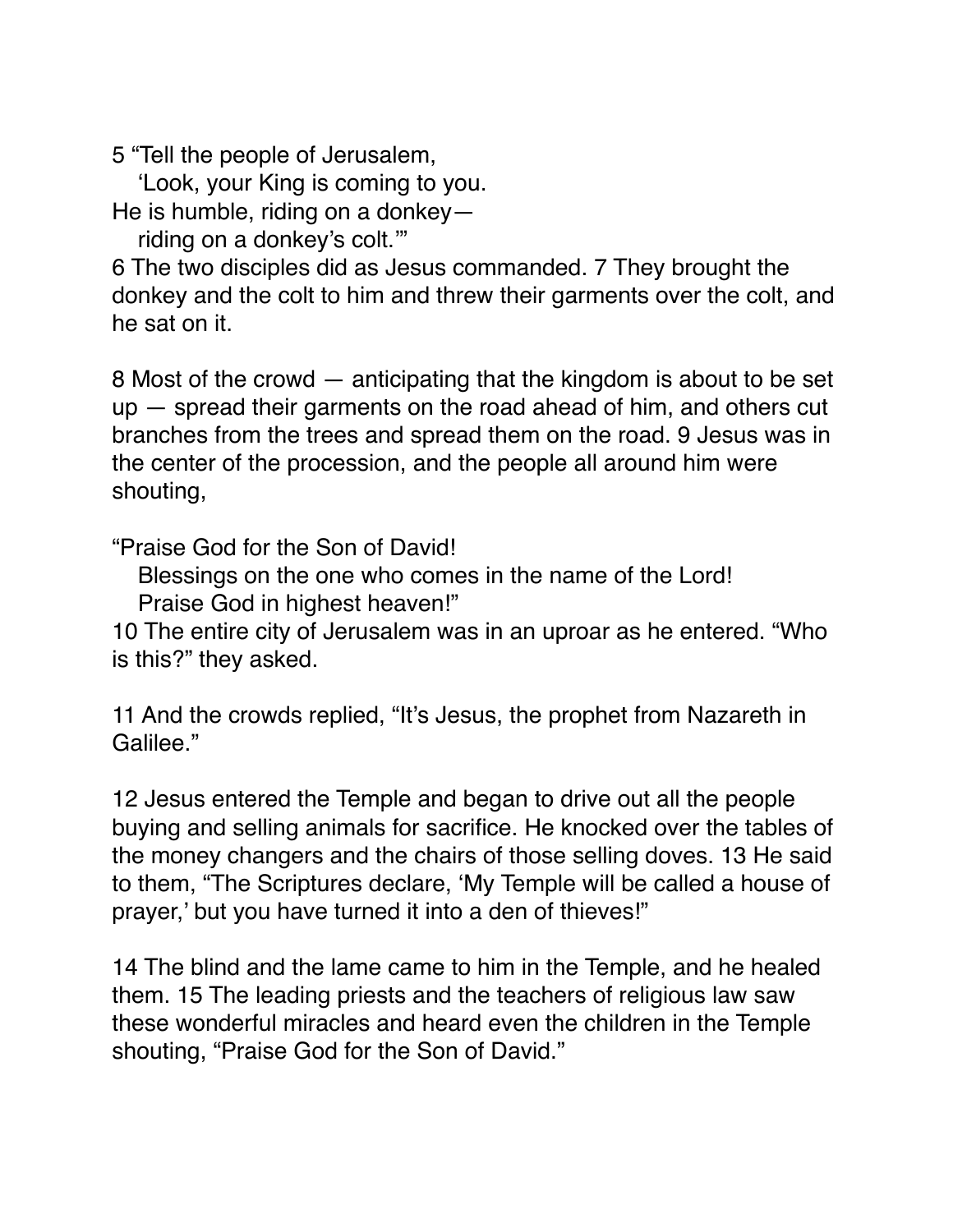5 “Tell the people of Jerusalem,
  ‘Look, your King is coming to you.
He is humble, riding on a donkey—
  riding on a donkey’s colt.’”
6 The two disciples did as Jesus commanded. 7 They brought the donkey and the colt to him and threw their garments over the colt, and he sat on it.

8 Most of the crowd — anticipating that the kingdom is about to be set up — spread their garments on the road ahead of him, and others cut branches from the trees and spread them on the road. 9 Jesus was in the center of the procession, and the people all around him were shouting,

“Praise God for the Son of David!
  Blessings on the one who comes in the name of the Lord!
  Praise God in highest heaven!”
10 The entire city of Jerusalem was in an uproar as he entered. “Who is this?” they asked.

11 And the crowds replied, “It’s Jesus, the prophet from Nazareth in Galilee.”

12 Jesus entered the Temple and began to drive out all the people buying and selling animals for sacrifice. He knocked over the tables of the money changers and the chairs of those selling doves. 13 He said to them, “The Scriptures declare, ‘My Temple will be called a house of prayer,’ but you have turned it into a den of thieves!”

14 The blind and the lame came to him in the Temple, and he healed them. 15 The leading priests and the teachers of religious law saw these wonderful miracles and heard even the children in the Temple shouting, “Praise God for the Son of David.”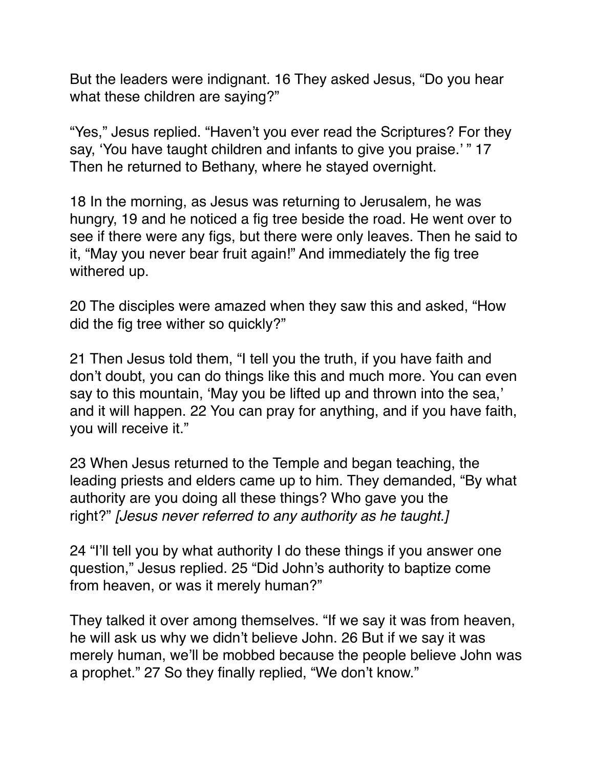But the leaders were indignant. 16 They asked Jesus, "Do you hear what these children are saying?"

"Yes," Jesus replied. "Haven't you ever read the Scriptures? For they say, 'You have taught children and infants to give you praise.' " 17 Then he returned to Bethany, where he stayed overnight.

18 In the morning, as Jesus was returning to Jerusalem, he was hungry, 19 and he noticed a fig tree beside the road. He went over to see if there were any figs, but there were only leaves. Then he said to it, "May you never bear fruit again!" And immediately the fig tree withered up.

20 The disciples were amazed when they saw this and asked, "How did the fig tree wither so quickly?"

21 Then Jesus told them, "I tell you the truth, if you have faith and don't doubt, you can do things like this and much more. You can even say to this mountain, 'May you be lifted up and thrown into the sea,' and it will happen. 22 You can pray for anything, and if you have faith, you will receive it."

23 When Jesus returned to the Temple and began teaching, the leading priests and elders came up to him. They demanded, "By what authority are you doing all these things? Who gave you the right?" *[Jesus never referred to any authority as he taught.]*

24 "I'll tell you by what authority I do these things if you answer one question," Jesus replied. 25 "Did John's authority to baptize come from heaven, or was it merely human?"

They talked it over among themselves. "If we say it was from heaven, he will ask us why we didn't believe John. 26 But if we say it was merely human, we'll be mobbed because the people believe John was a prophet." 27 So they finally replied, "We don't know."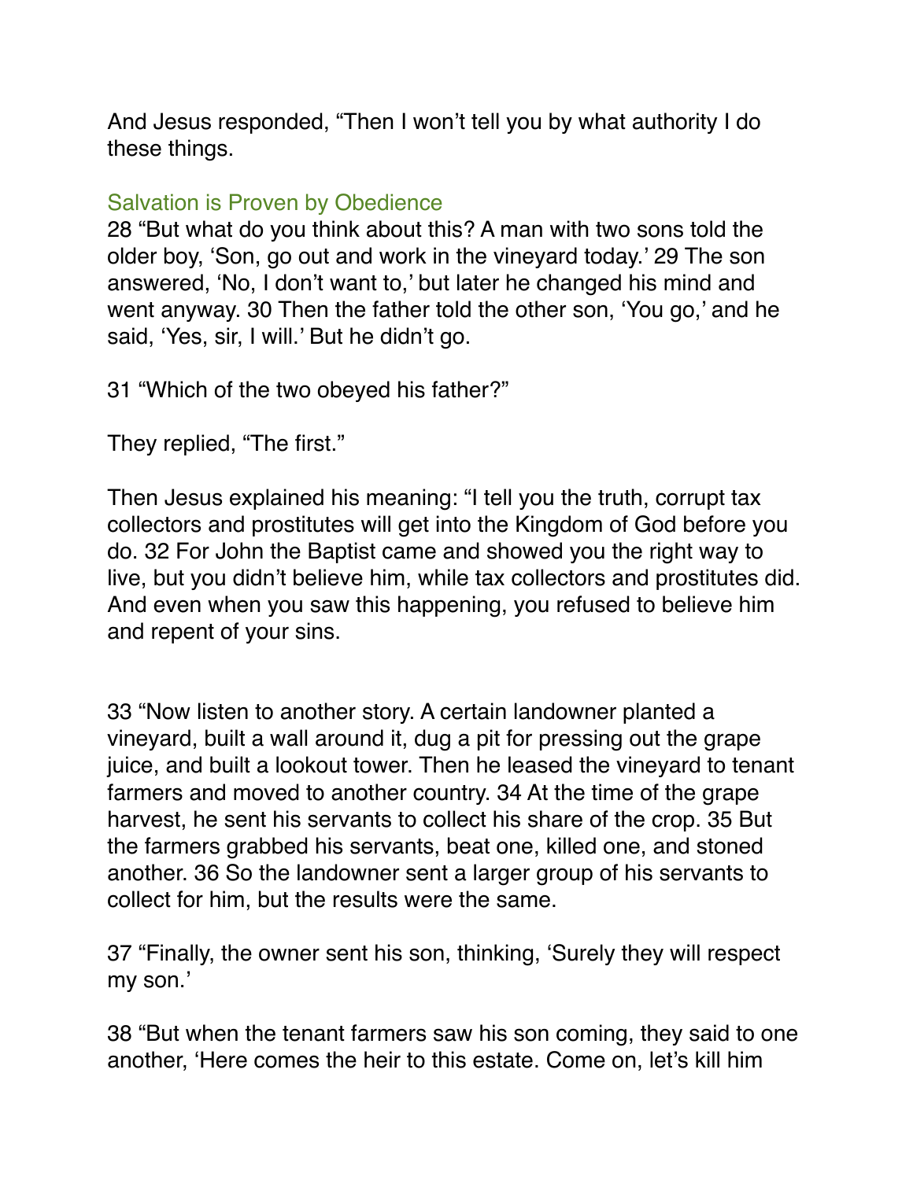And Jesus responded, “Then I won’t tell you by what authority I do these things.

### Salvation is Proven by Obedience

28 “But what do you think about this? A man with two sons told the older boy, ‘Son, go out and work in the vineyard today.’ 29 The son answered, ‘No, I don’t want to,’ but later he changed his mind and went anyway. 30 Then the father told the other son, ‘You go,’ and he said, ‘Yes, sir, I will.’ But he didn’t go.

31 “Which of the two obeyed his father?”

They replied, “The first.”

Then Jesus explained his meaning: “I tell you the truth, corrupt tax collectors and prostitutes will get into the Kingdom of God before you do. 32 For John the Baptist came and showed you the right way to live, but you didn’t believe him, while tax collectors and prostitutes did. And even when you saw this happening, you refused to believe him and repent of your sins.

33 “Now listen to another story. A certain landowner planted a vineyard, built a wall around it, dug a pit for pressing out the grape juice, and built a lookout tower. Then he leased the vineyard to tenant farmers and moved to another country. 34 At the time of the grape harvest, he sent his servants to collect his share of the crop. 35 But the farmers grabbed his servants, beat one, killed one, and stoned another. 36 So the landowner sent a larger group of his servants to collect for him, but the results were the same.

37 “Finally, the owner sent his son, thinking, ‘Surely they will respect my son.’

38 “But when the tenant farmers saw his son coming, they said to one another, ‘Here comes the heir to this estate. Come on, let’s kill him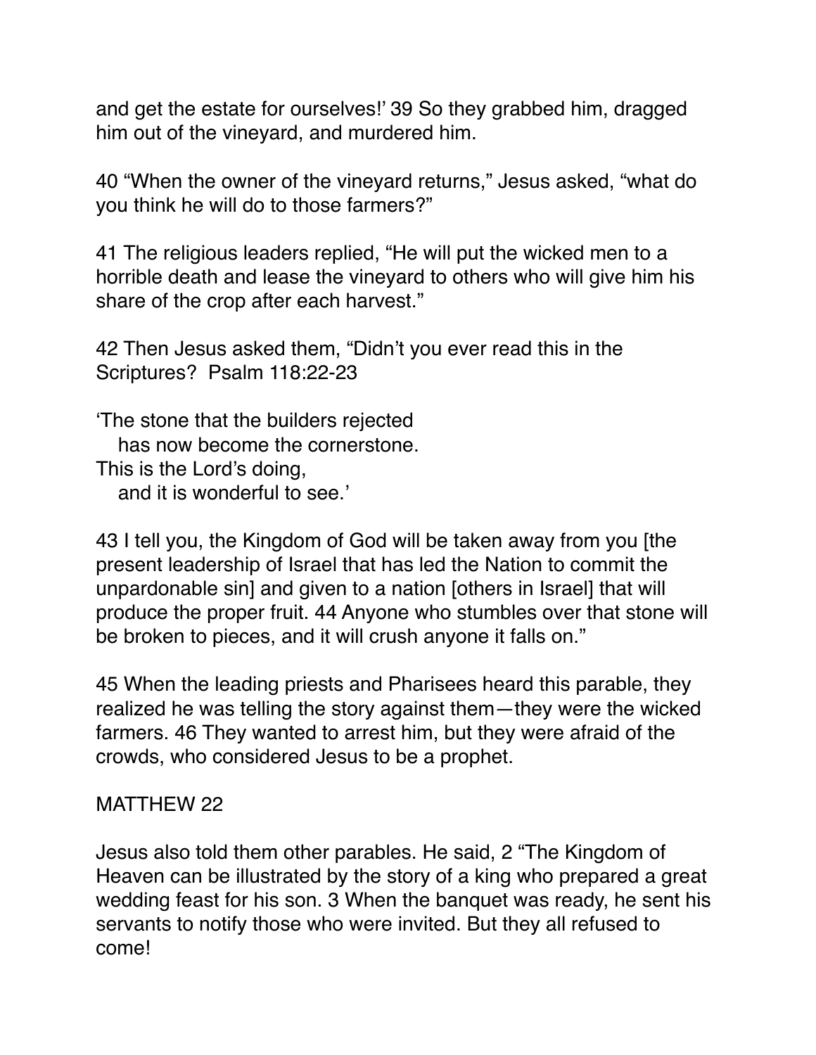and get the estate for ourselves!' 39 So they grabbed him, dragged him out of the vineyard, and murdered him.

40 "When the owner of the vineyard returns," Jesus asked, "what do you think he will do to those farmers?"

41 The religious leaders replied, "He will put the wicked men to a horrible death and lease the vineyard to others who will give him his share of the crop after each harvest."

42 Then Jesus asked them, "Didn't you ever read this in the Scriptures?  Psalm 118:22-23

'The stone that the builders rejected
   has now become the cornerstone.
This is the Lord's doing,
   and it is wonderful to see.'

43 I tell you, the Kingdom of God will be taken away from you [the present leadership of Israel that has led the Nation to commit the unpardonable sin] and given to a nation [others in Israel] that will produce the proper fruit. 44 Anyone who stumbles over that stone will be broken to pieces, and it will crush anyone it falls on."

45 When the leading priests and Pharisees heard this parable, they realized he was telling the story against them—they were the wicked farmers. 46 They wanted to arrest him, but they were afraid of the crowds, who considered Jesus to be a prophet.

MATTHEW 22

Jesus also told them other parables. He said, 2 "The Kingdom of Heaven can be illustrated by the story of a king who prepared a great wedding feast for his son. 3 When the banquet was ready, he sent his servants to notify those who were invited. But they all refused to come!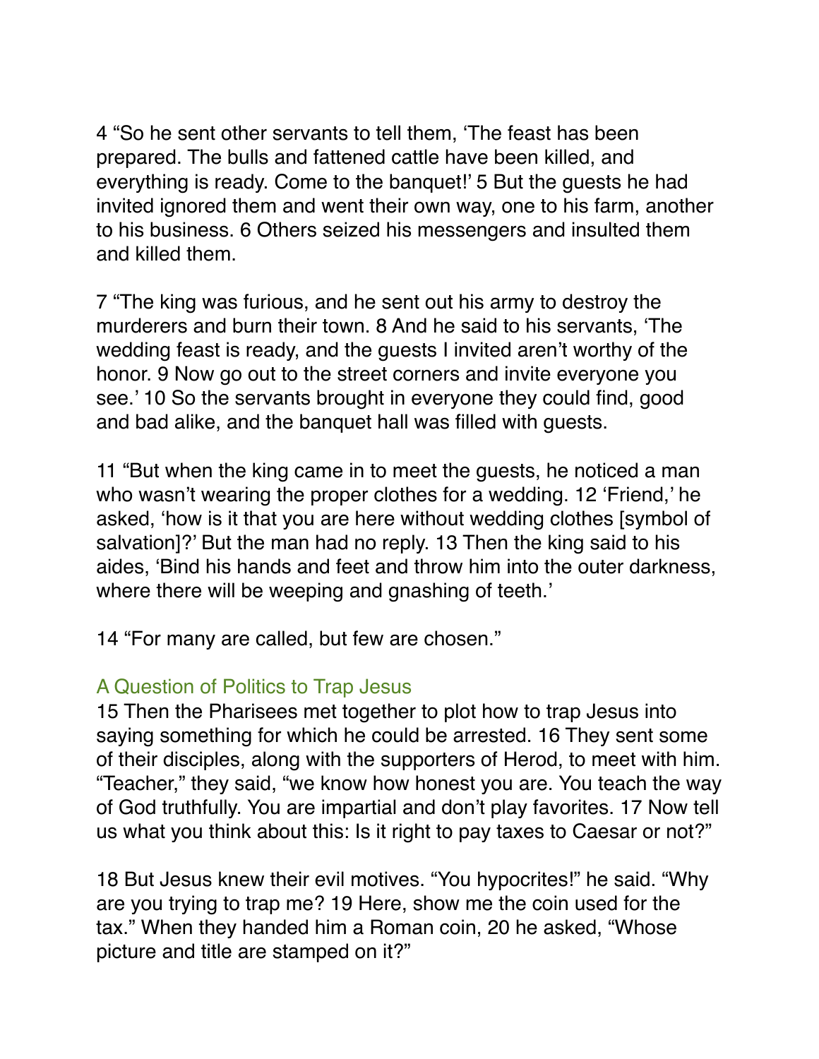4 “So he sent other servants to tell them, ‘The feast has been prepared. The bulls and fattened cattle have been killed, and everything is ready. Come to the banquet!’ 5 But the guests he had invited ignored them and went their own way, one to his farm, another to his business. 6 Others seized his messengers and insulted them and killed them.

7 “The king was furious, and he sent out his army to destroy the murderers and burn their town. 8 And he said to his servants, ‘The wedding feast is ready, and the guests I invited aren’t worthy of the honor. 9 Now go out to the street corners and invite everyone you see.’ 10 So the servants brought in everyone they could find, good and bad alike, and the banquet hall was filled with guests.

11 “But when the king came in to meet the guests, he noticed a man who wasn’t wearing the proper clothes for a wedding. 12 ‘Friend,’ he asked, ‘how is it that you are here without wedding clothes [symbol of salvation]?’ But the man had no reply. 13 Then the king said to his aides, ‘Bind his hands and feet and throw him into the outer darkness, where there will be weeping and gnashing of teeth.’

14 “For many are called, but few are chosen.”

### A Question of Politics to Trap Jesus

15 Then the Pharisees met together to plot how to trap Jesus into saying something for which he could be arrested. 16 They sent some of their disciples, along with the supporters of Herod, to meet with him. “Teacher,” they said, “we know how honest you are. You teach the way of God truthfully. You are impartial and don’t play favorites. 17 Now tell us what you think about this: Is it right to pay taxes to Caesar or not?”

18 But Jesus knew their evil motives. “You hypocrites!” he said. “Why are you trying to trap me? 19 Here, show me the coin used for the tax.” When they handed him a Roman coin, 20 he asked, “Whose picture and title are stamped on it?”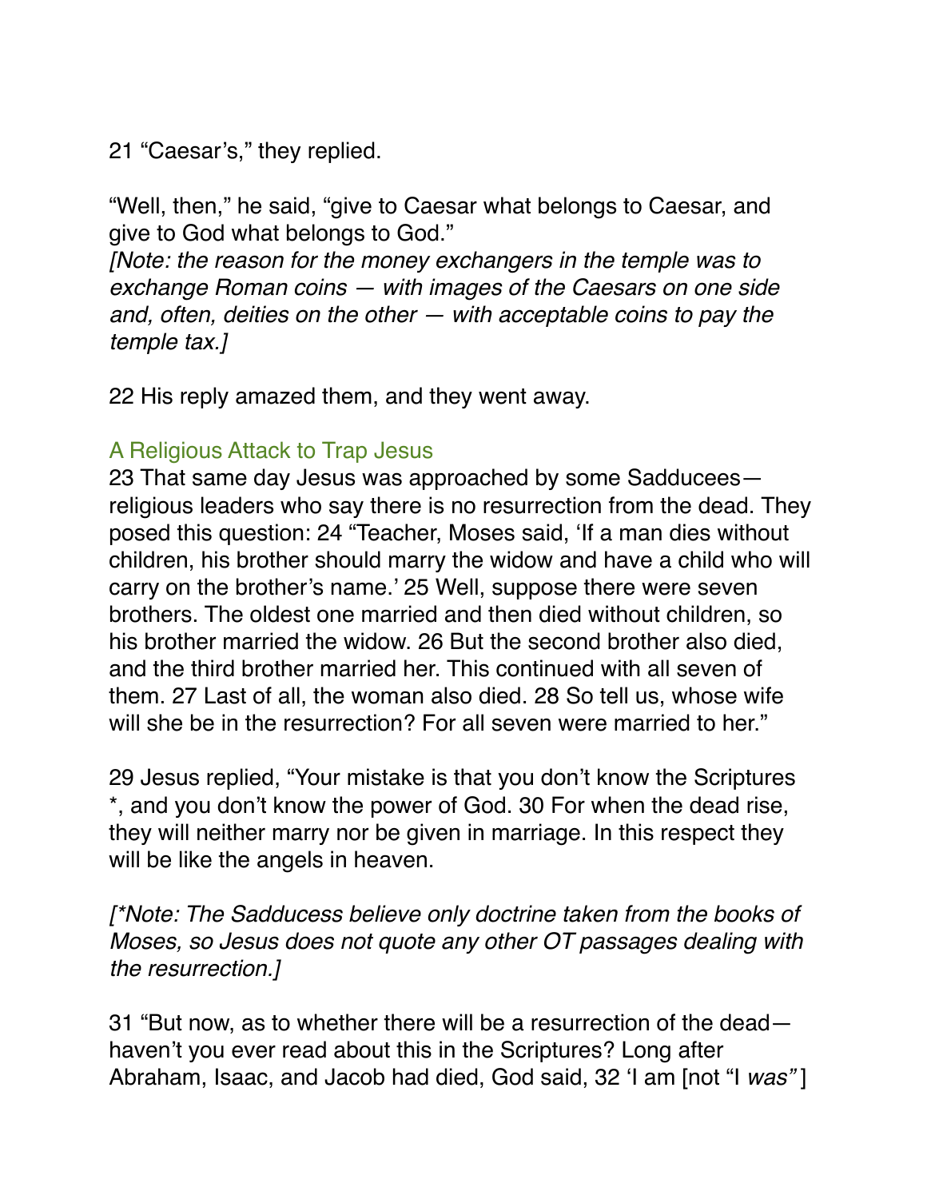21 “Caesar’s,” they replied.

“Well, then,” he said, “give to Caesar what belongs to Caesar, and give to God what belongs to God.”
*[Note: the reason for the money exchangers in the temple was to exchange Roman coins — with images of the Caesars on one side and, often, deities on the other — with acceptable coins to pay the temple tax.]*

22 His reply amazed them, and they went away.

### A Religious Attack to Trap Jesus

23 That same day Jesus was approached by some Sadducees—religious leaders who say there is no resurrection from the dead. They posed this question: 24 “Teacher, Moses said, ‘If a man dies without children, his brother should marry the widow and have a child who will carry on the brother’s name.’ 25 Well, suppose there were seven brothers. The oldest one married and then died without children, so his brother married the widow. 26 But the second brother also died, and the third brother married her. This continued with all seven of them. 27 Last of all, the woman also died. 28 So tell us, whose wife will she be in the resurrection? For all seven were married to her.”

29 Jesus replied, “Your mistake is that you don’t know the Scriptures *, and you don’t know the power of God. 30 For when the dead rise, they will neither marry nor be given in marriage. In this respect they will be like the angels in heaven.

*[*Note: The Sadducess believe only doctrine taken from the books of Moses, so Jesus does not quote any other OT passages dealing with the resurrection.]*

31 “But now, as to whether there will be a resurrection of the dead—haven’t you ever read about this in the Scriptures? Long after Abraham, Isaac, and Jacob had died, God said, 32 ‘I am [not “I *was”* ]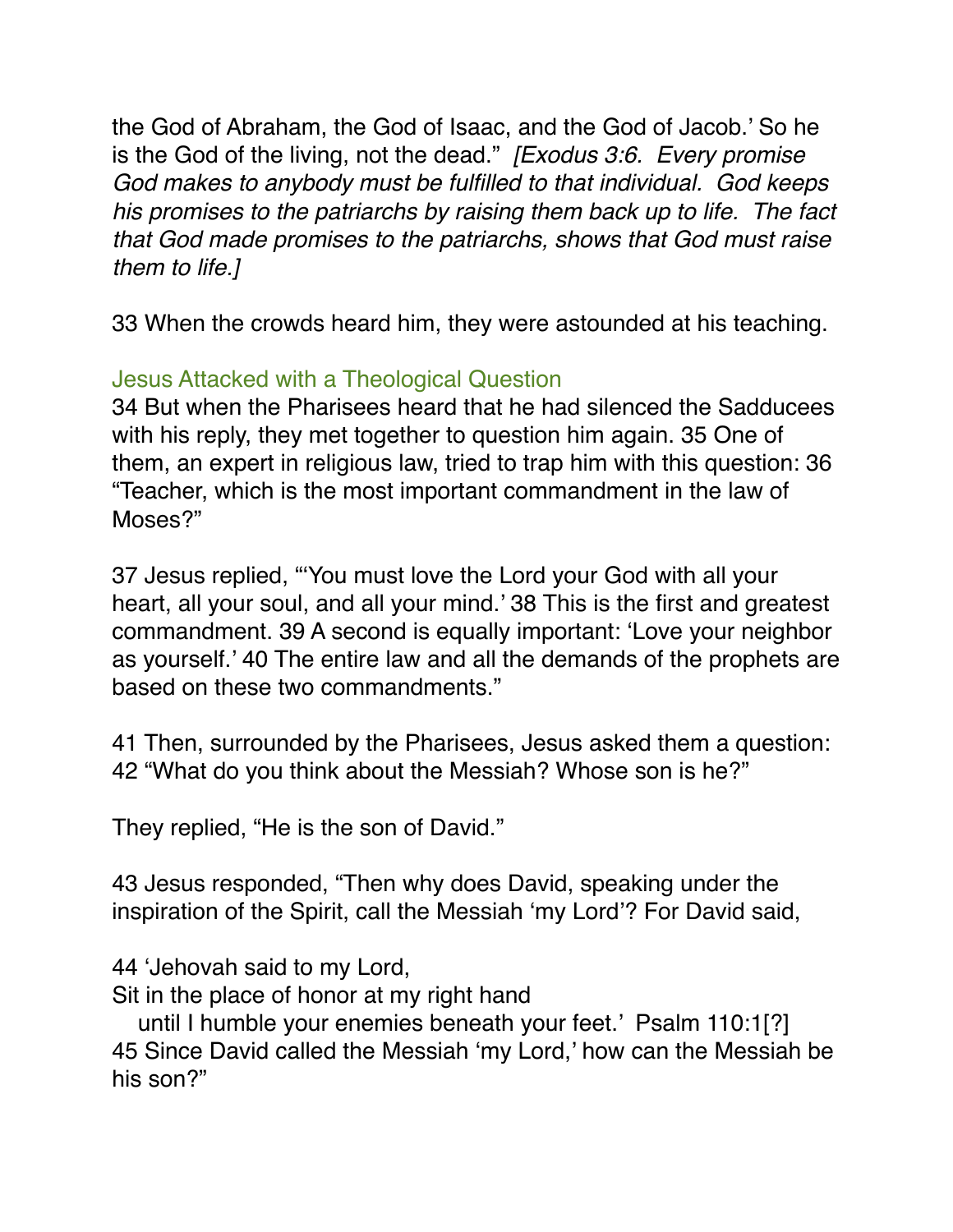the God of Abraham, the God of Isaac, and the God of Jacob.' So he is the God of the living, not the dead." *[Exodus 3:6. Every promise God makes to anybody must be fulfilled to that individual. God keeps his promises to the patriarchs by raising them back up to life. The fact that God made promises to the patriarchs, shows that God must raise them to life.]*

33 When the crowds heard him, they were astounded at his teaching.

### Jesus Attacked with a Theological Question

34 But when the Pharisees heard that he had silenced the Sadducees with his reply, they met together to question him again. 35 One of them, an expert in religious law, tried to trap him with this question: 36 "Teacher, which is the most important commandment in the law of Moses?"

37 Jesus replied, "'You must love the Lord your God with all your heart, all your soul, and all your mind.' 38 This is the first and greatest commandment. 39 A second is equally important: 'Love your neighbor as yourself.' 40 The entire law and all the demands of the prophets are based on these two commandments."

41 Then, surrounded by the Pharisees, Jesus asked them a question: 42 "What do you think about the Messiah? Whose son is he?"

They replied, "He is the son of David."

43 Jesus responded, "Then why does David, speaking under the inspiration of the Spirit, call the Messiah 'my Lord'? For David said,

44 'Jehovah said to my Lord,  
Sit in the place of honor at my right hand  
   until I humble your enemies beneath your feet.' Psalm 110:1[?]  
45 Since David called the Messiah 'my Lord,' how can the Messiah be his son?"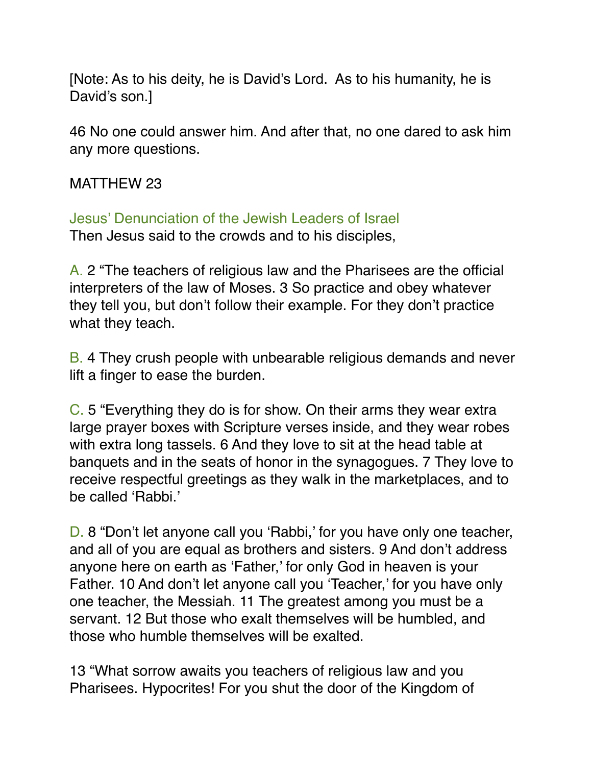[Note: As to his deity, he is David's Lord.  As to his humanity, he is David's son.]

46 No one could answer him. And after that, no one dared to ask him any more questions.

MATTHEW 23

### Jesus' Denunciation of the Jewish Leaders of Israel

Then Jesus said to the crowds and to his disciples,

A. 2 "The teachers of religious law and the Pharisees are the official interpreters of the law of Moses. 3 So practice and obey whatever they tell you, but don't follow their example. For they don't practice what they teach.

B. 4 They crush people with unbearable religious demands and never lift a finger to ease the burden.

C. 5 "Everything they do is for show. On their arms they wear extra large prayer boxes with Scripture verses inside, and they wear robes with extra long tassels. 6 And they love to sit at the head table at banquets and in the seats of honor in the synagogues. 7 They love to receive respectful greetings as they walk in the marketplaces, and to be called 'Rabbi.'

D. 8 "Don't let anyone call you 'Rabbi,' for you have only one teacher, and all of you are equal as brothers and sisters. 9 And don't address anyone here on earth as 'Father,' for only God in heaven is your Father. 10 And don't let anyone call you 'Teacher,' for you have only one teacher, the Messiah. 11 The greatest among you must be a servant. 12 But those who exalt themselves will be humbled, and those who humble themselves will be exalted.

13 "What sorrow awaits you teachers of religious law and you Pharisees. Hypocrites! For you shut the door of the Kingdom of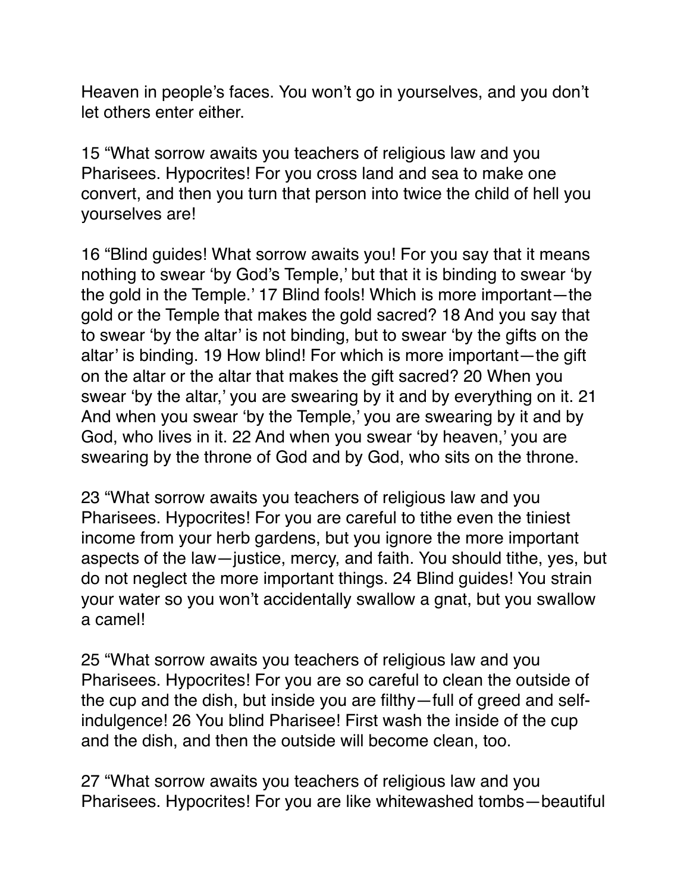Heaven in people's faces. You won't go in yourselves, and you don't let others enter either.

15 "What sorrow awaits you teachers of religious law and you Pharisees. Hypocrites! For you cross land and sea to make one convert, and then you turn that person into twice the child of hell you yourselves are!

16 "Blind guides! What sorrow awaits you! For you say that it means nothing to swear 'by God's Temple,' but that it is binding to swear 'by the gold in the Temple.' 17 Blind fools! Which is more important—the gold or the Temple that makes the gold sacred? 18 And you say that to swear 'by the altar' is not binding, but to swear 'by the gifts on the altar' is binding. 19 How blind! For which is more important—the gift on the altar or the altar that makes the gift sacred? 20 When you swear 'by the altar,' you are swearing by it and by everything on it. 21 And when you swear 'by the Temple,' you are swearing by it and by God, who lives in it. 22 And when you swear 'by heaven,' you are swearing by the throne of God and by God, who sits on the throne.

23 "What sorrow awaits you teachers of religious law and you Pharisees. Hypocrites! For you are careful to tithe even the tiniest income from your herb gardens, but you ignore the more important aspects of the law—justice, mercy, and faith. You should tithe, yes, but do not neglect the more important things. 24 Blind guides! You strain your water so you won't accidentally swallow a gnat, but you swallow a camel!

25 "What sorrow awaits you teachers of religious law and you Pharisees. Hypocrites! For you are so careful to clean the outside of the cup and the dish, but inside you are filthy—full of greed and self-indulgence! 26 You blind Pharisee! First wash the inside of the cup and the dish, and then the outside will become clean, too.

27 "What sorrow awaits you teachers of religious law and you Pharisees. Hypocrites! For you are like whitewashed tombs—beautiful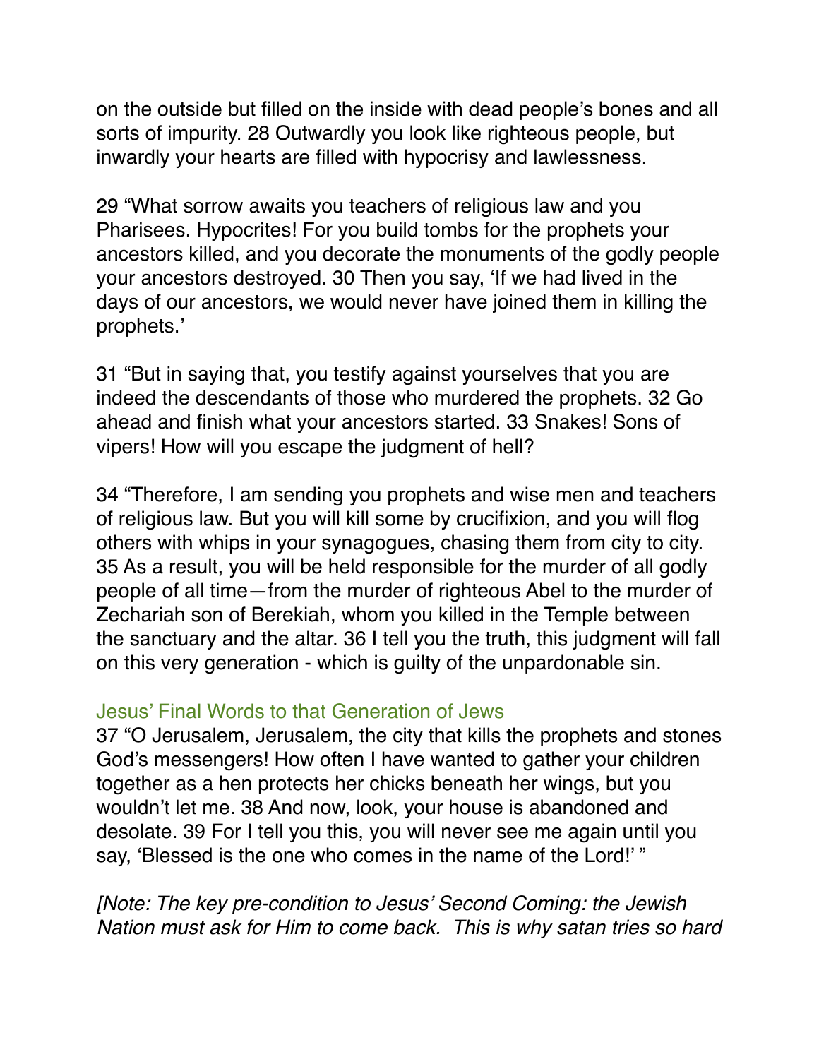on the outside but filled on the inside with dead people's bones and all sorts of impurity. 28 Outwardly you look like righteous people, but inwardly your hearts are filled with hypocrisy and lawlessness.

29 "What sorrow awaits you teachers of religious law and you Pharisees. Hypocrites! For you build tombs for the prophets your ancestors killed, and you decorate the monuments of the godly people your ancestors destroyed. 30 Then you say, 'If we had lived in the days of our ancestors, we would never have joined them in killing the prophets.'

31 "But in saying that, you testify against yourselves that you are indeed the descendants of those who murdered the prophets. 32 Go ahead and finish what your ancestors started. 33 Snakes! Sons of vipers! How will you escape the judgment of hell?

34 "Therefore, I am sending you prophets and wise men and teachers of religious law. But you will kill some by crucifixion, and you will flog others with whips in your synagogues, chasing them from city to city. 35 As a result, you will be held responsible for the murder of all godly people of all time—from the murder of righteous Abel to the murder of Zechariah son of Berekiah, whom you killed in the Temple between the sanctuary and the altar. 36 I tell you the truth, this judgment will fall on this very generation - which is guilty of the unpardonable sin.

### Jesus' Final Words to that Generation of Jews

37 "O Jerusalem, Jerusalem, the city that kills the prophets and stones God's messengers! How often I have wanted to gather your children together as a hen protects her chicks beneath her wings, but you wouldn't let me. 38 And now, look, your house is abandoned and desolate. 39 For I tell you this, you will never see me again until you say, 'Blessed is the one who comes in the name of the Lord!' "

*[Note: The key pre-condition to Jesus' Second Coming: the Jewish Nation must ask for Him to come back. This is why satan tries so hard*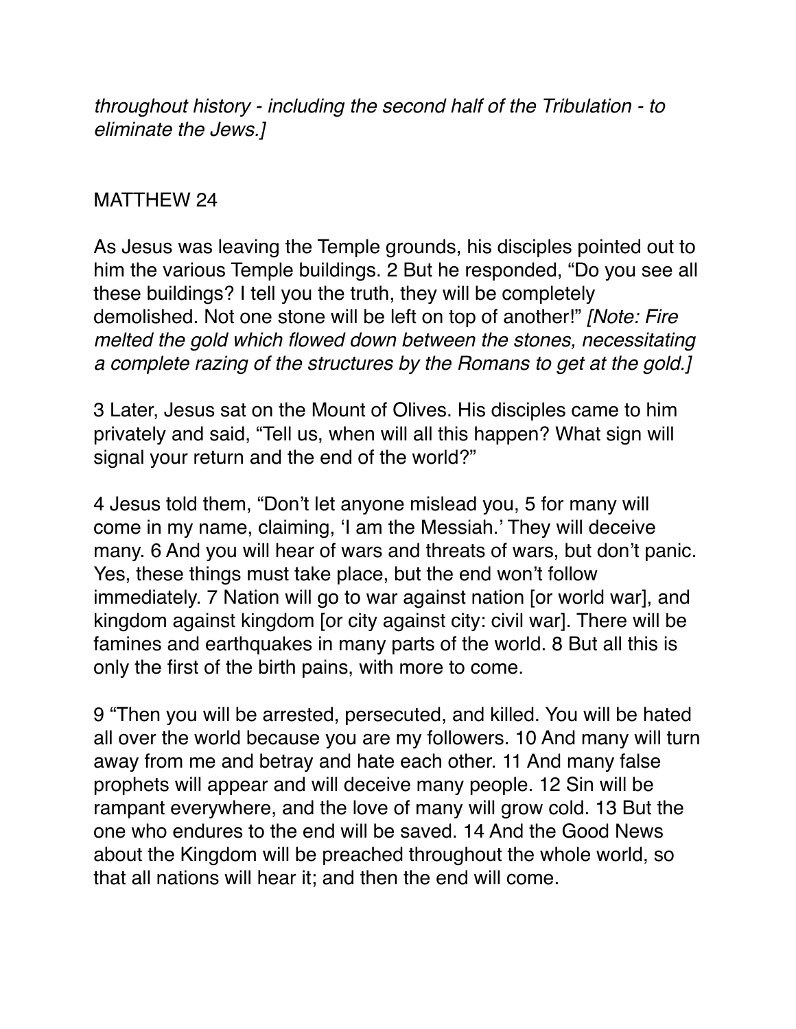*throughout history - including the second half of the Tribulation - to eliminate the Jews.]*

MATTHEW 24

As Jesus was leaving the Temple grounds, his disciples pointed out to him the various Temple buildings. 2 But he responded, "Do you see all these buildings? I tell you the truth, they will be completely demolished. Not one stone will be left on top of another!" *[Note: Fire melted the gold which flowed down between the stones, necessitating a complete razing of the structures by the Romans to get at the gold.]*

3 Later, Jesus sat on the Mount of Olives. His disciples came to him privately and said, "Tell us, when will all this happen? What sign will signal your return and the end of the world?"

4 Jesus told them, "Don't let anyone mislead you, 5 for many will come in my name, claiming, 'I am the Messiah.' They will deceive many. 6 And you will hear of wars and threats of wars, but don't panic. Yes, these things must take place, but the end won't follow immediately. 7 Nation will go to war against nation [or world war], and kingdom against kingdom [or city against city: civil war]. There will be famines and earthquakes in many parts of the world. 8 But all this is only the first of the birth pains, with more to come.

9 "Then you will be arrested, persecuted, and killed. You will be hated all over the world because you are my followers. 10 And many will turn away from me and betray and hate each other. 11 And many false prophets will appear and will deceive many people. 12 Sin will be rampant everywhere, and the love of many will grow cold. 13 But the one who endures to the end will be saved. 14 And the Good News about the Kingdom will be preached throughout the whole world, so that all nations will hear it; and then the end will come.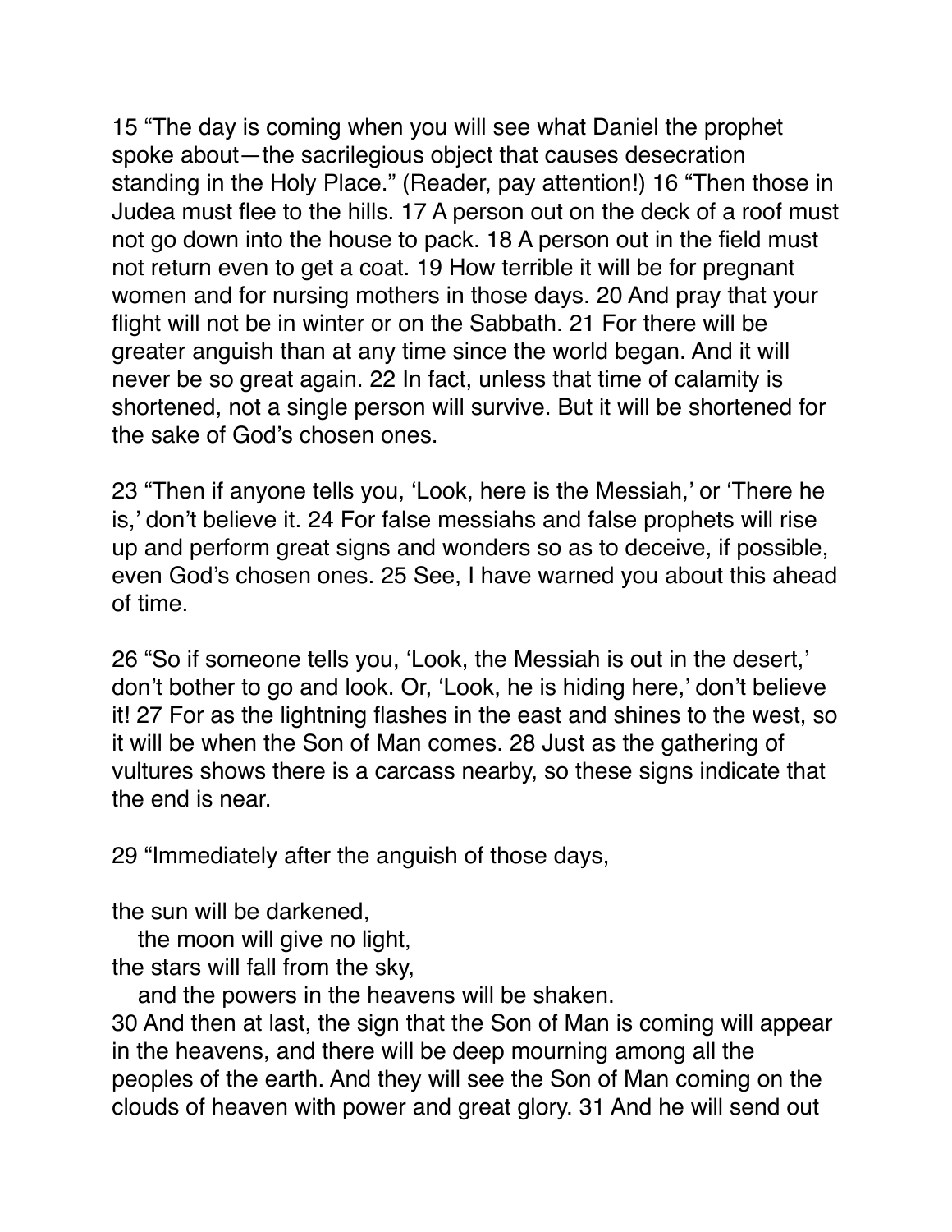15 “The day is coming when you will see what Daniel the prophet spoke about—the sacrilegious object that causes desecration standing in the Holy Place.” (Reader, pay attention!) 16 “Then those in Judea must flee to the hills. 17 A person out on the deck of a roof must not go down into the house to pack. 18 A person out in the field must not return even to get a coat. 19 How terrible it will be for pregnant women and for nursing mothers in those days. 20 And pray that your flight will not be in winter or on the Sabbath. 21 For there will be greater anguish than at any time since the world began. And it will never be so great again. 22 In fact, unless that time of calamity is shortened, not a single person will survive. But it will be shortened for the sake of God’s chosen ones.

23 “Then if anyone tells you, ‘Look, here is the Messiah,’ or ‘There he is,’ don’t believe it. 24 For false messiahs and false prophets will rise up and perform great signs and wonders so as to deceive, if possible, even God’s chosen ones. 25 See, I have warned you about this ahead of time.

26 “So if someone tells you, ‘Look, the Messiah is out in the desert,’ don’t bother to go and look. Or, ‘Look, he is hiding here,’ don’t believe it! 27 For as the lightning flashes in the east and shines to the west, so it will be when the Son of Man comes. 28 Just as the gathering of vultures shows there is a carcass nearby, so these signs indicate that the end is near.

29 “Immediately after the anguish of those days,

the sun will be darkened,
   the moon will give no light,
the stars will fall from the sky,
   and the powers in the heavens will be shaken.

30 And then at last, the sign that the Son of Man is coming will appear in the heavens, and there will be deep mourning among all the peoples of the earth. And they will see the Son of Man coming on the clouds of heaven with power and great glory. 31 And he will send out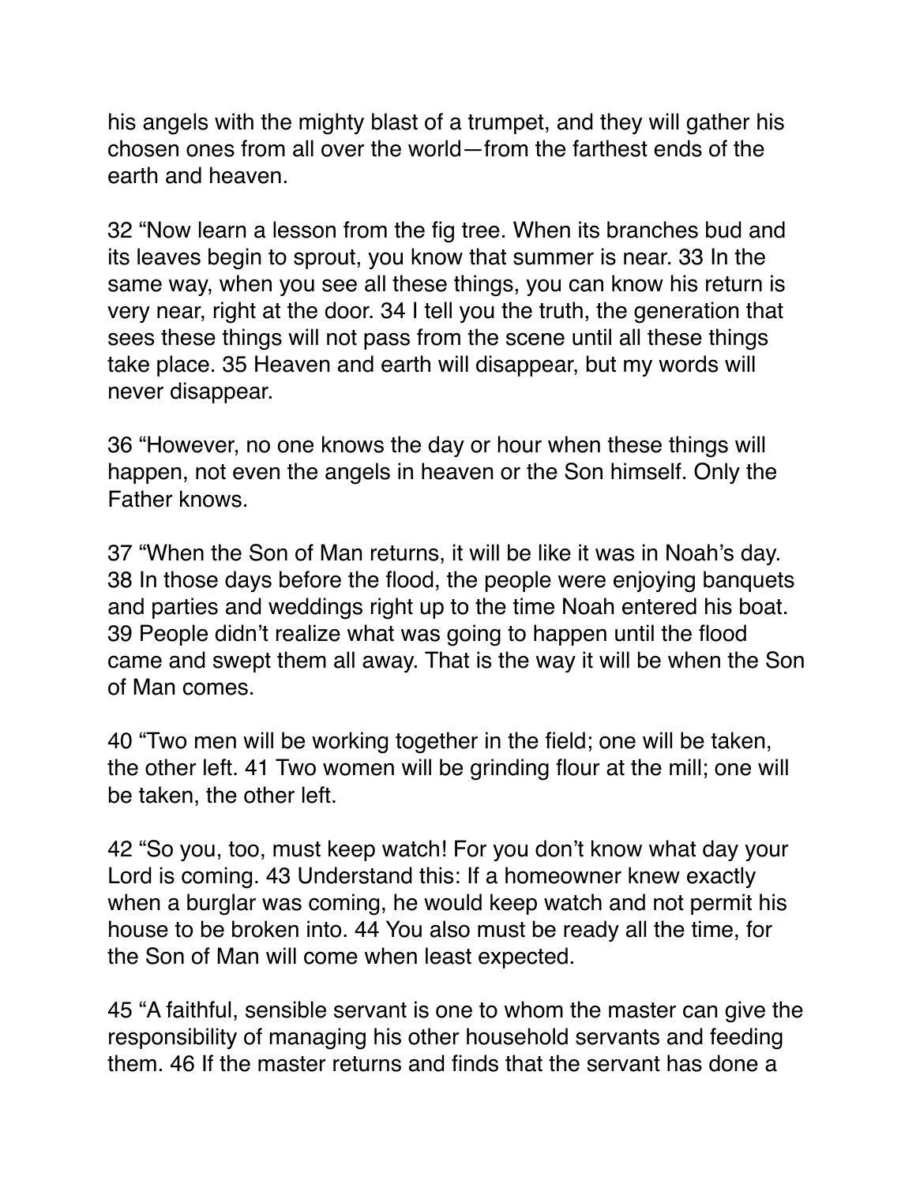his angels with the mighty blast of a trumpet, and they will gather his chosen ones from all over the world—from the farthest ends of the earth and heaven.

32 “Now learn a lesson from the fig tree. When its branches bud and its leaves begin to sprout, you know that summer is near. 33 In the same way, when you see all these things, you can know his return is very near, right at the door. 34 I tell you the truth, the generation that sees these things will not pass from the scene until all these things take place. 35 Heaven and earth will disappear, but my words will never disappear.

36 “However, no one knows the day or hour when these things will happen, not even the angels in heaven or the Son himself. Only the Father knows.

37 “When the Son of Man returns, it will be like it was in Noah’s day. 38 In those days before the flood, the people were enjoying banquets and parties and weddings right up to the time Noah entered his boat. 39 People didn’t realize what was going to happen until the flood came and swept them all away. That is the way it will be when the Son of Man comes.

40 “Two men will be working together in the field; one will be taken, the other left. 41 Two women will be grinding flour at the mill; one will be taken, the other left.

42 “So you, too, must keep watch! For you don’t know what day your Lord is coming. 43 Understand this: If a homeowner knew exactly when a burglar was coming, he would keep watch and not permit his house to be broken into. 44 You also must be ready all the time, for the Son of Man will come when least expected.

45 “A faithful, sensible servant is one to whom the master can give the responsibility of managing his other household servants and feeding them. 46 If the master returns and finds that the servant has done a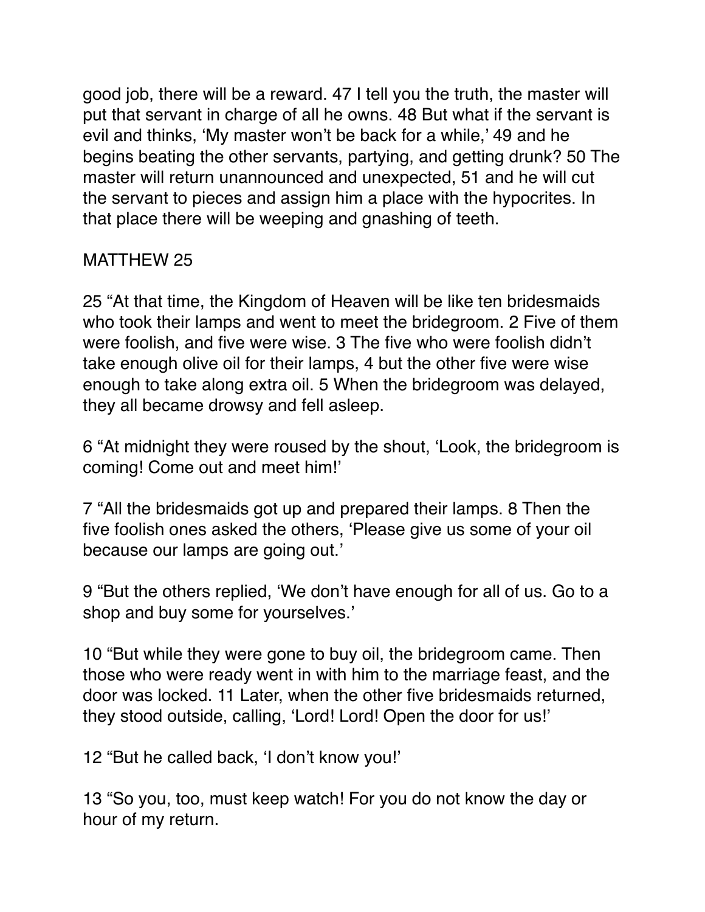good job, there will be a reward. 47 I tell you the truth, the master will put that servant in charge of all he owns. 48 But what if the servant is evil and thinks, ‘My master won’t be back for a while,’ 49 and he begins beating the other servants, partying, and getting drunk? 50 The master will return unannounced and unexpected, 51 and he will cut the servant to pieces and assign him a place with the hypocrites. In that place there will be weeping and gnashing of teeth.

## MATTHEW 25

25 “At that time, the Kingdom of Heaven will be like ten bridesmaids who took their lamps and went to meet the bridegroom. 2 Five of them were foolish, and five were wise. 3 The five who were foolish didn’t take enough olive oil for their lamps, 4 but the other five were wise enough to take along extra oil. 5 When the bridegroom was delayed, they all became drowsy and fell asleep.

6 “At midnight they were roused by the shout, ‘Look, the bridegroom is coming! Come out and meet him!’

7 “All the bridesmaids got up and prepared their lamps. 8 Then the five foolish ones asked the others, ‘Please give us some of your oil because our lamps are going out.’

9 “But the others replied, ‘We don’t have enough for all of us. Go to a shop and buy some for yourselves.’

10 “But while they were gone to buy oil, the bridegroom came. Then those who were ready went in with him to the marriage feast, and the door was locked. 11 Later, when the other five bridesmaids returned, they stood outside, calling, ‘Lord! Lord! Open the door for us!’

12 “But he called back, ‘I don’t know you!’

13 “So you, too, must keep watch! For you do not know the day or hour of my return.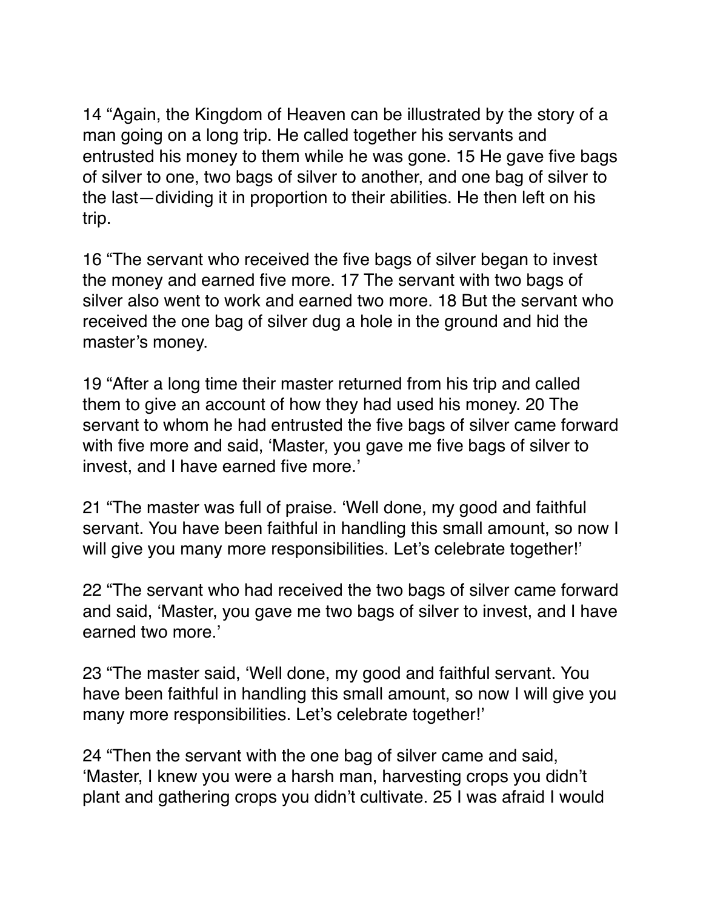14 “Again, the Kingdom of Heaven can be illustrated by the story of a man going on a long trip. He called together his servants and entrusted his money to them while he was gone. 15 He gave five bags of silver to one, two bags of silver to another, and one bag of silver to the last—dividing it in proportion to their abilities. He then left on his trip.

16 “The servant who received the five bags of silver began to invest the money and earned five more. 17 The servant with two bags of silver also went to work and earned two more. 18 But the servant who received the one bag of silver dug a hole in the ground and hid the master’s money.

19 “After a long time their master returned from his trip and called them to give an account of how they had used his money. 20 The servant to whom he had entrusted the five bags of silver came forward with five more and said, ‘Master, you gave me five bags of silver to invest, and I have earned five more.’

21 “The master was full of praise. ‘Well done, my good and faithful servant. You have been faithful in handling this small amount, so now I will give you many more responsibilities. Let’s celebrate together!’

22 “The servant who had received the two bags of silver came forward and said, ‘Master, you gave me two bags of silver to invest, and I have earned two more.’

23 “The master said, ‘Well done, my good and faithful servant. You have been faithful in handling this small amount, so now I will give you many more responsibilities. Let’s celebrate together!’

24 “Then the servant with the one bag of silver came and said, ‘Master, I knew you were a harsh man, harvesting crops you didn’t plant and gathering crops you didn’t cultivate. 25 I was afraid I would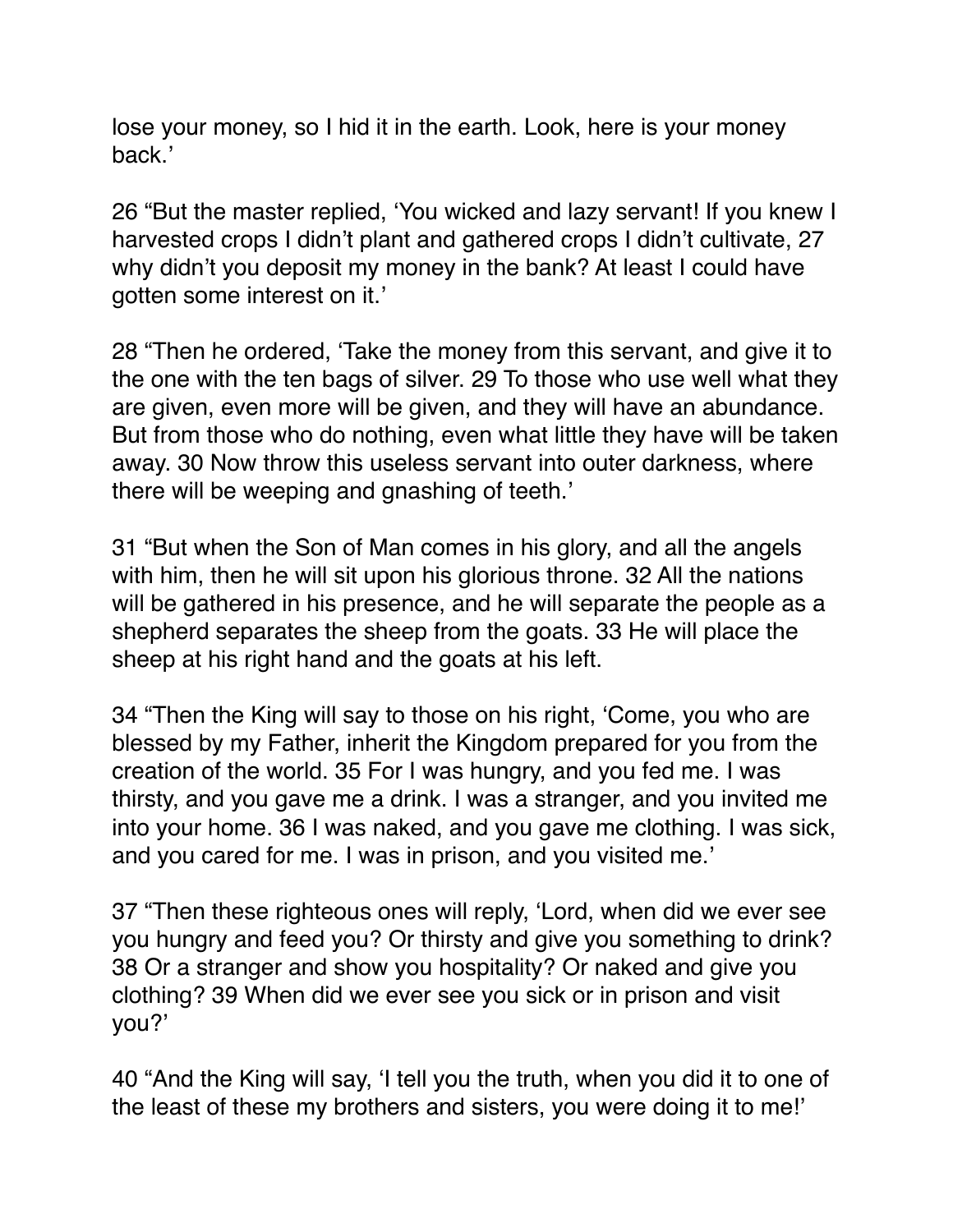lose your money, so I hid it in the earth. Look, here is your money back.'

26 "But the master replied, 'You wicked and lazy servant! If you knew I harvested crops I didn't plant and gathered crops I didn't cultivate, 27 why didn't you deposit my money in the bank? At least I could have gotten some interest on it.'

28 "Then he ordered, 'Take the money from this servant, and give it to the one with the ten bags of silver. 29 To those who use well what they are given, even more will be given, and they will have an abundance. But from those who do nothing, even what little they have will be taken away. 30 Now throw this useless servant into outer darkness, where there will be weeping and gnashing of teeth.'

31 "But when the Son of Man comes in his glory, and all the angels with him, then he will sit upon his glorious throne. 32 All the nations will be gathered in his presence, and he will separate the people as a shepherd separates the sheep from the goats. 33 He will place the sheep at his right hand and the goats at his left.

34 "Then the King will say to those on his right, 'Come, you who are blessed by my Father, inherit the Kingdom prepared for you from the creation of the world. 35 For I was hungry, and you fed me. I was thirsty, and you gave me a drink. I was a stranger, and you invited me into your home. 36 I was naked, and you gave me clothing. I was sick, and you cared for me. I was in prison, and you visited me.'

37 "Then these righteous ones will reply, 'Lord, when did we ever see you hungry and feed you? Or thirsty and give you something to drink? 38 Or a stranger and show you hospitality? Or naked and give you clothing? 39 When did we ever see you sick or in prison and visit you?'

40 "And the King will say, 'I tell you the truth, when you did it to one of the least of these my brothers and sisters, you were doing it to me!'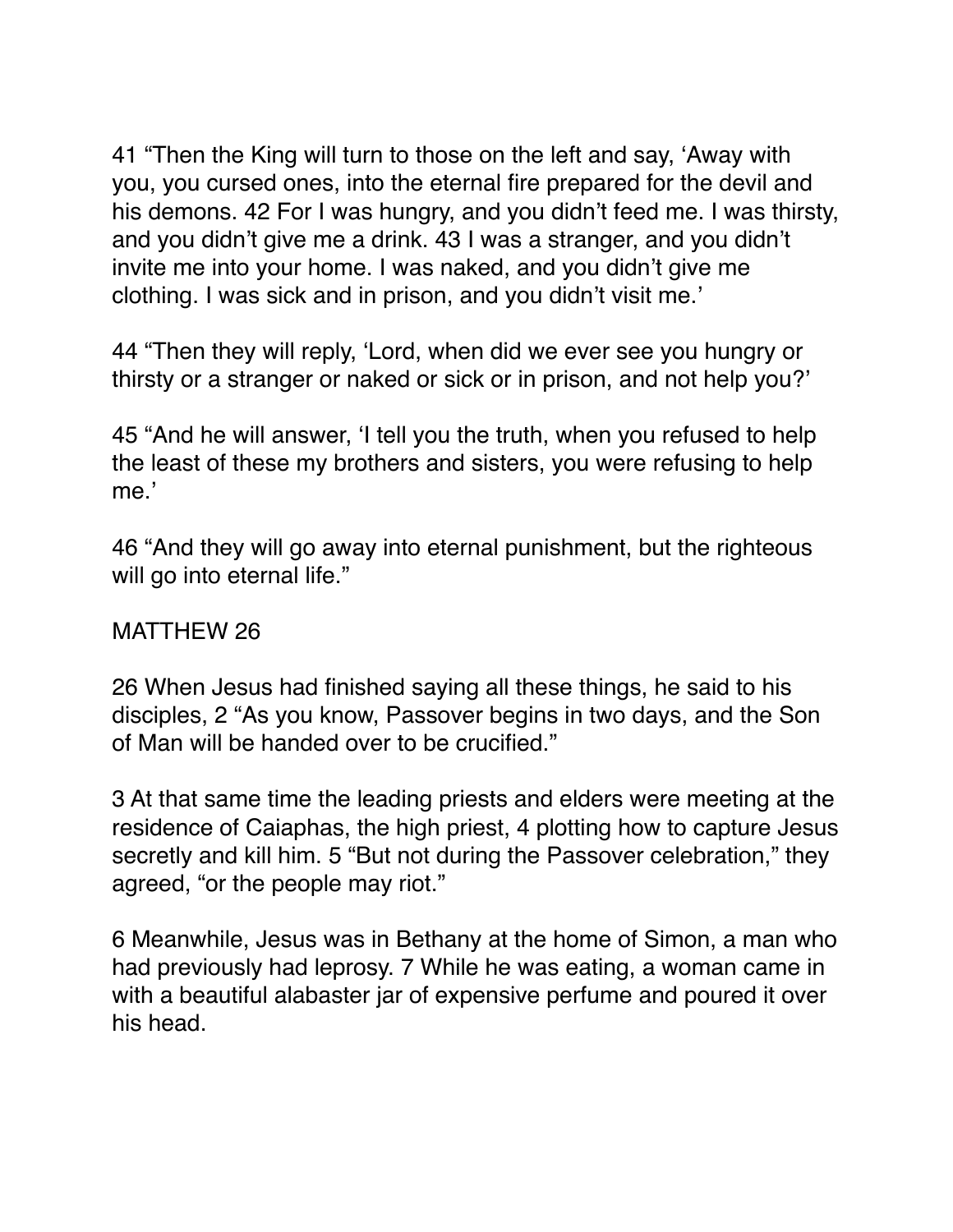41 “Then the King will turn to those on the left and say, ‘Away with you, you cursed ones, into the eternal fire prepared for the devil and his demons. 42 For I was hungry, and you didn’t feed me. I was thirsty, and you didn’t give me a drink. 43 I was a stranger, and you didn’t invite me into your home. I was naked, and you didn’t give me clothing. I was sick and in prison, and you didn’t visit me.’

44 “Then they will reply, ‘Lord, when did we ever see you hungry or thirsty or a stranger or naked or sick or in prison, and not help you?’

45 “And he will answer, ‘I tell you the truth, when you refused to help the least of these my brothers and sisters, you were refusing to help me.’

46 “And they will go away into eternal punishment, but the righteous will go into eternal life.”

## MATTHEW 26

26 When Jesus had finished saying all these things, he said to his disciples, 2 “As you know, Passover begins in two days, and the Son of Man will be handed over to be crucified.”

3 At that same time the leading priests and elders were meeting at the residence of Caiaphas, the high priest, 4 plotting how to capture Jesus secretly and kill him. 5 “But not during the Passover celebration,” they agreed, “or the people may riot.”

6 Meanwhile, Jesus was in Bethany at the home of Simon, a man who had previously had leprosy. 7 While he was eating, a woman came in with a beautiful alabaster jar of expensive perfume and poured it over his head.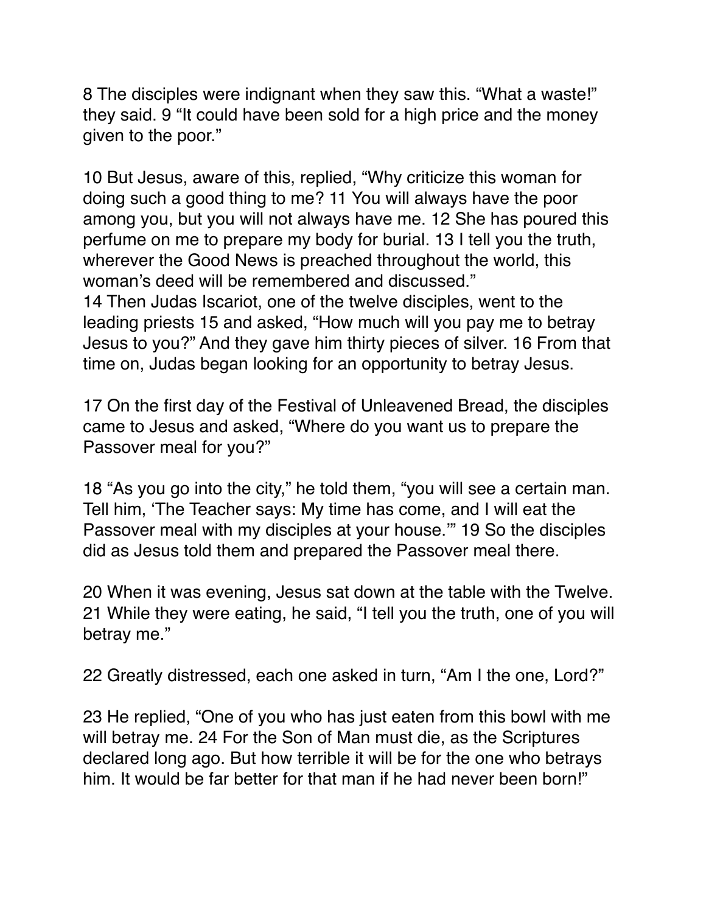8 The disciples were indignant when they saw this. “What a waste!” they said. 9 “It could have been sold for a high price and the money given to the poor.”

10 But Jesus, aware of this, replied, “Why criticize this woman for doing such a good thing to me? 11 You will always have the poor among you, but you will not always have me. 12 She has poured this perfume on me to prepare my body for burial. 13 I tell you the truth, wherever the Good News is preached throughout the world, this woman’s deed will be remembered and discussed.”
14 Then Judas Iscariot, one of the twelve disciples, went to the leading priests 15 and asked, “How much will you pay me to betray Jesus to you?” And they gave him thirty pieces of silver. 16 From that time on, Judas began looking for an opportunity to betray Jesus.

17 On the first day of the Festival of Unleavened Bread, the disciples came to Jesus and asked, “Where do you want us to prepare the Passover meal for you?”

18 “As you go into the city,” he told them, “you will see a certain man. Tell him, ‘The Teacher says: My time has come, and I will eat the Passover meal with my disciples at your house.’” 19 So the disciples did as Jesus told them and prepared the Passover meal there.

20 When it was evening, Jesus sat down at the table with the Twelve. 21 While they were eating, he said, “I tell you the truth, one of you will betray me.”

22 Greatly distressed, each one asked in turn, “Am I the one, Lord?”

23 He replied, “One of you who has just eaten from this bowl with me will betray me. 24 For the Son of Man must die, as the Scriptures declared long ago. But how terrible it will be for the one who betrays him. It would be far better for that man if he had never been born!”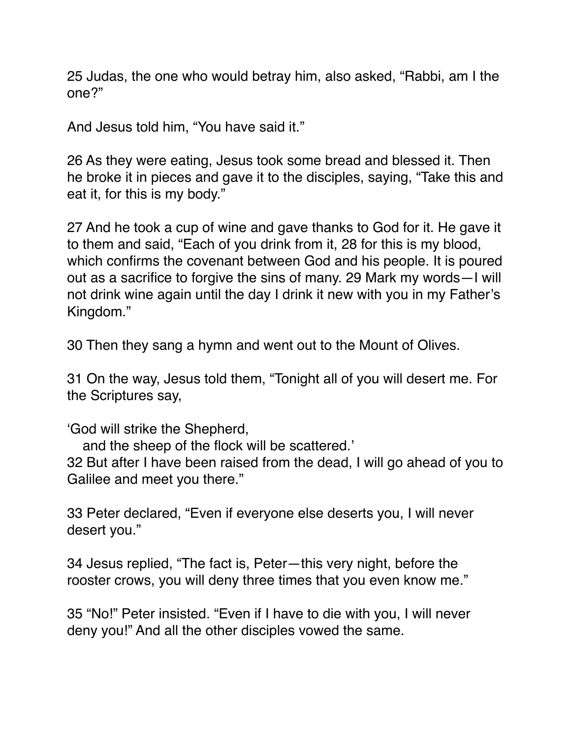25 Judas, the one who would betray him, also asked, "Rabbi, am I the one?"

And Jesus told him, "You have said it."

26 As they were eating, Jesus took some bread and blessed it. Then he broke it in pieces and gave it to the disciples, saying, "Take this and eat it, for this is my body."

27 And he took a cup of wine and gave thanks to God for it. He gave it to them and said, "Each of you drink from it, 28 for this is my blood, which confirms the covenant between God and his people. It is poured out as a sacrifice to forgive the sins of many. 29 Mark my words—I will not drink wine again until the day I drink it new with you in my Father's Kingdom."

30 Then they sang a hymn and went out to the Mount of Olives.

31 On the way, Jesus told them, "Tonight all of you will desert me. For the Scriptures say,

'God will strike the Shepherd,
   and the sheep of the flock will be scattered.'

32 But after I have been raised from the dead, I will go ahead of you to Galilee and meet you there."

33 Peter declared, "Even if everyone else deserts you, I will never desert you."

34 Jesus replied, "The fact is, Peter—this very night, before the rooster crows, you will deny three times that you even know me."

35 "No!" Peter insisted. "Even if I have to die with you, I will never deny you!" And all the other disciples vowed the same.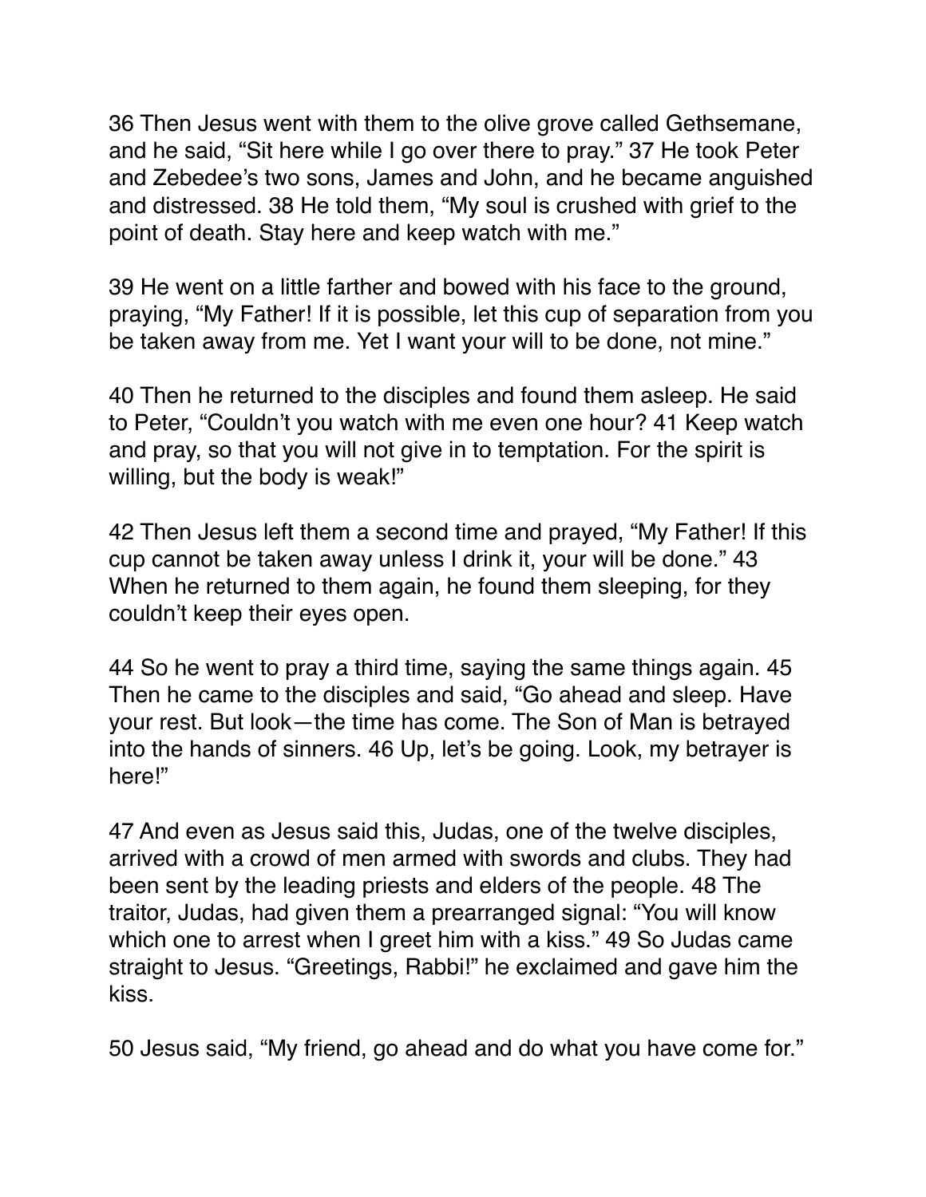36 Then Jesus went with them to the olive grove called Gethsemane, and he said, “Sit here while I go over there to pray.” 37 He took Peter and Zebedee’s two sons, James and John, and he became anguished and distressed. 38 He told them, “My soul is crushed with grief to the point of death. Stay here and keep watch with me.”

39 He went on a little farther and bowed with his face to the ground, praying, “My Father! If it is possible, let this cup of separation from you be taken away from me. Yet I want your will to be done, not mine.”

40 Then he returned to the disciples and found them asleep. He said to Peter, “Couldn’t you watch with me even one hour? 41 Keep watch and pray, so that you will not give in to temptation. For the spirit is willing, but the body is weak!”

42 Then Jesus left them a second time and prayed, “My Father! If this cup cannot be taken away unless I drink it, your will be done.” 43 When he returned to them again, he found them sleeping, for they couldn’t keep their eyes open.

44 So he went to pray a third time, saying the same things again. 45 Then he came to the disciples and said, “Go ahead and sleep. Have your rest. But look—the time has come. The Son of Man is betrayed into the hands of sinners. 46 Up, let’s be going. Look, my betrayer is here!”

47 And even as Jesus said this, Judas, one of the twelve disciples, arrived with a crowd of men armed with swords and clubs. They had been sent by the leading priests and elders of the people. 48 The traitor, Judas, had given them a prearranged signal: “You will know which one to arrest when I greet him with a kiss.” 49 So Judas came straight to Jesus. “Greetings, Rabbi!” he exclaimed and gave him the kiss.

50 Jesus said, “My friend, go ahead and do what you have come for.”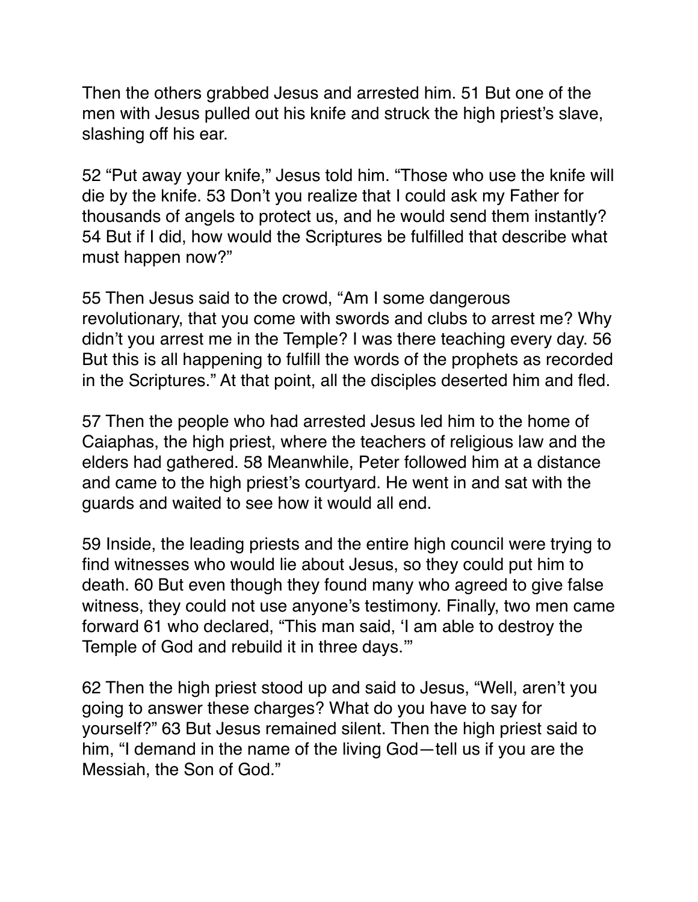Then the others grabbed Jesus and arrested him. 51 But one of the men with Jesus pulled out his knife and struck the high priest's slave, slashing off his ear.

52 "Put away your knife," Jesus told him. "Those who use the knife will die by the knife. 53 Don't you realize that I could ask my Father for thousands of angels to protect us, and he would send them instantly? 54 But if I did, how would the Scriptures be fulfilled that describe what must happen now?"

55 Then Jesus said to the crowd, "Am I some dangerous revolutionary, that you come with swords and clubs to arrest me? Why didn't you arrest me in the Temple? I was there teaching every day. 56 But this is all happening to fulfill the words of the prophets as recorded in the Scriptures." At that point, all the disciples deserted him and fled.

57 Then the people who had arrested Jesus led him to the home of Caiaphas, the high priest, where the teachers of religious law and the elders had gathered. 58 Meanwhile, Peter followed him at a distance and came to the high priest's courtyard. He went in and sat with the guards and waited to see how it would all end.

59 Inside, the leading priests and the entire high council were trying to find witnesses who would lie about Jesus, so they could put him to death. 60 But even though they found many who agreed to give false witness, they could not use anyone's testimony. Finally, two men came forward 61 who declared, "This man said, 'I am able to destroy the Temple of God and rebuild it in three days.'"

62 Then the high priest stood up and said to Jesus, "Well, aren't you going to answer these charges? What do you have to say for yourself?" 63 But Jesus remained silent. Then the high priest said to him, "I demand in the name of the living God—tell us if you are the Messiah, the Son of God."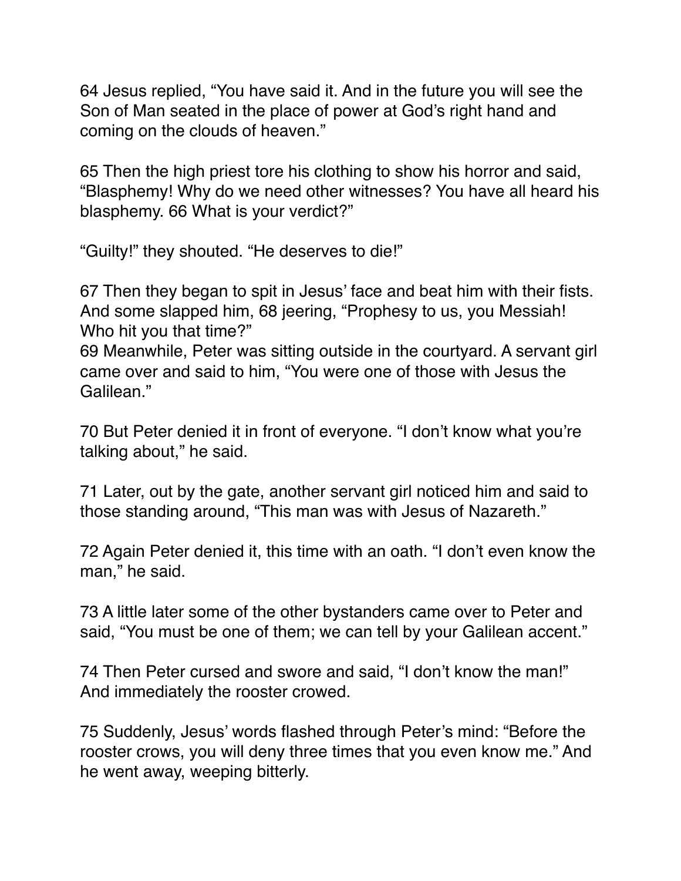64 Jesus replied, “You have said it. And in the future you will see the Son of Man seated in the place of power at God’s right hand and coming on the clouds of heaven.”

65 Then the high priest tore his clothing to show his horror and said, “Blasphemy! Why do we need other witnesses? You have all heard his blasphemy. 66 What is your verdict?”

“Guilty!” they shouted. “He deserves to die!”

67 Then they began to spit in Jesus’ face and beat him with their fists. And some slapped him, 68 jeering, “Prophesy to us, you Messiah! Who hit you that time?”
69 Meanwhile, Peter was sitting outside in the courtyard. A servant girl came over and said to him, “You were one of those with Jesus the Galilean.”

70 But Peter denied it in front of everyone. “I don’t know what you’re talking about,” he said.

71 Later, out by the gate, another servant girl noticed him and said to those standing around, “This man was with Jesus of Nazareth.”

72 Again Peter denied it, this time with an oath. “I don’t even know the man,” he said.

73 A little later some of the other bystanders came over to Peter and said, “You must be one of them; we can tell by your Galilean accent.”

74 Then Peter cursed and swore and said, “I don’t know the man!” And immediately the rooster crowed.

75 Suddenly, Jesus’ words flashed through Peter’s mind: “Before the rooster crows, you will deny three times that you even know me.” And he went away, weeping bitterly.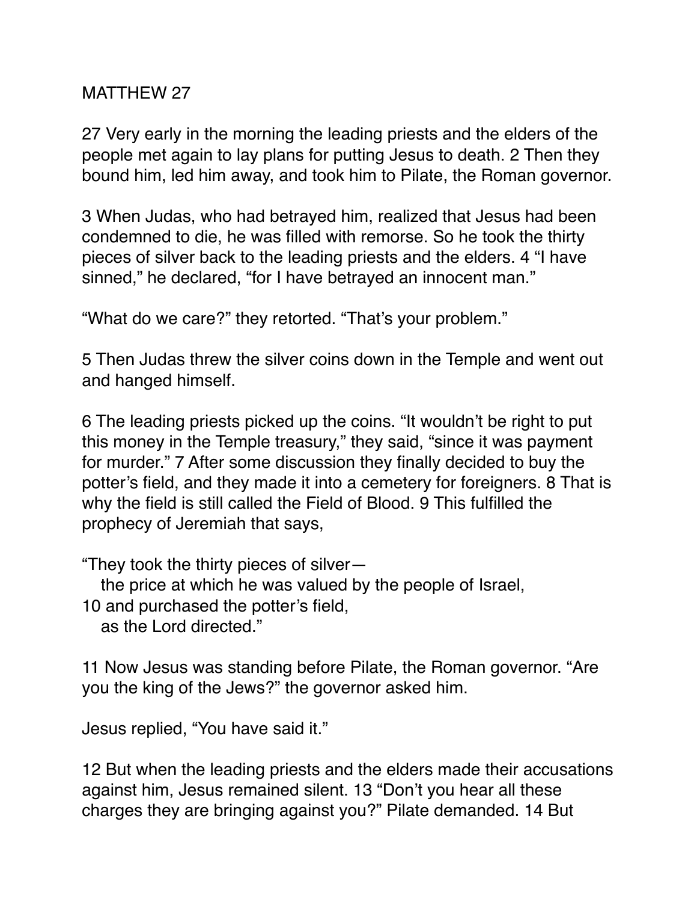MATTHEW 27

27 Very early in the morning the leading priests and the elders of the people met again to lay plans for putting Jesus to death. 2 Then they bound him, led him away, and took him to Pilate, the Roman governor.

3 When Judas, who had betrayed him, realized that Jesus had been condemned to die, he was filled with remorse. So he took the thirty pieces of silver back to the leading priests and the elders. 4 "I have sinned," he declared, "for I have betrayed an innocent man."

"What do we care?" they retorted. "That's your problem."

5 Then Judas threw the silver coins down in the Temple and went out and hanged himself.

6 The leading priests picked up the coins. "It wouldn't be right to put this money in the Temple treasury," they said, "since it was payment for murder." 7 After some discussion they finally decided to buy the potter's field, and they made it into a cemetery for foreigners. 8 That is why the field is still called the Field of Blood. 9 This fulfilled the prophecy of Jeremiah that says,

"They took the thirty pieces of silver—  
   the price at which he was valued by the people of Israel,  
10 and purchased the potter's field,  
   as the Lord directed."

11 Now Jesus was standing before Pilate, the Roman governor. "Are you the king of the Jews?" the governor asked him.

Jesus replied, "You have said it."

12 But when the leading priests and the elders made their accusations against him, Jesus remained silent. 13 "Don't you hear all these charges they are bringing against you?" Pilate demanded. 14 But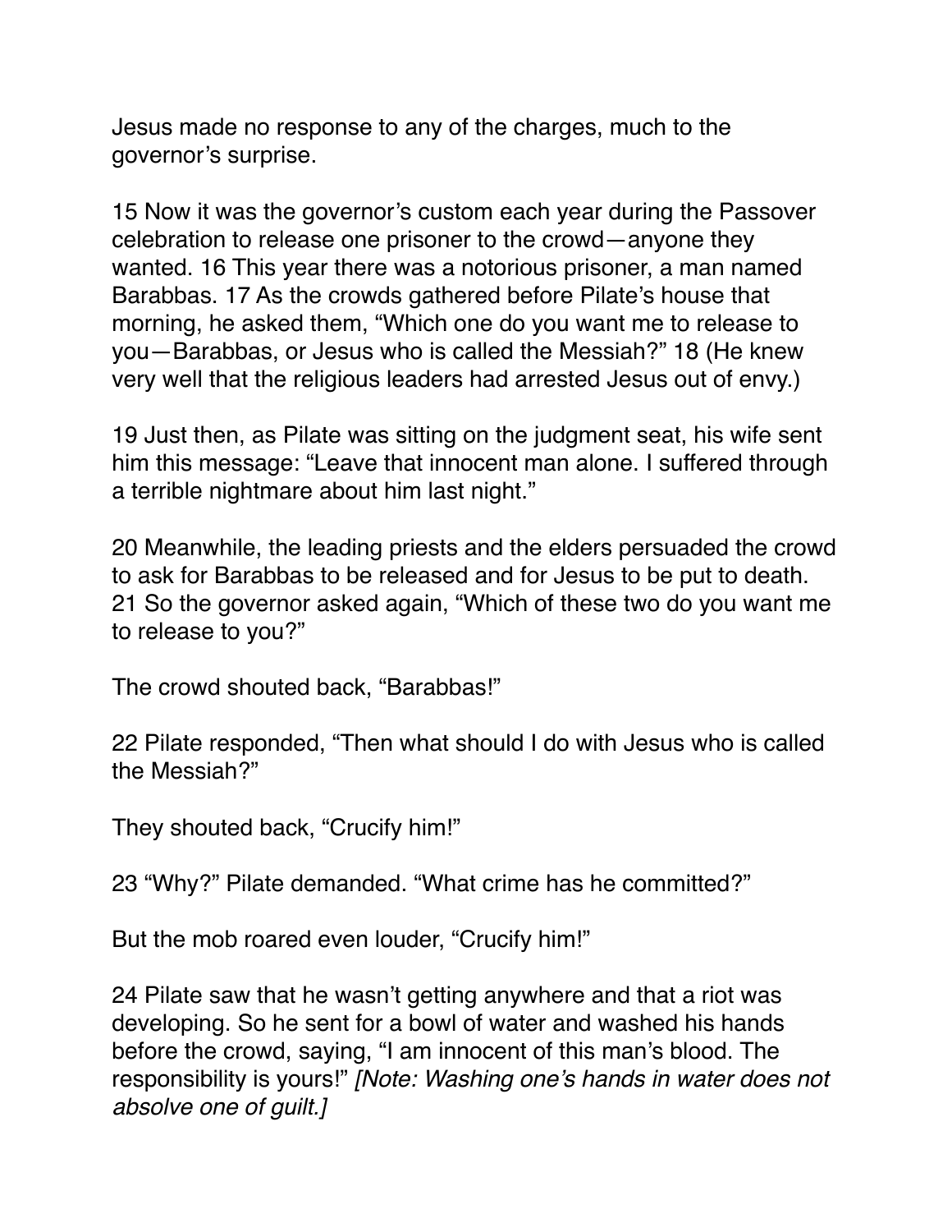Jesus made no response to any of the charges, much to the governor's surprise.

15 Now it was the governor's custom each year during the Passover celebration to release one prisoner to the crowd—anyone they wanted. 16 This year there was a notorious prisoner, a man named Barabbas. 17 As the crowds gathered before Pilate's house that morning, he asked them, "Which one do you want me to release to you—Barabbas, or Jesus who is called the Messiah?" 18 (He knew very well that the religious leaders had arrested Jesus out of envy.)

19 Just then, as Pilate was sitting on the judgment seat, his wife sent him this message: "Leave that innocent man alone. I suffered through a terrible nightmare about him last night."

20 Meanwhile, the leading priests and the elders persuaded the crowd to ask for Barabbas to be released and for Jesus to be put to death. 21 So the governor asked again, "Which of these two do you want me to release to you?"

The crowd shouted back, "Barabbas!"

22 Pilate responded, "Then what should I do with Jesus who is called the Messiah?"

They shouted back, "Crucify him!"

23 "Why?" Pilate demanded. "What crime has he committed?"

But the mob roared even louder, "Crucify him!"

24 Pilate saw that he wasn't getting anywhere and that a riot was developing. So he sent for a bowl of water and washed his hands before the crowd, saying, "I am innocent of this man's blood. The responsibility is yours!" *[Note: Washing one's hands in water does not absolve one of guilt.]*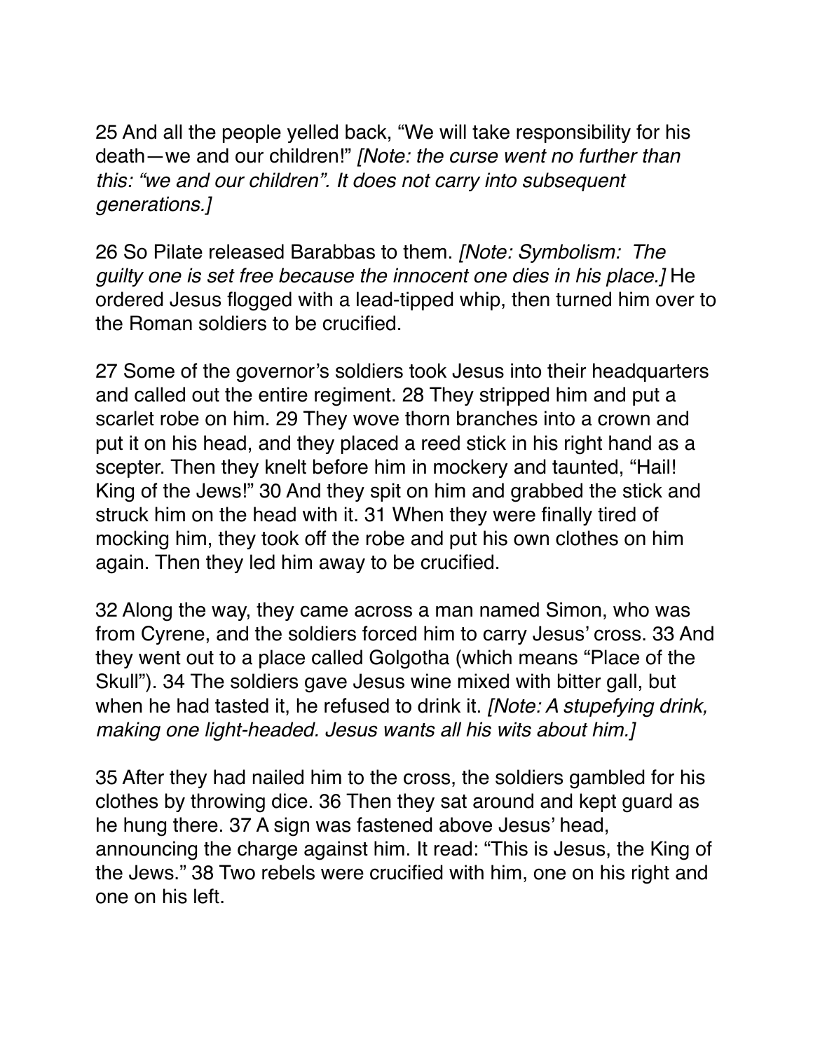25 And all the people yelled back, "We will take responsibility for his death—we and our children!" *[Note: the curse went no further than this: "we and our children". It does not carry into subsequent generations.]*

26 So Pilate released Barabbas to them. *[Note: Symbolism: The guilty one is set free because the innocent one dies in his place.]* He ordered Jesus flogged with a lead-tipped whip, then turned him over to the Roman soldiers to be crucified.

27 Some of the governor's soldiers took Jesus into their headquarters and called out the entire regiment. 28 They stripped him and put a scarlet robe on him. 29 They wove thorn branches into a crown and put it on his head, and they placed a reed stick in his right hand as a scepter. Then they knelt before him in mockery and taunted, "Hail! King of the Jews!" 30 And they spit on him and grabbed the stick and struck him on the head with it. 31 When they were finally tired of mocking him, they took off the robe and put his own clothes on him again. Then they led him away to be crucified.

32 Along the way, they came across a man named Simon, who was from Cyrene, and the soldiers forced him to carry Jesus' cross. 33 And they went out to a place called Golgotha (which means "Place of the Skull"). 34 The soldiers gave Jesus wine mixed with bitter gall, but when he had tasted it, he refused to drink it. *[Note: A stupefying drink, making one light-headed. Jesus wants all his wits about him.]*

35 After they had nailed him to the cross, the soldiers gambled for his clothes by throwing dice. 36 Then they sat around and kept guard as he hung there. 37 A sign was fastened above Jesus' head, announcing the charge against him. It read: "This is Jesus, the King of the Jews." 38 Two rebels were crucified with him, one on his right and one on his left.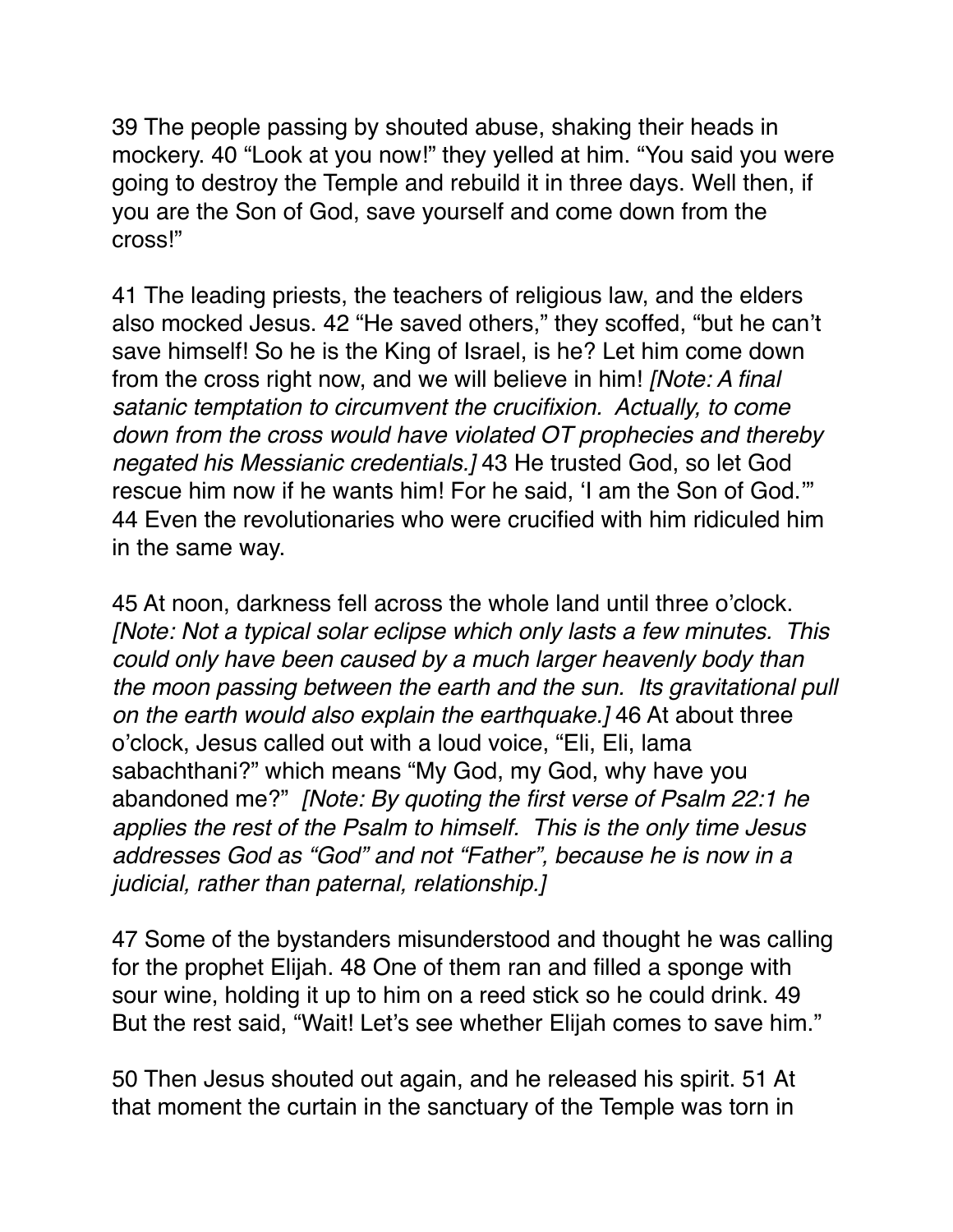39 The people passing by shouted abuse, shaking their heads in mockery. 40 “Look at you now!” they yelled at him. “You said you were going to destroy the Temple and rebuild it in three days. Well then, if you are the Son of God, save yourself and come down from the cross!”

41 The leading priests, the teachers of religious law, and the elders also mocked Jesus. 42 “He saved others,” they scoffed, “but he can’t save himself! So he is the King of Israel, is he? Let him come down from the cross right now, and we will believe in him! *[Note: A final satanic temptation to circumvent the crucifixion. Actually, to come down from the cross would have violated OT prophecies and thereby negated his Messianic credentials.]* 43 He trusted God, so let God rescue him now if he wants him! For he said, ‘I am the Son of God.’” 44 Even the revolutionaries who were crucified with him ridiculed him in the same way.

45 At noon, darkness fell across the whole land until three o’clock. *[Note: Not a typical solar eclipse which only lasts a few minutes. This could only have been caused by a much larger heavenly body than the moon passing between the earth and the sun. Its gravitational pull on the earth would also explain the earthquake.]* 46 At about three o’clock, Jesus called out with a loud voice, “Eli, Eli, lama sabachthani?” which means “My God, my God, why have you abandoned me?” *[Note: By quoting the first verse of Psalm 22:1 he applies the rest of the Psalm to himself. This is the only time Jesus addresses God as “God” and not “Father”, because he is now in a judicial, rather than paternal, relationship.]*

47 Some of the bystanders misunderstood and thought he was calling for the prophet Elijah. 48 One of them ran and filled a sponge with sour wine, holding it up to him on a reed stick so he could drink. 49 But the rest said, “Wait! Let’s see whether Elijah comes to save him.”

50 Then Jesus shouted out again, and he released his spirit. 51 At that moment the curtain in the sanctuary of the Temple was torn in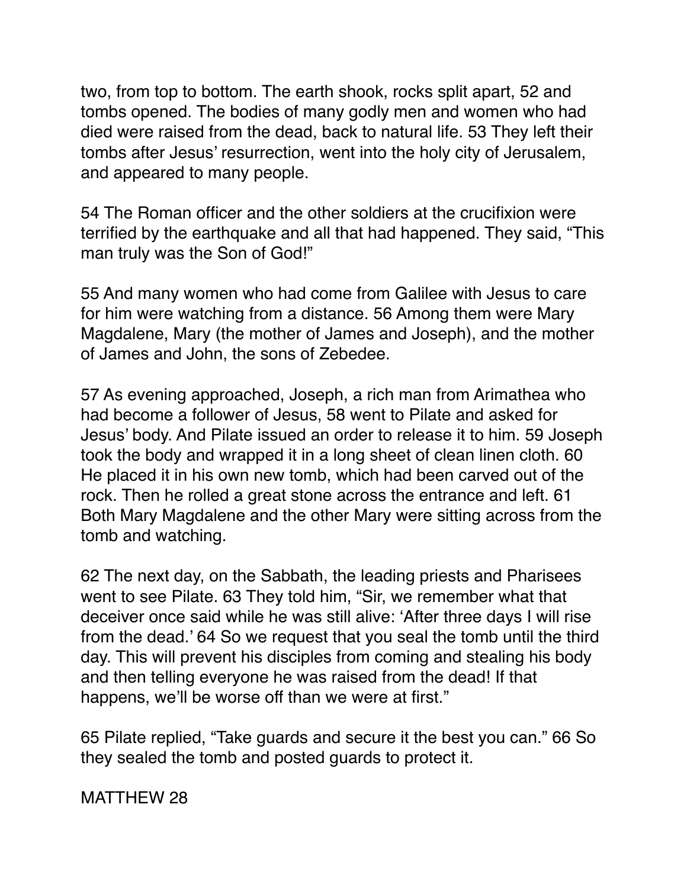two, from top to bottom. The earth shook, rocks split apart, 52 and tombs opened. The bodies of many godly men and women who had died were raised from the dead, back to natural life. 53 They left their tombs after Jesus' resurrection, went into the holy city of Jerusalem, and appeared to many people.

54 The Roman officer and the other soldiers at the crucifixion were terrified by the earthquake and all that had happened. They said, "This man truly was the Son of God!"

55 And many women who had come from Galilee with Jesus to care for him were watching from a distance. 56 Among them were Mary Magdalene, Mary (the mother of James and Joseph), and the mother of James and John, the sons of Zebedee.

57 As evening approached, Joseph, a rich man from Arimathea who had become a follower of Jesus, 58 went to Pilate and asked for Jesus' body. And Pilate issued an order to release it to him. 59 Joseph took the body and wrapped it in a long sheet of clean linen cloth. 60 He placed it in his own new tomb, which had been carved out of the rock. Then he rolled a great stone across the entrance and left. 61 Both Mary Magdalene and the other Mary were sitting across from the tomb and watching.

62 The next day, on the Sabbath, the leading priests and Pharisees went to see Pilate. 63 They told him, "Sir, we remember what that deceiver once said while he was still alive: 'After three days I will rise from the dead.' 64 So we request that you seal the tomb until the third day. This will prevent his disciples from coming and stealing his body and then telling everyone he was raised from the dead! If that happens, we'll be worse off than we were at first."

65 Pilate replied, "Take guards and secure it the best you can." 66 So they sealed the tomb and posted guards to protect it.

MATTHEW 28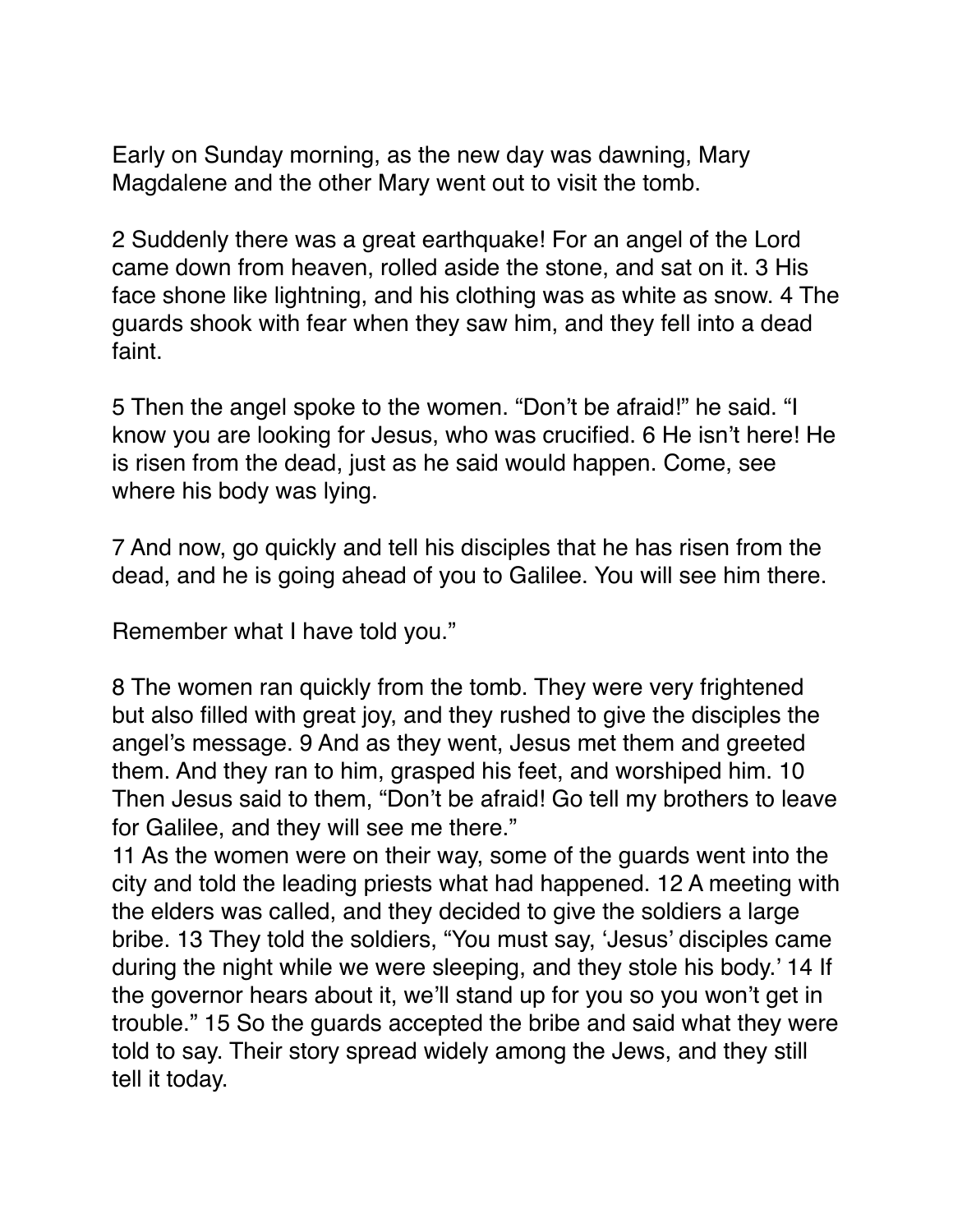Early on Sunday morning, as the new day was dawning, Mary Magdalene and the other Mary went out to visit the tomb.

2 Suddenly there was a great earthquake! For an angel of the Lord came down from heaven, rolled aside the stone, and sat on it. 3 His face shone like lightning, and his clothing was as white as snow. 4 The guards shook with fear when they saw him, and they fell into a dead faint.

5 Then the angel spoke to the women. "Don't be afraid!" he said. "I know you are looking for Jesus, who was crucified. 6 He isn't here! He is risen from the dead, just as he said would happen. Come, see where his body was lying.

7 And now, go quickly and tell his disciples that he has risen from the dead, and he is going ahead of you to Galilee. You will see him there.

Remember what I have told you."

8 The women ran quickly from the tomb. They were very frightened but also filled with great joy, and they rushed to give the disciples the angel's message. 9 And as they went, Jesus met them and greeted them. And they ran to him, grasped his feet, and worshiped him. 10 Then Jesus said to them, "Don't be afraid! Go tell my brothers to leave for Galilee, and they will see me there."
11 As the women were on their way, some of the guards went into the city and told the leading priests what had happened. 12 A meeting with the elders was called, and they decided to give the soldiers a large bribe. 13 They told the soldiers, "You must say, 'Jesus' disciples came during the night while we were sleeping, and they stole his body.' 14 If the governor hears about it, we'll stand up for you so you won't get in trouble." 15 So the guards accepted the bribe and said what they were told to say. Their story spread widely among the Jews, and they still tell it today.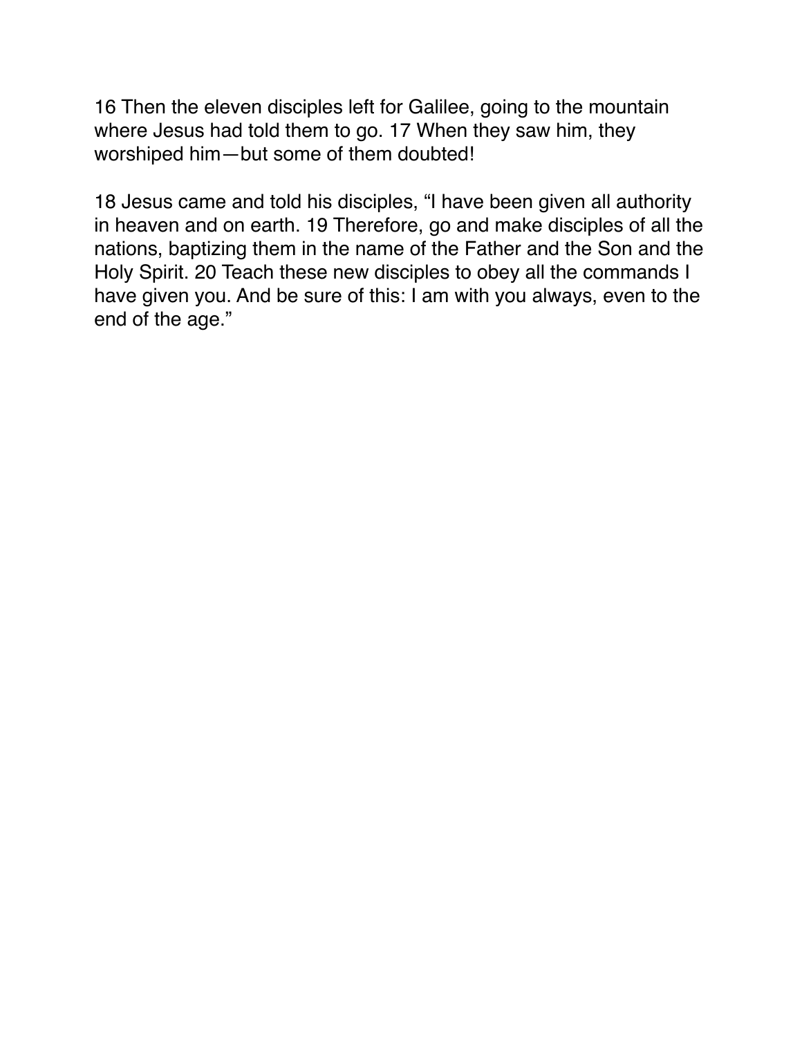16 Then the eleven disciples left for Galilee, going to the mountain where Jesus had told them to go. 17 When they saw him, they worshiped him—but some of them doubted!

18 Jesus came and told his disciples, "I have been given all authority in heaven and on earth. 19 Therefore, go and make disciples of all the nations, baptizing them in the name of the Father and the Son and the Holy Spirit. 20 Teach these new disciples to obey all the commands I have given you. And be sure of this: I am with you always, even to the end of the age."